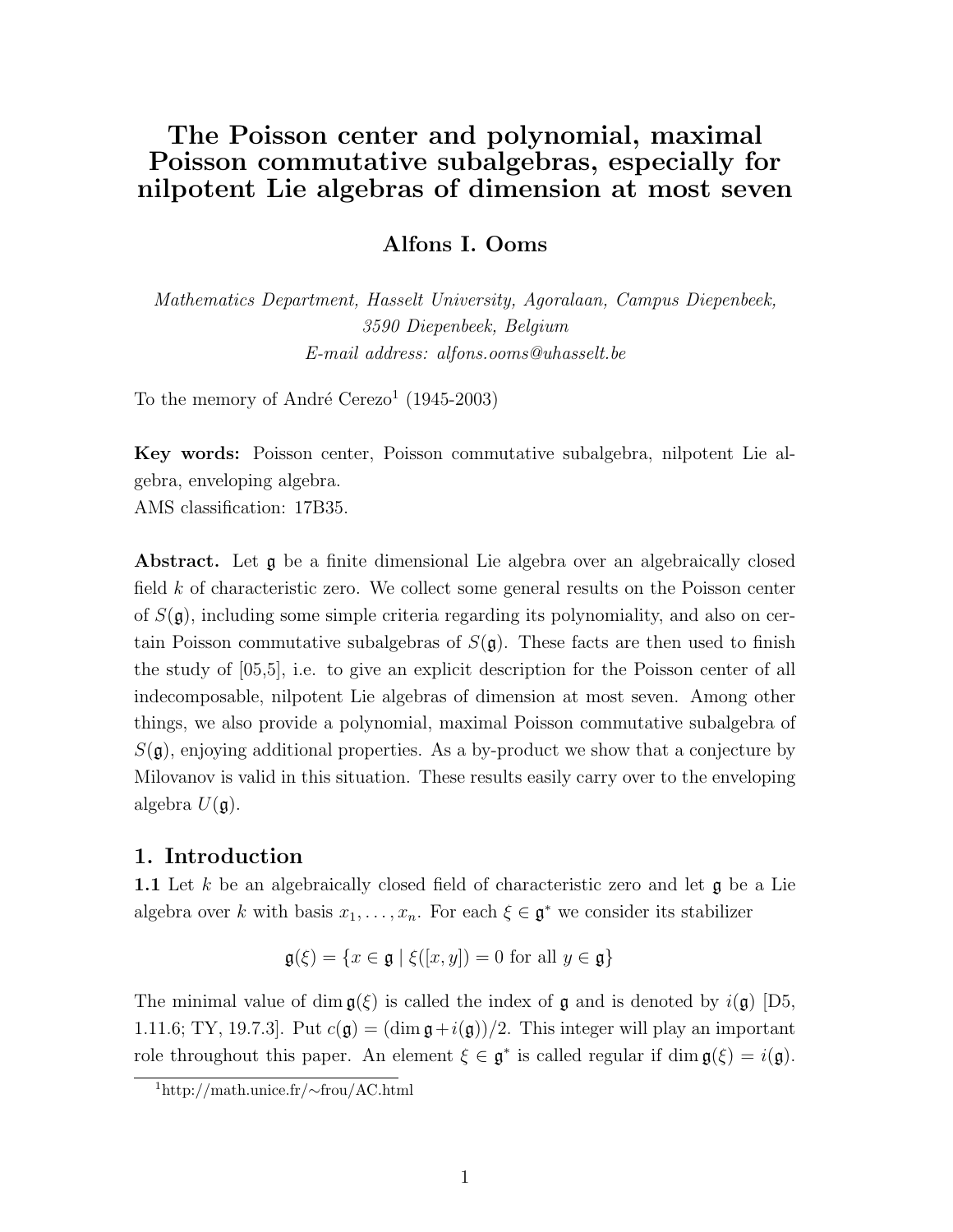# The Poisson center and polynomial, maximal Poisson commutative subalgebras, especially for nilpotent Lie algebras of dimension at most seven

**Alfons I. Ooms**

*Mathematics Department, Hasselt University, Agoralaan, Campus Diepenbeek, 3590 Diepenbeek, Belgium*
*E-mail address: alfons.ooms@uhasselt.be*

To the memory of André Cerezo[1] (1945-2003)

**Key words:** Poisson center, Poisson commutative subalgebra, nilpotent Lie algebra, enveloping algebra.
AMS classification: 17B35.

**Abstract.** Let $\mathfrak{g}$ be a finite dimensional Lie algebra over an algebraically closed field $k$ of characteristic zero. We collect some general results on the Poisson center of $S(\mathfrak{g})$, including some simple criteria regarding its polynomiality, and also on certain Poisson commutative subalgebras of $S(\mathfrak{g})$. These facts are then used to finish the study of [O5,5], i.e. to give an explicit description for the Poisson center of all indecomposable, nilpotent Lie algebras of dimension at most seven. Among other things, we also provide a polynomial, maximal Poisson commutative subalgebra of $S(\mathfrak{g})$, enjoying additional properties. As a by-product we show that a conjecture by Milovanov is valid in this situation. These results easily carry over to the enveloping algebra $U(\mathfrak{g})$.

## 1. Introduction

**1.1** Let $k$ be an algebraically closed field of characteristic zero and let $\mathfrak{g}$ be a Lie algebra over $k$ with basis $x_1, \ldots, x_n$. For each $\xi \in \mathfrak{g}^*$ we consider its stabilizer

$$\mathfrak{g}(\xi) = \{x \in \mathfrak{g} \mid \xi([x, y]) = 0 \text{ for all } y \in \mathfrak{g}\}$$

The minimal value of $\dim \mathfrak{g}(\xi)$ is called the index of $\mathfrak{g}$ and is denoted by $i(\mathfrak{g})$ [D5, 1.11.6; TY, 19.7.3]. Put $c(\mathfrak{g}) = (\dim \mathfrak{g} + i(\mathfrak{g}))/2$. This integer will play an important role throughout this paper. An element $\xi \in \mathfrak{g}^*$ is called regular if $\dim \mathfrak{g}(\xi) = i(\mathfrak{g})$.

[1] http://math.unice.fr/∼frou/AC.html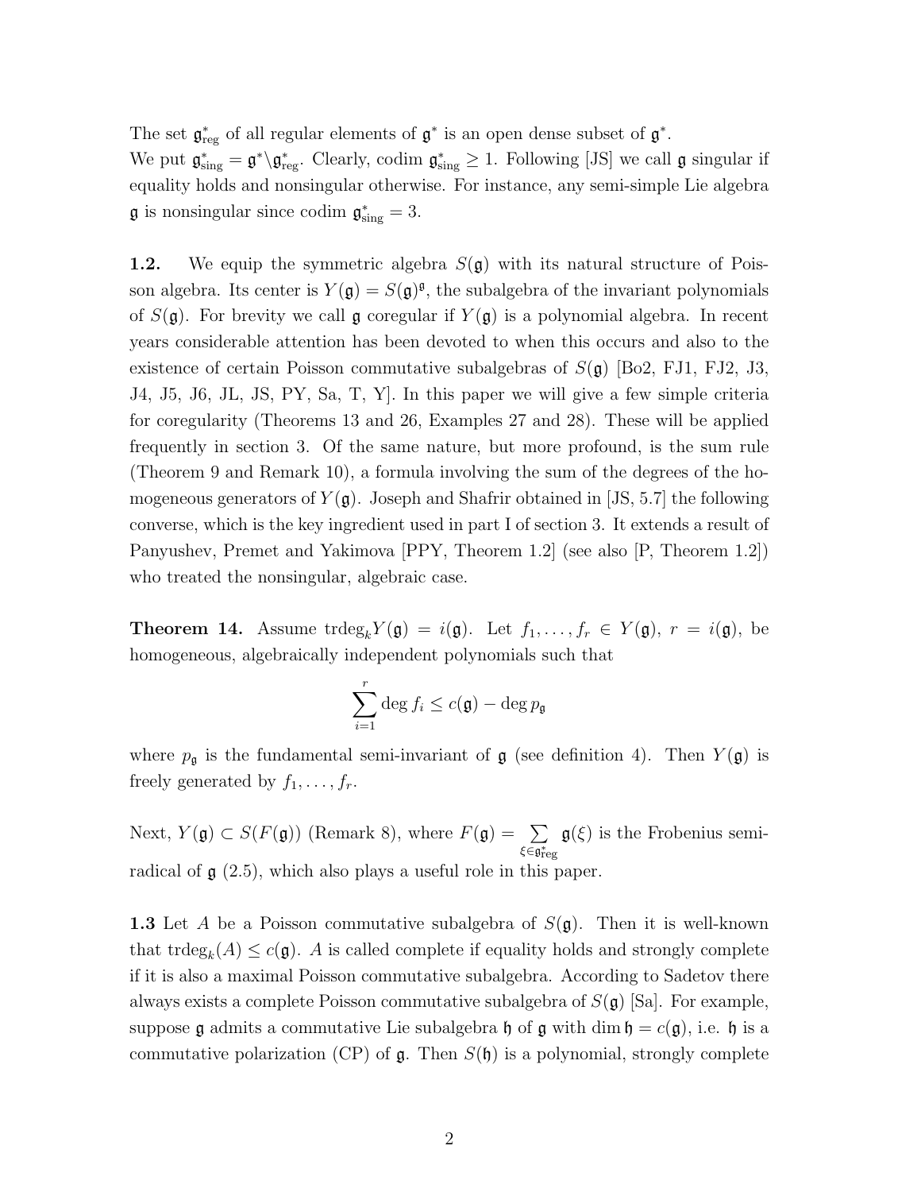The set $\mathfrak{g}^*_{\rm reg}$ of all regular elements of $\mathfrak{g}^*$ is an open dense subset of $\mathfrak{g}^*$.
We put $\mathfrak{g}^*_{\rm sing} = \mathfrak{g}^* \backslash \mathfrak{g}^*_{\rm reg}$. Clearly, codim $\mathfrak{g}^*_{\rm sing} \geq 1$. Following [JS] we call $\mathfrak{g}$ singular if equality holds and nonsingular otherwise. For instance, any semi-simple Lie algebra $\mathfrak{g}$ is nonsingular since codim $\mathfrak{g}^*_{\rm sing} = 3$.

**1.2.** We equip the symmetric algebra $S(\mathfrak{g})$ with its natural structure of Poisson algebra. Its center is $Y(\mathfrak{g}) = S(\mathfrak{g})^{\mathfrak{g}}$, the subalgebra of the invariant polynomials of $S(\mathfrak{g})$. For brevity we call $\mathfrak{g}$ coregular if $Y(\mathfrak{g})$ is a polynomial algebra. In recent years considerable attention has been devoted to when this occurs and also to the existence of certain Poisson commutative subalgebras of $S(\mathfrak{g})$ [Bo2, FJ1, FJ2, J3, J4, J5, J6, JL, JS, PY, Sa, T, Y]. In this paper we will give a few simple criteria for coregularity (Theorems 13 and 26, Examples 27 and 28). These will be applied frequently in section 3. Of the same nature, but more profound, is the sum rule (Theorem 9 and Remark 10), a formula involving the sum of the degrees of the homogeneous generators of $Y(\mathfrak{g})$. Joseph and Shafrir obtained in [JS, 5.7] the following converse, which is the key ingredient used in part I of section 3. It extends a result of Panyushev, Premet and Yakimova [PPY, Theorem 1.2] (see also [P, Theorem 1.2]) who treated the nonsingular, algebraic case.

**Theorem 14.** *Assume* $\mathrm{trdeg}_k Y(\mathfrak{g}) = i(\mathfrak{g})$. *Let* $f_1, \ldots, f_r \in Y(\mathfrak{g})$, $r = i(\mathfrak{g})$, *be homogeneous, algebraically independent polynomials such that*

$$\sum_{i=1}^{r} \deg f_i \leq c(\mathfrak{g}) - \deg p_{\mathfrak{g}}$$

*where* $p_{\mathfrak{g}}$ *is the fundamental semi-invariant of* $\mathfrak{g}$ *(see definition 4). Then* $Y(\mathfrak{g})$ *is freely generated by* $f_1, \ldots, f_r$.

Next, $Y(\mathfrak{g}) \subset S(F(\mathfrak{g}))$ (Remark 8), where $F(\mathfrak{g}) = \sum_{\xi \in \mathfrak{g}^*_{\rm reg}} \mathfrak{g}(\xi)$ is the Frobenius semiradical of $\mathfrak{g}$ (2.5), which also plays a useful role in this paper.

**1.3** Let $A$ be a Poisson commutative subalgebra of $S(\mathfrak{g})$. Then it is well-known that $\mathrm{trdeg}_k(A) \leq c(\mathfrak{g})$. $A$ is called complete if equality holds and strongly complete if it is also a maximal Poisson commutative subalgebra. According to Sadetov there always exists a complete Poisson commutative subalgebra of $S(\mathfrak{g})$ [Sa]. For example, suppose $\mathfrak{g}$ admits a commutative Lie subalgebra $\mathfrak{h}$ of $\mathfrak{g}$ with $\dim \mathfrak{h} = c(\mathfrak{g})$, i.e. $\mathfrak{h}$ is a commutative polarization (CP) of $\mathfrak{g}$. Then $S(\mathfrak{h})$ is a polynomial, strongly complete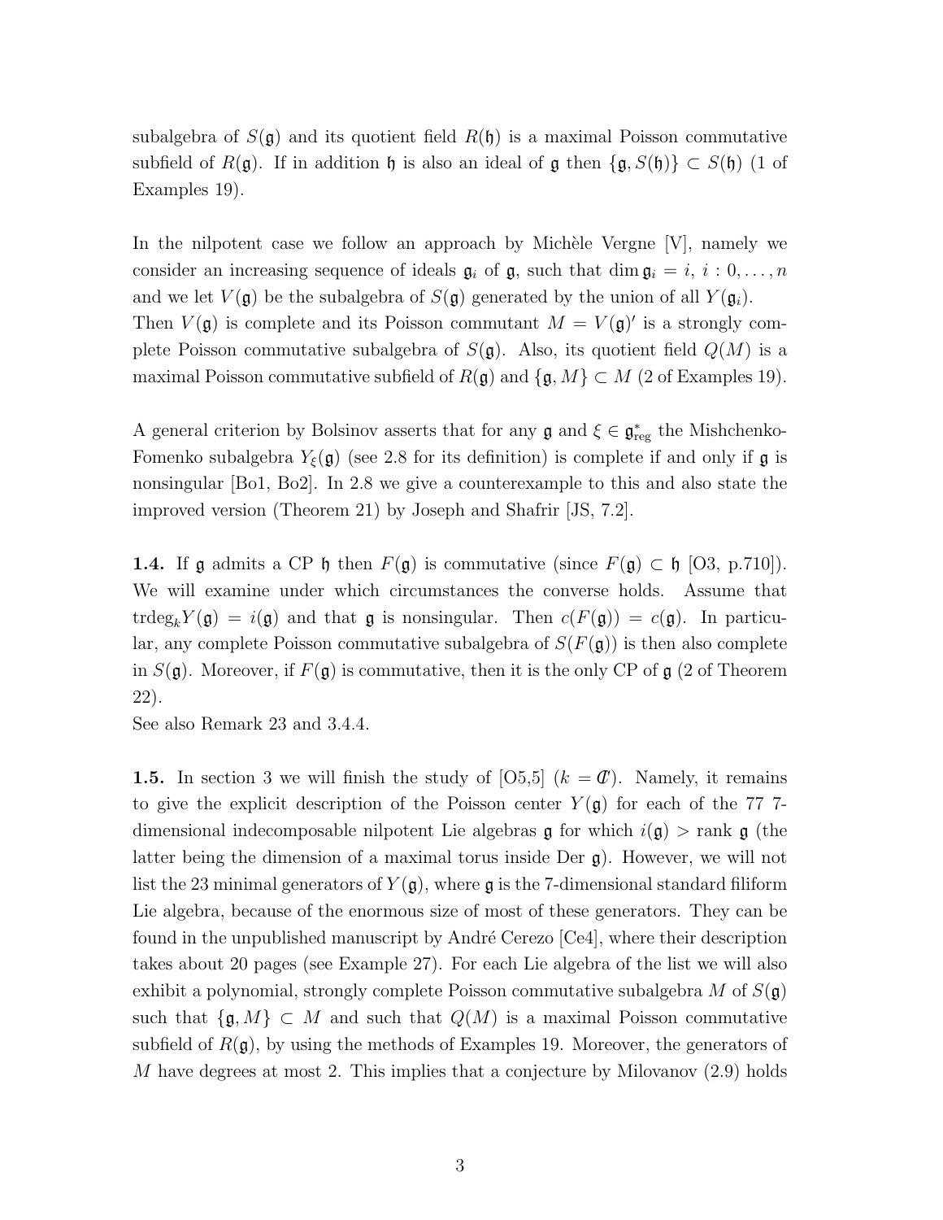subalgebra of $S(\mathfrak{g})$ and its quotient field $R(\mathfrak{h})$ is a maximal Poisson commutative subfield of $R(\mathfrak{g})$. If in addition $\mathfrak{h}$ is also an ideal of $\mathfrak{g}$ then $\{\mathfrak{g}, S(\mathfrak{h})\} \subset S(\mathfrak{h})$ (1 of Examples 19).

In the nilpotent case we follow an approach by Michèle Vergne [V], namely we consider an increasing sequence of ideals $\mathfrak{g}_i$ of $\mathfrak{g}$, such that $\dim \mathfrak{g}_i = i$, $i : 0, \ldots, n$ and we let $V(\mathfrak{g})$ be the subalgebra of $S(\mathfrak{g})$ generated by the union of all $Y(\mathfrak{g}_i)$. Then $V(\mathfrak{g})$ is complete and its Poisson commutant $M = V(\mathfrak{g})'$ is a strongly complete Poisson commutative subalgebra of $S(\mathfrak{g})$. Also, its quotient field $Q(M)$ is a maximal Poisson commutative subfield of $R(\mathfrak{g})$ and $\{\mathfrak{g}, M\} \subset M$ (2 of Examples 19).

A general criterion by Bolsinov asserts that for any $\mathfrak{g}$ and $\xi \in \mathfrak{g}^*_{\text{reg}}$ the Mishchenko-Fomenko subalgebra $Y_\xi(\mathfrak{g})$ (see 2.8 for its definition) is complete if and only if $\mathfrak{g}$ is nonsingular [Bo1, Bo2]. In 2.8 we give a counterexample to this and also state the improved version (Theorem 21) by Joseph and Shafrir [JS, 7.2].

**1.4.** If $\mathfrak{g}$ admits a CP $\mathfrak{h}$ then $F(\mathfrak{g})$ is commutative (since $F(\mathfrak{g}) \subset \mathfrak{h}$ [O3, p.710]). We will examine under which circumstances the converse holds. Assume that $\text{trdeg}_k Y(\mathfrak{g}) = i(\mathfrak{g})$ and that $\mathfrak{g}$ is nonsingular. Then $c(F(\mathfrak{g})) = c(\mathfrak{g})$. In particular, any complete Poisson commutative subalgebra of $S(F(\mathfrak{g}))$ is then also complete in $S(\mathfrak{g})$. Moreover, if $F(\mathfrak{g})$ is commutative, then it is the only CP of $\mathfrak{g}$ (2 of Theorem 22).
See also Remark 23 and 3.4.4.

**1.5.** In section 3 we will finish the study of [O5,5] ($k = \mathbb{C}$). Namely, it remains to give the explicit description of the Poisson center $Y(\mathfrak{g})$ for each of the 77 7-dimensional indecomposable nilpotent Lie algebras $\mathfrak{g}$ for which $i(\mathfrak{g}) > \text{rank } \mathfrak{g}$ (the latter being the dimension of a maximal torus inside Der $\mathfrak{g}$). However, we will not list the 23 minimal generators of $Y(\mathfrak{g})$, where $\mathfrak{g}$ is the 7-dimensional standard filiform Lie algebra, because of the enormous size of most of these generators. They can be found in the unpublished manuscript by André Cerezo [Ce4], where their description takes about 20 pages (see Example 27). For each Lie algebra of the list we will also exhibit a polynomial, strongly complete Poisson commutative subalgebra $M$ of $S(\mathfrak{g})$ such that $\{\mathfrak{g}, M\} \subset M$ and such that $Q(M)$ is a maximal Poisson commutative subfield of $R(\mathfrak{g})$, by using the methods of Examples 19. Moreover, the generators of $M$ have degrees at most 2. This implies that a conjecture by Milovanov (2.9) holds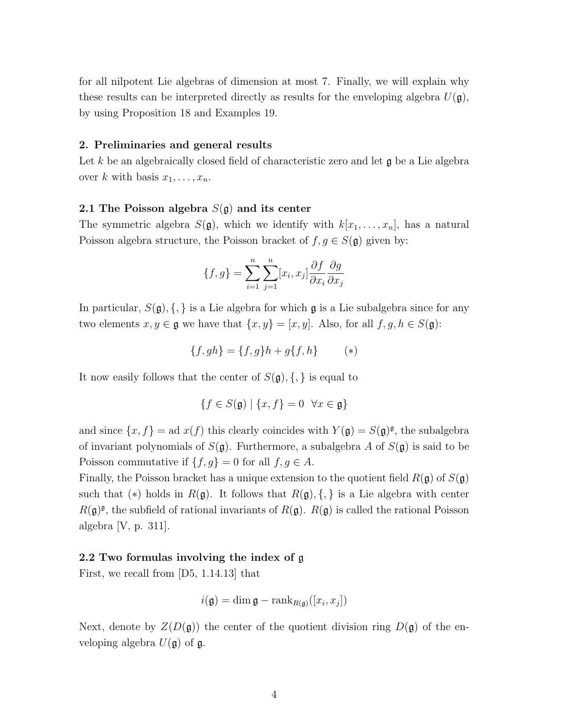for all nilpotent Lie algebras of dimension at most 7. Finally, we will explain why these results can be interpreted directly as results for the enveloping algebra $U(\mathfrak{g})$, by using Proposition 18 and Examples 19.

## 2. Preliminaries and general results

Let $k$ be an algebraically closed field of characteristic zero and let $\mathfrak{g}$ be a Lie algebra over $k$ with basis $x_1, \ldots, x_n$.

### 2.1 The Poisson algebra $S(\mathfrak{g})$ and its center

The symmetric algebra $S(\mathfrak{g})$, which we identify with $k[x_1, \ldots, x_n]$, has a natural Poisson algebra structure, the Poisson bracket of $f, g \in S(\mathfrak{g})$ given by:

$$\{f, g\} = \sum_{i=1}^{n} \sum_{j=1}^{n} [x_i, x_j] \frac{\partial f}{\partial x_i} \frac{\partial g}{\partial x_j}$$

In particular, $S(\mathfrak{g}), \{,\}$ is a Lie algebra for which $\mathfrak{g}$ is a Lie subalgebra since for any two elements $x, y \in \mathfrak{g}$ we have that $\{x, y\} = [x, y]$. Also, for all $f, g, h \in S(\mathfrak{g})$:

$$\{f, gh\} = \{f, g\}h + g\{f, h\} \qquad (*)$$

It now easily follows that the center of $S(\mathfrak{g}), \{,\}$ is equal to

$$\{f \in S(\mathfrak{g}) \mid \{x, f\} = 0 \ \ \forall x \in \mathfrak{g}\}$$

and since $\{x, f\} = \text{ad } x(f)$ this clearly coincides with $Y(\mathfrak{g}) = S(\mathfrak{g})^{\mathfrak{g}}$, the subalgebra of invariant polynomials of $S(\mathfrak{g})$. Furthermore, a subalgebra $A$ of $S(\mathfrak{g})$ is said to be Poisson commutative if $\{f, g\} = 0$ for all $f, g \in A$.

Finally, the Poisson bracket has a unique extension to the quotient field $R(\mathfrak{g})$ of $S(\mathfrak{g})$ such that $(*)$ holds in $R(\mathfrak{g})$. It follows that $R(\mathfrak{g}), \{,\}$ is a Lie algebra with center $R(\mathfrak{g})^{\mathfrak{g}}$, the subfield of rational invariants of $R(\mathfrak{g})$. $R(\mathfrak{g})$ is called the rational Poisson algebra [V, p. 311].

### 2.2 Two formulas involving the index of $\mathfrak{g}$

First, we recall from [D5, 1.14.13] that

$$i(\mathfrak{g}) = \dim \mathfrak{g} - \text{rank}_{R(\mathfrak{g})}([x_i, x_j])$$

Next, denote by $Z(D(\mathfrak{g}))$ the center of the quotient division ring $D(\mathfrak{g})$ of the enveloping algebra $U(\mathfrak{g})$ of $\mathfrak{g}$.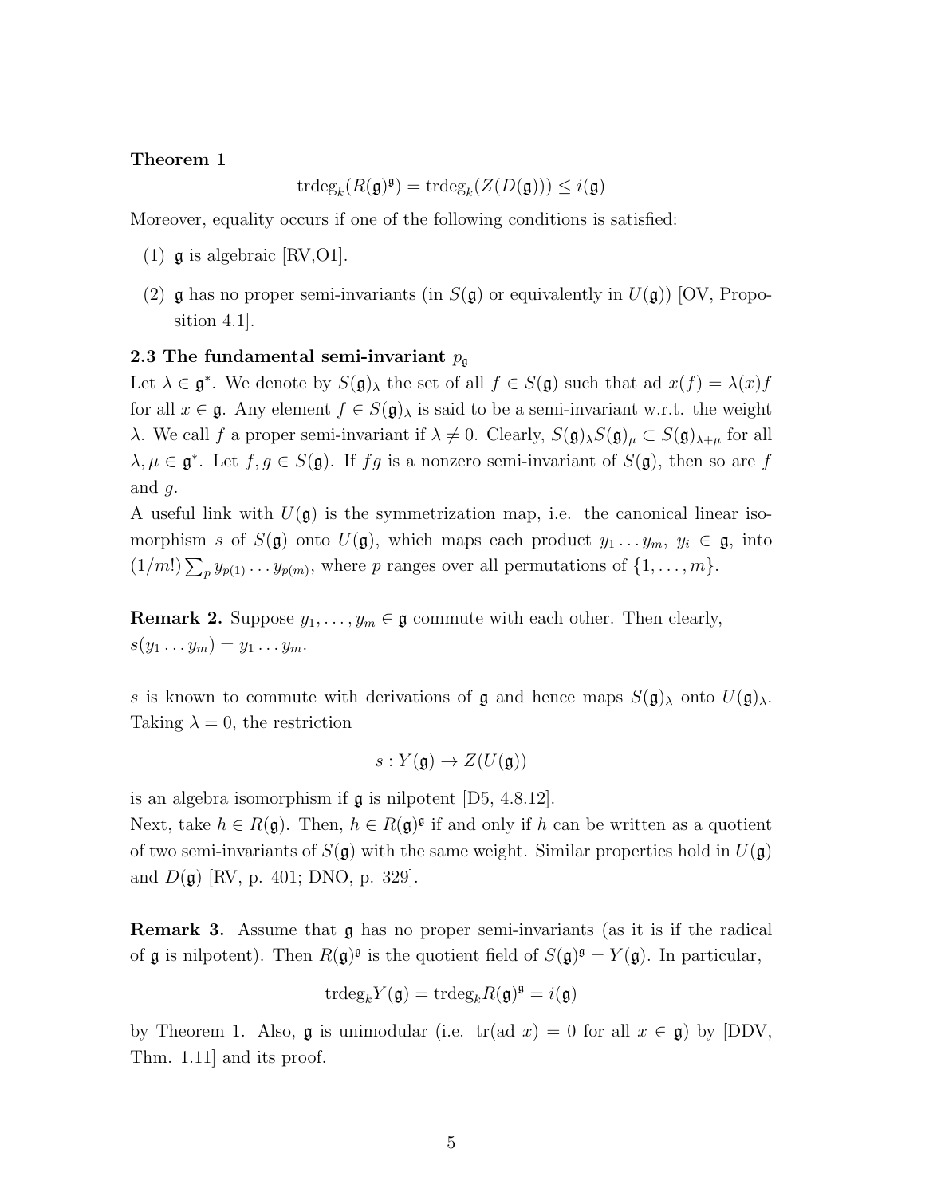**Theorem 1**

$$\mathrm{trdeg}_k(R(\mathfrak{g})^{\mathfrak{g}}) = \mathrm{trdeg}_k(Z(D(\mathfrak{g}))) \leq i(\mathfrak{g})$$

Moreover, equality occurs if one of the following conditions is satisfied:

(1) $\mathfrak{g}$ is algebraic [RV,O1].

(2) $\mathfrak{g}$ has no proper semi-invariants (in $S(\mathfrak{g})$ or equivalently in $U(\mathfrak{g})$) [OV, Proposition 4.1].

### 2.3 The fundamental semi-invariant $p_{\mathfrak{g}}$

Let $\lambda \in \mathfrak{g}^*$. We denote by $S(\mathfrak{g})_\lambda$ the set of all $f \in S(\mathfrak{g})$ such that ad $x(f) = \lambda(x) f$ for all $x \in \mathfrak{g}$. Any element $f \in S(\mathfrak{g})_\lambda$ is said to be a semi-invariant w.r.t. the weight $\lambda$. We call $f$ a proper semi-invariant if $\lambda \neq 0$. Clearly, $S(\mathfrak{g})_\lambda S(\mathfrak{g})_\mu \subset S(\mathfrak{g})_{\lambda+\mu}$ for all $\lambda, \mu \in \mathfrak{g}^*$. Let $f, g \in S(\mathfrak{g})$. If $fg$ is a nonzero semi-invariant of $S(\mathfrak{g})$, then so are $f$ and $g$.

A useful link with $U(\mathfrak{g})$ is the symmetrization map, i.e. the canonical linear isomorphism $s$ of $S(\mathfrak{g})$ onto $U(\mathfrak{g})$, which maps each product $y_1 \dots y_m$, $y_i \in \mathfrak{g}$, into $(1/m!) \sum_p y_{p(1)} \dots y_{p(m)}$, where $p$ ranges over all permutations of $\{1, \dots, m\}$.

**Remark 2.** Suppose $y_1, \dots, y_m \in \mathfrak{g}$ commute with each other. Then clearly, $s(y_1 \dots y_m) = y_1 \dots y_m$.

$s$ is known to commute with derivations of $\mathfrak{g}$ and hence maps $S(\mathfrak{g})_\lambda$ onto $U(\mathfrak{g})_\lambda$. Taking $\lambda = 0$, the restriction

$$s : Y(\mathfrak{g}) \to Z(U(\mathfrak{g}))$$

is an algebra isomorphism if $\mathfrak{g}$ is nilpotent [D5, 4.8.12].

Next, take $h \in R(\mathfrak{g})$. Then, $h \in R(\mathfrak{g})^{\mathfrak{g}}$ if and only if $h$ can be written as a quotient of two semi-invariants of $S(\mathfrak{g})$ with the same weight. Similar properties hold in $U(\mathfrak{g})$ and $D(\mathfrak{g})$ [RV, p. 401; DNO, p. 329].

**Remark 3.** Assume that $\mathfrak{g}$ has no proper semi-invariants (as it is if the radical of $\mathfrak{g}$ is nilpotent). Then $R(\mathfrak{g})^{\mathfrak{g}}$ is the quotient field of $S(\mathfrak{g})^{\mathfrak{g}} = Y(\mathfrak{g})$. In particular,

$$\mathrm{trdeg}_k Y(\mathfrak{g}) = \mathrm{trdeg}_k R(\mathfrak{g})^{\mathfrak{g}} = i(\mathfrak{g})$$

by Theorem 1. Also, $\mathfrak{g}$ is unimodular (i.e. tr(ad $x$) $= 0$ for all $x \in \mathfrak{g}$) by [DDV, Thm. 1.11] and its proof.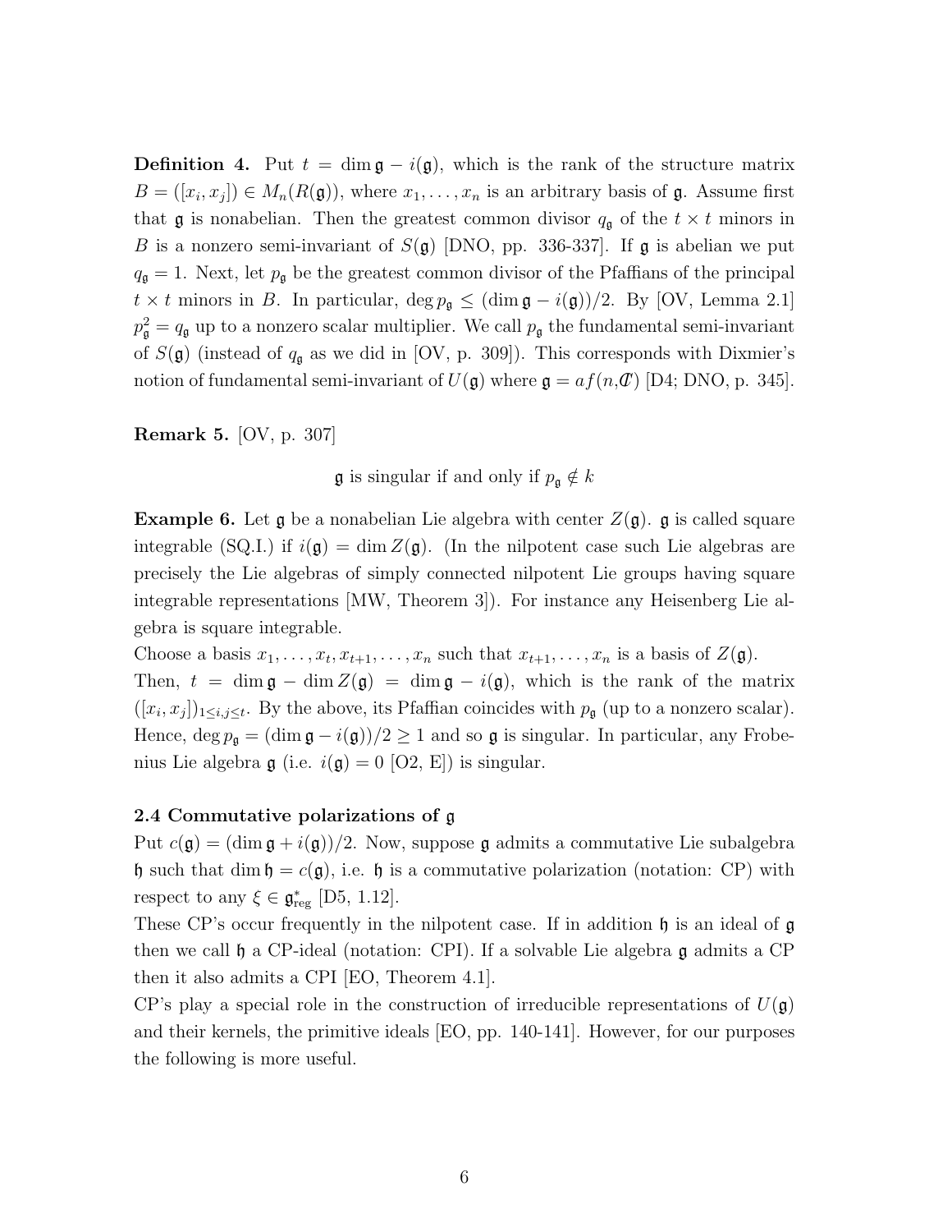**Definition 4.** Put $t = \dim \mathfrak{g} - i(\mathfrak{g})$, which is the rank of the structure matrix $B = ([x_i, x_j]) \in M_n(R(\mathfrak{g}))$, where $x_1, \ldots, x_n$ is an arbitrary basis of $\mathfrak{g}$. Assume first that $\mathfrak{g}$ is nonabelian. Then the greatest common divisor $q_\mathfrak{g}$ of the $t \times t$ minors in $B$ is a nonzero semi-invariant of $S(\mathfrak{g})$ [DNO, pp. 336-337]. If $\mathfrak{g}$ is abelian we put $q_\mathfrak{g} = 1$. Next, let $p_\mathfrak{g}$ be the greatest common divisor of the Pfaffians of the principal $t \times t$ minors in $B$. In particular, $\deg p_\mathfrak{g} \leq (\dim \mathfrak{g} - i(\mathfrak{g}))/2$. By [OV, Lemma 2.1] $p_\mathfrak{g}^2 = q_\mathfrak{g}$ up to a nonzero scalar multiplier. We call $p_\mathfrak{g}$ the fundamental semi-invariant of $S(\mathfrak{g})$ (instead of $q_\mathfrak{g}$ as we did in [OV, p. 309]). This corresponds with Dixmier's notion of fundamental semi-invariant of $U(\mathfrak{g})$ where $\mathfrak{g} = af(n, \mathbb{C})$ [D4; DNO, p. 345].

**Remark 5.** [OV, p. 307]

$$\mathfrak{g} \text{ is singular if and only if } p_\mathfrak{g} \notin k$$

**Example 6.** Let $\mathfrak{g}$ be a nonabelian Lie algebra with center $Z(\mathfrak{g})$. $\mathfrak{g}$ is called square integrable (SQ.I.) if $i(\mathfrak{g}) = \dim Z(\mathfrak{g})$. (In the nilpotent case such Lie algebras are precisely the Lie algebras of simply connected nilpotent Lie groups having square integrable representations [MW, Theorem 3]). For instance any Heisenberg Lie algebra is square integrable.
Choose a basis $x_1, \ldots, x_t, x_{t+1}, \ldots, x_n$ such that $x_{t+1}, \ldots, x_n$ is a basis of $Z(\mathfrak{g})$.
Then, $t = \dim \mathfrak{g} - \dim Z(\mathfrak{g}) = \dim \mathfrak{g} - i(\mathfrak{g})$, which is the rank of the matrix $([x_i, x_j])_{1 \leq i,j \leq t}$. By the above, its Pfaffian coincides with $p_\mathfrak{g}$ (up to a nonzero scalar). Hence, $\deg p_\mathfrak{g} = (\dim \mathfrak{g} - i(\mathfrak{g}))/2 \geq 1$ and so $\mathfrak{g}$ is singular. In particular, any Frobenius Lie algebra $\mathfrak{g}$ (i.e. $i(\mathfrak{g}) = 0$ [O2, E]) is singular.

**2.4 Commutative polarizations of $\mathfrak{g}$**

Put $c(\mathfrak{g}) = (\dim \mathfrak{g} + i(\mathfrak{g}))/2$. Now, suppose $\mathfrak{g}$ admits a commutative Lie subalgebra $\mathfrak{h}$ such that $\dim \mathfrak{h} = c(\mathfrak{g})$, i.e. $\mathfrak{h}$ is a commutative polarization (notation: CP) with respect to any $\xi \in \mathfrak{g}^*_{\text{reg}}$ [D5, 1.12].
These CP's occur frequently in the nilpotent case. If in addition $\mathfrak{h}$ is an ideal of $\mathfrak{g}$ then we call $\mathfrak{h}$ a CP-ideal (notation: CPI). If a solvable Lie algebra $\mathfrak{g}$ admits a CP then it also admits a CPI [EO, Theorem 4.1].
CP's play a special role in the construction of irreducible representations of $U(\mathfrak{g})$ and their kernels, the primitive ideals [EO, pp. 140-141]. However, for our purposes the following is more useful.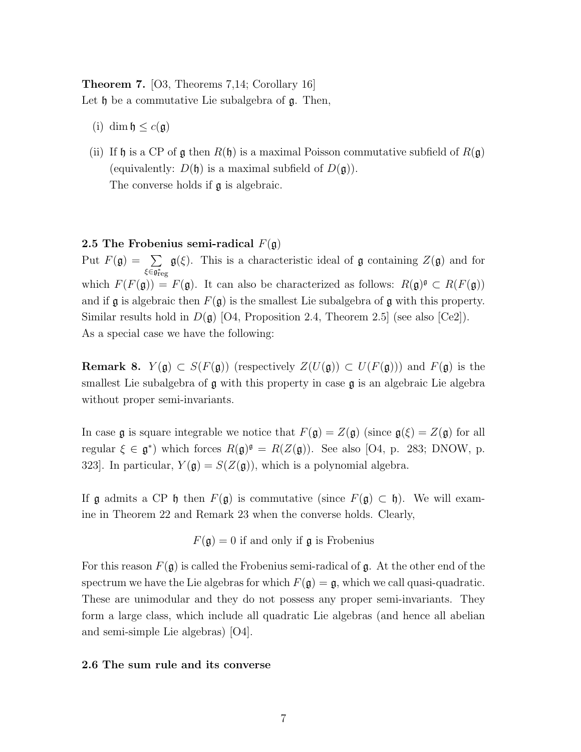**Theorem 7.** [O3, Theorems 7,14; Corollary 16]
Let $\mathfrak{h}$ be a commutative Lie subalgebra of $\mathfrak{g}$. Then,

(i) $\dim \mathfrak{h} \leq c(\mathfrak{g})$

(ii) If $\mathfrak{h}$ is a CP of $\mathfrak{g}$ then $R(\mathfrak{h})$ is a maximal Poisson commutative subfield of $R(\mathfrak{g})$ (equivalently: $D(\mathfrak{h})$ is a maximal subfield of $D(\mathfrak{g})$).
The converse holds if $\mathfrak{g}$ is algebraic.

**2.5 The Frobenius semi-radical $F(\mathfrak{g})$**

Put $F(\mathfrak{g}) = \sum_{\xi \in \mathfrak{g}^*_{\text{reg}}} \mathfrak{g}(\xi)$. This is a characteristic ideal of $\mathfrak{g}$ containing $Z(\mathfrak{g})$ and for which $F(F(\mathfrak{g})) = F(\mathfrak{g})$. It can also be characterized as follows: $R(\mathfrak{g})^{\mathfrak{g}} \subset R(F(\mathfrak{g}))$ and if $\mathfrak{g}$ is algebraic then $F(\mathfrak{g})$ is the smallest Lie subalgebra of $\mathfrak{g}$ with this property. Similar results hold in $D(\mathfrak{g})$ [O4, Proposition 2.4, Theorem 2.5] (see also [Ce2]). As a special case we have the following:

**Remark 8.** $Y(\mathfrak{g}) \subset S(F(\mathfrak{g}))$ (respectively $Z(U(\mathfrak{g})) \subset U(F(\mathfrak{g}))$) and $F(\mathfrak{g})$ is the smallest Lie subalgebra of $\mathfrak{g}$ with this property in case $\mathfrak{g}$ is an algebraic Lie algebra without proper semi-invariants.

In case $\mathfrak{g}$ is square integrable we notice that $F(\mathfrak{g}) = Z(\mathfrak{g})$ (since $\mathfrak{g}(\xi) = Z(\mathfrak{g})$ for all regular $\xi \in \mathfrak{g}^*$) which forces $R(\mathfrak{g})^{\mathfrak{g}} = R(Z(\mathfrak{g}))$. See also [O4, p. 283; DNOW, p. 323]. In particular, $Y(\mathfrak{g}) = S(Z(\mathfrak{g}))$, which is a polynomial algebra.

If $\mathfrak{g}$ admits a CP $\mathfrak{h}$ then $F(\mathfrak{g})$ is commutative (since $F(\mathfrak{g}) \subset \mathfrak{h}$). We will examine in Theorem 22 and Remark 23 when the converse holds. Clearly,

$$F(\mathfrak{g}) = 0 \text{ if and only if } \mathfrak{g} \text{ is Frobenius}$$

For this reason $F(\mathfrak{g})$ is called the Frobenius semi-radical of $\mathfrak{g}$. At the other end of the spectrum we have the Lie algebras for which $F(\mathfrak{g}) = \mathfrak{g}$, which we call quasi-quadratic. These are unimodular and they do not possess any proper semi-invariants. They form a large class, which include all quadratic Lie algebras (and hence all abelian and semi-simple Lie algebras) [O4].

**2.6 The sum rule and its converse**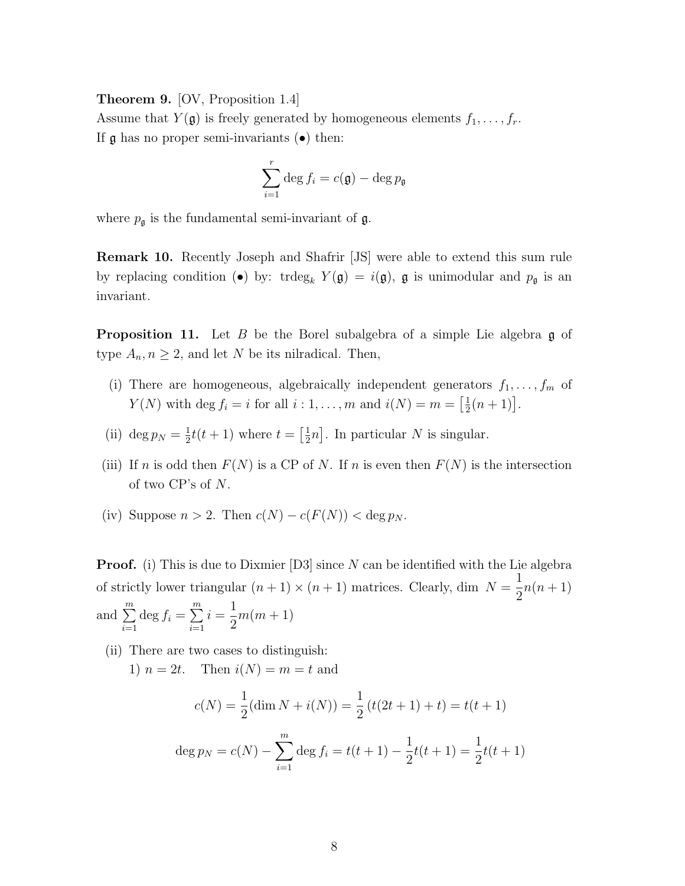**Theorem 9.** [OV, Proposition 1.4]
Assume that $Y(\mathfrak{g})$ is freely generated by homogeneous elements $f_1, \dots, f_r$.
If $\mathfrak{g}$ has no proper semi-invariants ($\bullet$) then:

$$\sum_{i=1}^{r} \deg f_i = c(\mathfrak{g}) - \deg p_{\mathfrak{g}}$$

where $p_{\mathfrak{g}}$ is the fundamental semi-invariant of $\mathfrak{g}$.

**Remark 10.** Recently Joseph and Shafrir [JS] were able to extend this sum rule by replacing condition ($\bullet$) by: $\mathrm{trdeg}_k\, Y(\mathfrak{g}) = i(\mathfrak{g})$, $\mathfrak{g}$ is unimodular and $p_{\mathfrak{g}}$ is an invariant.

**Proposition 11.** Let $B$ be the Borel subalgebra of a simple Lie algebra $\mathfrak{g}$ of type $A_n, n \geq 2$, and let $N$ be its nilradical. Then,

(i) There are homogeneous, algebraically independent generators $f_1, \dots, f_m$ of $Y(N)$ with $\deg f_i = i$ for all $i : 1, \dots, m$ and $i(N) = m = \left[\frac{1}{2}(n+1)\right]$.

(ii) $\deg p_N = \frac{1}{2}t(t+1)$ where $t = \left[\frac{1}{2}n\right]$. In particular $N$ is singular.

(iii) If $n$ is odd then $F(N)$ is a CP of $N$. If $n$ is even then $F(N)$ is the intersection of two CP's of $N$.

(iv) Suppose $n > 2$. Then $c(N) - c(F(N)) < \deg p_N$.

**Proof.** (i) This is due to Dixmier [D3] since $N$ can be identified with the Lie algebra of strictly lower triangular $(n+1) \times (n+1)$ matrices. Clearly, $\dim\, N = \dfrac{1}{2}n(n+1)$ and $\sum\limits_{i=1}^{m} \deg f_i = \sum\limits_{i=1}^{m} i = \dfrac{1}{2}m(m+1)$

(ii) There are two cases to distinguish:
1) $n = 2t$. Then $i(N) = m = t$ and

$$c(N) = \frac{1}{2}(\dim N + i(N)) = \frac{1}{2}\left(t(2t+1) + t\right) = t(t+1)$$

$$\deg p_N = c(N) - \sum_{i=1}^{m} \deg f_i = t(t+1) - \frac{1}{2}t(t+1) = \frac{1}{2}t(t+1)$$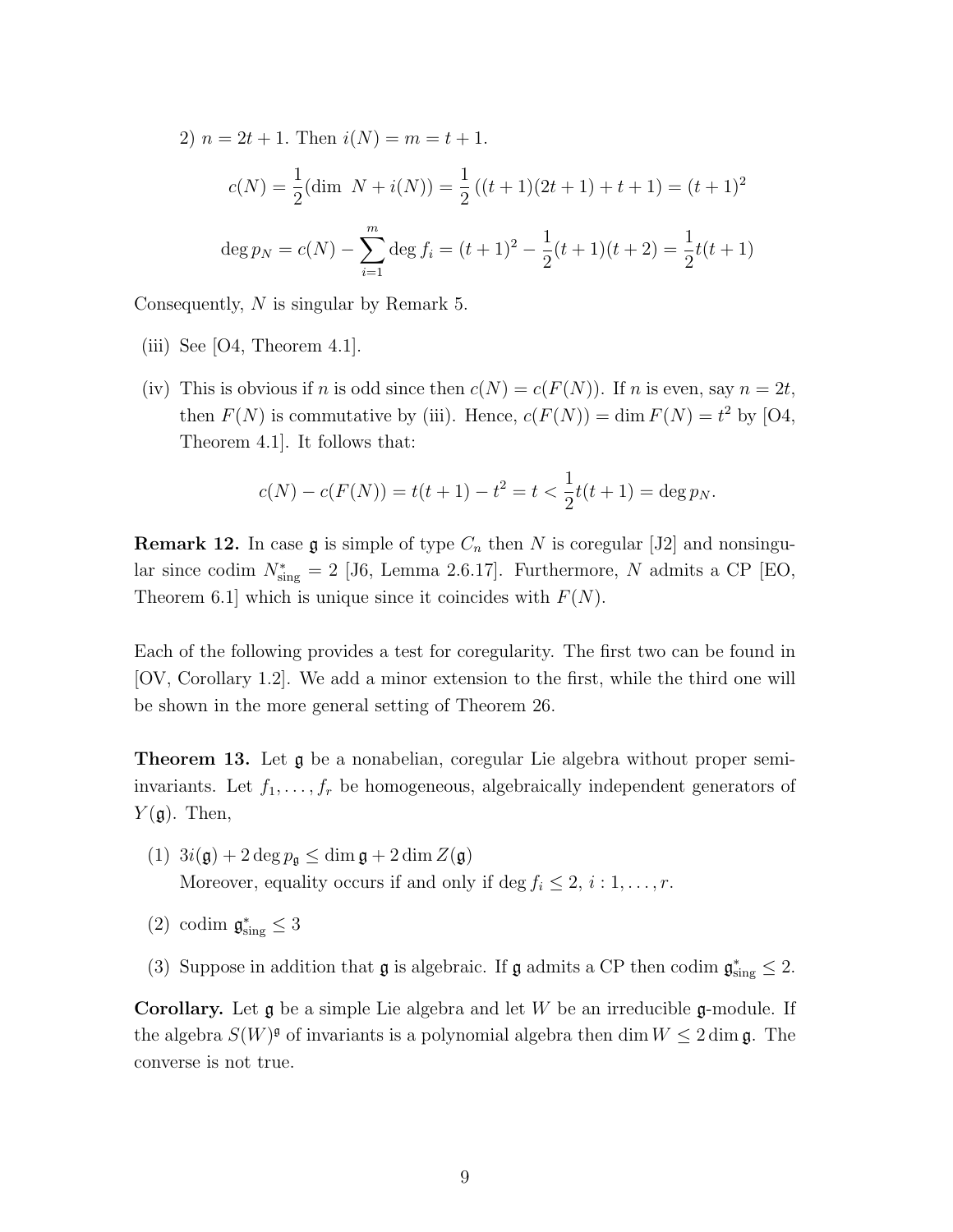2) $n = 2t+1$. Then $i(N) = m = t+1$.

$$c(N) = \frac{1}{2}(\dim\ N + i(N)) = \frac{1}{2}\left((t+1)(2t+1) + t + 1\right) = (t+1)^2$$

$$\deg p_N = c(N) - \sum_{i=1}^{m} \deg f_i = (t+1)^2 - \frac{1}{2}(t+1)(t+2) = \frac{1}{2}t(t+1)$$

Consequently, $N$ is singular by Remark 5.

(iii) See [O4, Theorem 4.1].

(iv) This is obvious if $n$ is odd since then $c(N) = c(F(N))$. If $n$ is even, say $n = 2t$, then $F(N)$ is commutative by (iii). Hence, $c(F(N)) = \dim F(N) = t^2$ by [O4, Theorem 4.1]. It follows that:

$$c(N) - c(F(N)) = t(t+1) - t^2 = t < \frac{1}{2}t(t+1) = \deg p_N.$$

**Remark 12.** In case $\mathfrak{g}$ is simple of type $C_n$ then $N$ is coregular [J2] and nonsingular since codim $N^*_{\text{sing}} = 2$ [J6, Lemma 2.6.17]. Furthermore, $N$ admits a CP [EO, Theorem 6.1] which is unique since it coincides with $F(N)$.

Each of the following provides a test for coregularity. The first two can be found in [OV, Corollary 1.2]. We add a minor extension to the first, while the third one will be shown in the more general setting of Theorem 26.

**Theorem 13.** Let $\mathfrak{g}$ be a nonabelian, coregular Lie algebra without proper semi-invariants. Let $f_1, \dots, f_r$ be homogeneous, algebraically independent generators of $Y(\mathfrak{g})$. Then,

(1) $3i(\mathfrak{g}) + 2\deg p_{\mathfrak{g}} \leq \dim \mathfrak{g} + 2\dim Z(\mathfrak{g})$
Moreover, equality occurs if and only if $\deg f_i \leq 2$, $i : 1, \dots, r$.

(2) codim $\mathfrak{g}^*_{\text{sing}} \leq 3$

(3) Suppose in addition that $\mathfrak{g}$ is algebraic. If $\mathfrak{g}$ admits a CP then codim $\mathfrak{g}^*_{\text{sing}} \leq 2$.

**Corollary.** Let $\mathfrak{g}$ be a simple Lie algebra and let $W$ be an irreducible $\mathfrak{g}$-module. If the algebra $S(W)^{\mathfrak{g}}$ of invariants is a polynomial algebra then $\dim W \leq 2\dim \mathfrak{g}$. The converse is not true.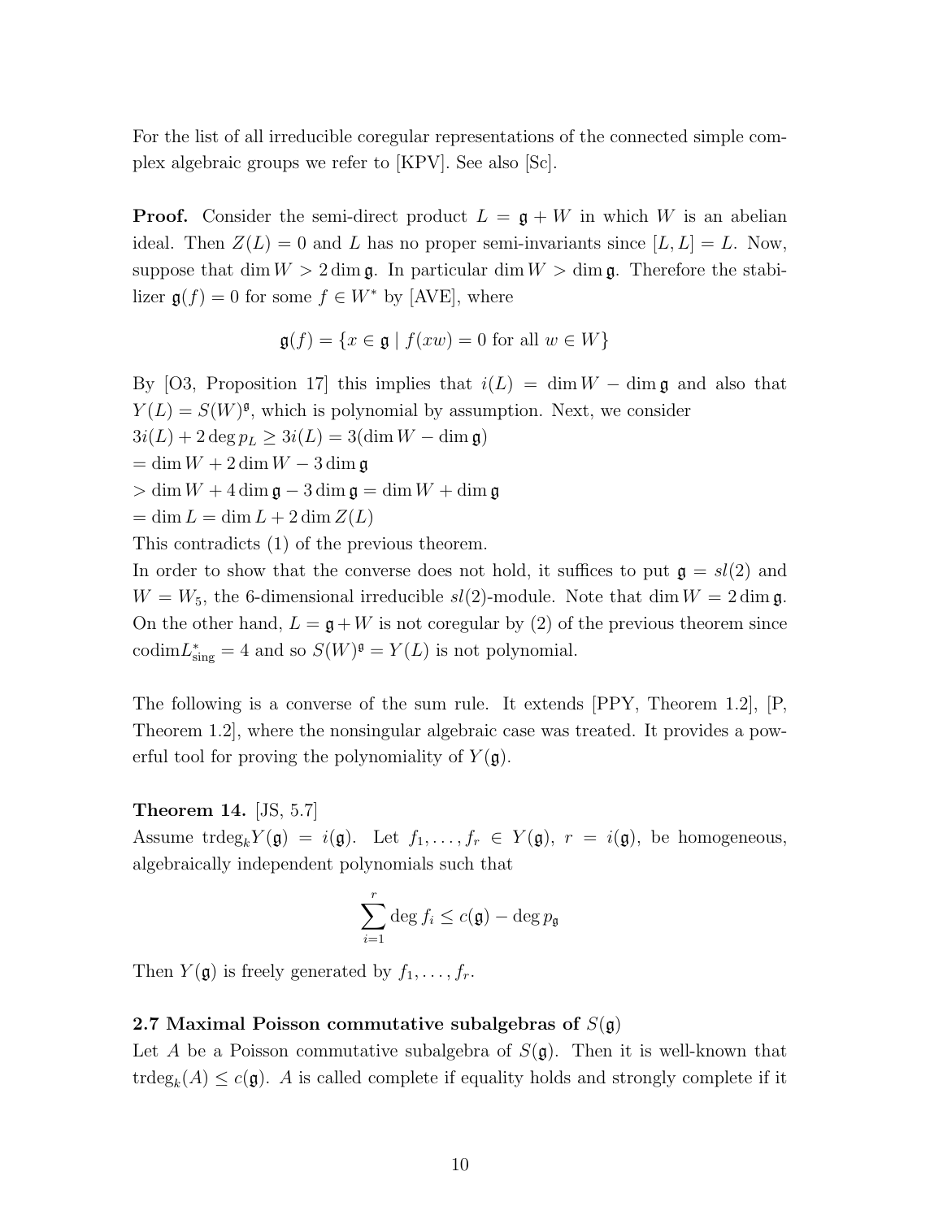For the list of all irreducible coregular representations of the connected simple complex algebraic groups we refer to [KPV]. See also [Sc].

**Proof.** Consider the semi-direct product $L = \mathfrak{g} + W$ in which $W$ is an abelian ideal. Then $Z(L) = 0$ and $L$ has no proper semi-invariants since $[L, L] = L$. Now, suppose that $\dim W > 2 \dim \mathfrak{g}$. In particular $\dim W > \dim \mathfrak{g}$. Therefore the stabilizer $\mathfrak{g}(f) = 0$ for some $f \in W^*$ by [AVE], where

$$\mathfrak{g}(f) = \{x \in \mathfrak{g} \mid f(xw) = 0 \text{ for all } w \in W\}$$

By [O3, Proposition 17] this implies that $i(L) = \dim W - \dim \mathfrak{g}$ and also that $Y(L) = S(W)^{\mathfrak{g}}$, which is polynomial by assumption. Next, we consider
$3i(L) + 2\deg p_L \geq 3i(L) = 3(\dim W - \dim \mathfrak{g})$
$= \dim W + 2\dim W - 3\dim \mathfrak{g}$
$> \dim W + 4\dim \mathfrak{g} - 3\dim \mathfrak{g} = \dim W + \dim \mathfrak{g}$
$= \dim L = \dim L + 2\dim Z(L)$
This contradicts (1) of the previous theorem.
In order to show that the converse does not hold, it suffices to put $\mathfrak{g} = sl(2)$ and $W = W_5$, the 6-dimensional irreducible $sl(2)$-module. Note that $\dim W = 2\dim \mathfrak{g}$. On the other hand, $L = \mathfrak{g} + W$ is not coregular by (2) of the previous theorem since $\text{codim} L^*_{\text{sing}} = 4$ and so $S(W)^{\mathfrak{g}} = Y(L)$ is not polynomial.

The following is a converse of the sum rule. It extends [PPY, Theorem 1.2], [P, Theorem 1.2], where the nonsingular algebraic case was treated. It provides a powerful tool for proving the polynomiality of $Y(\mathfrak{g})$.

**Theorem 14.** [JS, 5.7]
Assume $\text{trdeg}_k Y(\mathfrak{g}) = i(\mathfrak{g})$. Let $f_1, \ldots, f_r \in Y(\mathfrak{g})$, $r = i(\mathfrak{g})$, be homogeneous, algebraically independent polynomials such that

$$\sum_{i=1}^{r} \deg f_i \leq c(\mathfrak{g}) - \deg p_{\mathfrak{g}}$$

Then $Y(\mathfrak{g})$ is freely generated by $f_1, \ldots, f_r$.

**2.7 Maximal Poisson commutative subalgebras of $S(\mathfrak{g})$**

Let $A$ be a Poisson commutative subalgebra of $S(\mathfrak{g})$. Then it is well-known that $\text{trdeg}_k(A) \leq c(\mathfrak{g})$. $A$ is called complete if equality holds and strongly complete if it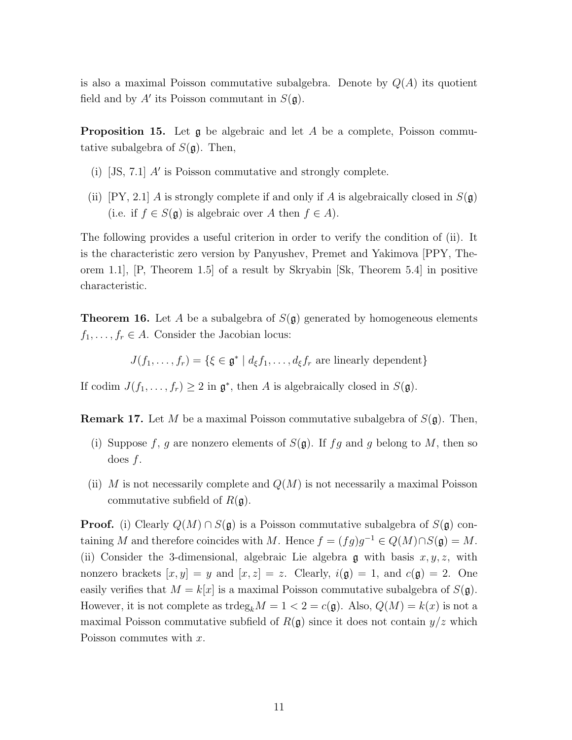is also a maximal Poisson commutative subalgebra. Denote by $Q(A)$ its quotient field and by $A'$ its Poisson commutant in $S(\mathfrak{g})$.

**Proposition 15.** Let $\mathfrak{g}$ be algebraic and let $A$ be a complete, Poisson commutative subalgebra of $S(\mathfrak{g})$. Then,

(i) [JS, 7.1] $A'$ is Poisson commutative and strongly complete.

(ii) [PY, 2.1] $A$ is strongly complete if and only if $A$ is algebraically closed in $S(\mathfrak{g})$ (i.e. if $f \in S(\mathfrak{g})$ is algebraic over $A$ then $f \in A$).

The following provides a useful criterion in order to verify the condition of (ii). It is the characteristic zero version by Panyushev, Premet and Yakimova [PPY, Theorem 1.1], [P, Theorem 1.5] of a result by Skryabin [Sk, Theorem 5.4] in positive characteristic.

**Theorem 16.** Let $A$ be a subalgebra of $S(\mathfrak{g})$ generated by homogeneous elements $f_1, \dots, f_r \in A$. Consider the Jacobian locus:

$$J(f_1, \dots, f_r) = \{\xi \in \mathfrak{g}^* \mid d_\xi f_1, \dots, d_\xi f_r \text{ are linearly dependent}\}$$

If codim $J(f_1, \dots, f_r) \geq 2$ in $\mathfrak{g}^*$, then $A$ is algebraically closed in $S(\mathfrak{g})$.

**Remark 17.** Let $M$ be a maximal Poisson commutative subalgebra of $S(\mathfrak{g})$. Then,

(i) Suppose $f$, $g$ are nonzero elements of $S(\mathfrak{g})$. If $fg$ and $g$ belong to $M$, then so does $f$.

(ii) $M$ is not necessarily complete and $Q(M)$ is not necessarily a maximal Poisson commutative subfield of $R(\mathfrak{g})$.

**Proof.** (i) Clearly $Q(M) \cap S(\mathfrak{g})$ is a Poisson commutative subalgebra of $S(\mathfrak{g})$ containing $M$ and therefore coincides with $M$. Hence $f = (fg)g^{-1} \in Q(M) \cap S(\mathfrak{g}) = M$.
(ii) Consider the 3-dimensional, algebraic Lie algebra $\mathfrak{g}$ with basis $x, y, z$, with nonzero brackets $[x, y] = y$ and $[x, z] = z$. Clearly, $i(\mathfrak{g}) = 1$, and $c(\mathfrak{g}) = 2$. One easily verifies that $M = k[x]$ is a maximal Poisson commutative subalgebra of $S(\mathfrak{g})$. However, it is not complete as $\text{trdeg}_k M = 1 < 2 = c(\mathfrak{g})$. Also, $Q(M) = k(x)$ is not a maximal Poisson commutative subfield of $R(\mathfrak{g})$ since it does not contain $y/z$ which Poisson commutes with $x$.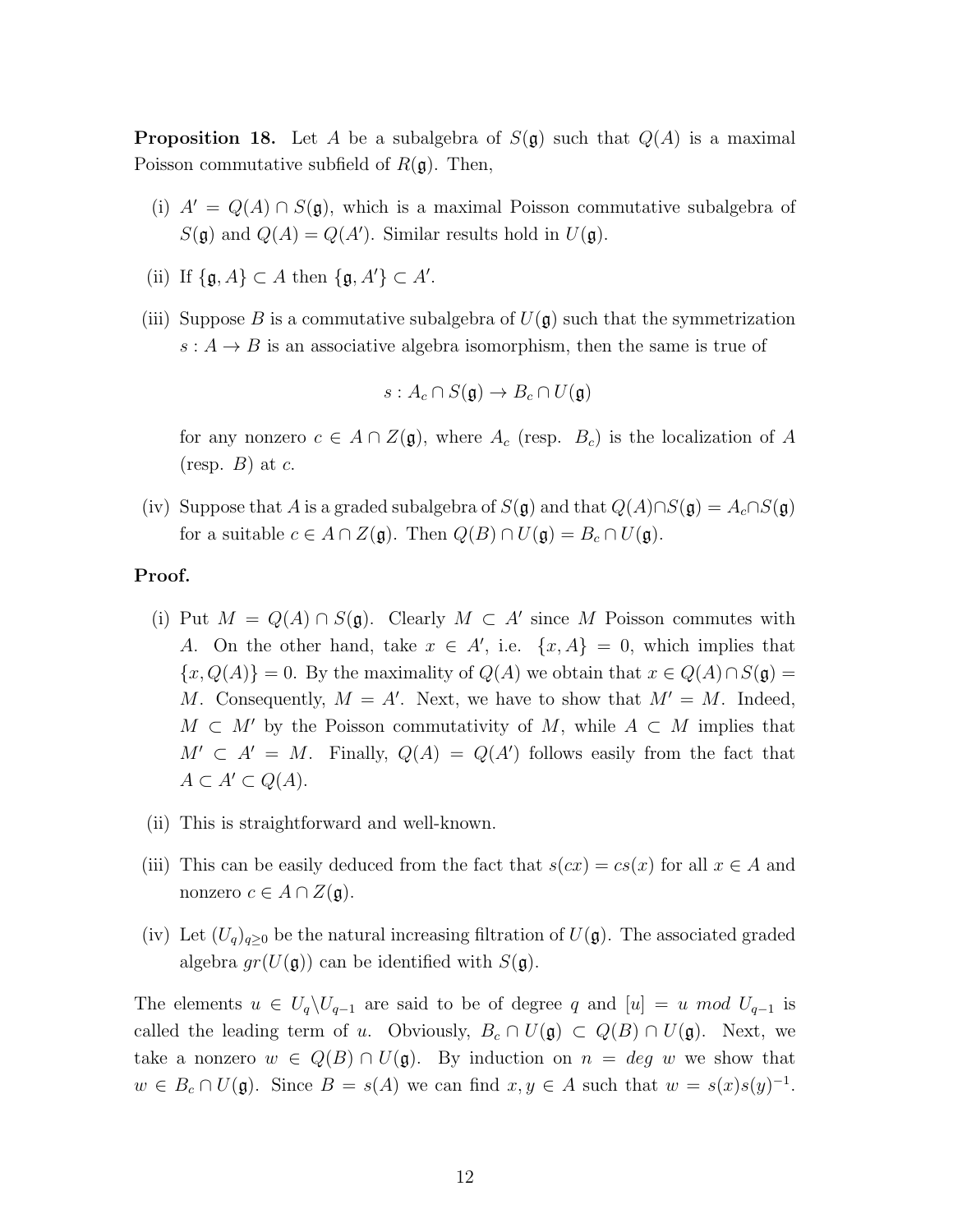**Proposition 18.** Let $A$ be a subalgebra of $S(\mathfrak{g})$ such that $Q(A)$ is a maximal Poisson commutative subfield of $R(\mathfrak{g})$. Then,

(i) $A' = Q(A) \cap S(\mathfrak{g})$, which is a maximal Poisson commutative subalgebra of $S(\mathfrak{g})$ and $Q(A) = Q(A')$. Similar results hold in $U(\mathfrak{g})$.

(ii) If $\{\mathfrak{g}, A\} \subset A$ then $\{\mathfrak{g}, A'\} \subset A'$.

(iii) Suppose $B$ is a commutative subalgebra of $U(\mathfrak{g})$ such that the symmetrization $s : A \to B$ is an associative algebra isomorphism, then the same is true of

$$s : A_c \cap S(\mathfrak{g}) \to B_c \cap U(\mathfrak{g})$$

for any nonzero $c \in A \cap Z(\mathfrak{g})$, where $A_c$ (resp. $B_c$) is the localization of $A$ (resp. $B$) at $c$.

(iv) Suppose that $A$ is a graded subalgebra of $S(\mathfrak{g})$ and that $Q(A) \cap S(\mathfrak{g}) = A_c \cap S(\mathfrak{g})$ for a suitable $c \in A \cap Z(\mathfrak{g})$. Then $Q(B) \cap U(\mathfrak{g}) = B_c \cap U(\mathfrak{g})$.

**Proof.**

(i) Put $M = Q(A) \cap S(\mathfrak{g})$. Clearly $M \subset A'$ since $M$ Poisson commutes with $A$. On the other hand, take $x \in A'$, i.e. $\{x, A\} = 0$, which implies that $\{x, Q(A)\} = 0$. By the maximality of $Q(A)$ we obtain that $x \in Q(A) \cap S(\mathfrak{g}) = M$. Consequently, $M = A'$. Next, we have to show that $M' = M$. Indeed, $M \subset M'$ by the Poisson commutativity of $M$, while $A \subset M$ implies that $M' \subset A' = M$. Finally, $Q(A) = Q(A')$ follows easily from the fact that $A \subset A' \subset Q(A)$.

(ii) This is straightforward and well-known.

(iii) This can be easily deduced from the fact that $s(cx) = cs(x)$ for all $x \in A$ and nonzero $c \in A \cap Z(\mathfrak{g})$.

(iv) Let $(U_q)_{q \geq 0}$ be the natural increasing filtration of $U(\mathfrak{g})$. The associated graded algebra $gr(U(\mathfrak{g}))$ can be identified with $S(\mathfrak{g})$.

The elements $u \in U_q \backslash U_{q-1}$ are said to be of degree $q$ and $[u] = u \ mod \ U_{q-1}$ is called the leading term of $u$. Obviously, $B_c \cap U(\mathfrak{g}) \subset Q(B) \cap U(\mathfrak{g})$. Next, we take a nonzero $w \in Q(B) \cap U(\mathfrak{g})$. By induction on $n = deg \ w$ we show that $w \in B_c \cap U(\mathfrak{g})$. Since $B = s(A)$ we can find $x, y \in A$ such that $w = s(x)s(y)^{-1}$.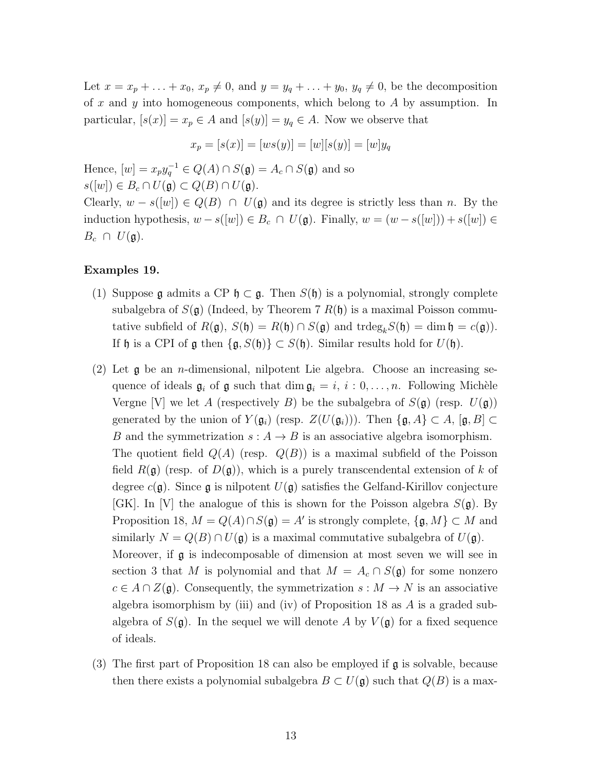Let $x = x_p + \ldots + x_0$, $x_p \neq 0$, and $y = y_q + \ldots + y_0$, $y_q \neq 0$, be the decomposition of $x$ and $y$ into homogeneous components, which belong to $A$ by assumption. In particular, $[s(x)] = x_p \in A$ and $[s(y)] = y_q \in A$. Now we observe that

$$x_p = [s(x)] = [ws(y)] = [w][s(y)] = [w]y_q$$

Hence, $[w] = x_p y_q^{-1} \in Q(A) \cap S(\mathfrak{g}) = A_c \cap S(\mathfrak{g})$ and so $s([w]) \in B_c \cap U(\mathfrak{g}) \subset Q(B) \cap U(\mathfrak{g})$.
Clearly, $w - s([w]) \in Q(B) \cap U(\mathfrak{g})$ and its degree is strictly less than $n$. By the induction hypothesis, $w - s([w]) \in B_c \cap U(\mathfrak{g})$. Finally, $w = (w - s([w])) + s([w]) \in B_c \cap U(\mathfrak{g})$.

**Examples 19.**

1. Suppose $\mathfrak{g}$ admits a CP $\mathfrak{h} \subset \mathfrak{g}$. Then $S(\mathfrak{h})$ is a polynomial, strongly complete subalgebra of $S(\mathfrak{g})$ (Indeed, by Theorem 7 $R(\mathfrak{h})$ is a maximal Poisson commutative subfield of $R(\mathfrak{g})$, $S(\mathfrak{h}) = R(\mathfrak{h}) \cap S(\mathfrak{g})$ and $\mathrm{trdeg}_k S(\mathfrak{h}) = \dim \mathfrak{h} = c(\mathfrak{g})$). If $\mathfrak{h}$ is a CPI of $\mathfrak{g}$ then $\{\mathfrak{g}, S(\mathfrak{h})\} \subset S(\mathfrak{h})$. Similar results hold for $U(\mathfrak{h})$.

2. Let $\mathfrak{g}$ be an $n$-dimensional, nilpotent Lie algebra. Choose an increasing sequence of ideals $\mathfrak{g}_i$ of $\mathfrak{g}$ such that $\dim \mathfrak{g}_i = i$, $i : 0, \ldots, n$. Following Michèle Vergne [V] we let $A$ (respectively $B$) be the subalgebra of $S(\mathfrak{g})$ (resp. $U(\mathfrak{g})$) generated by the union of $Y(\mathfrak{g}_i)$ (resp. $Z(U(\mathfrak{g}_i))$). Then $\{\mathfrak{g}, A\} \subset A$, $[\mathfrak{g}, B] \subset B$ and the symmetrization $s : A \to B$ is an associative algebra isomorphism. The quotient field $Q(A)$ (resp. $Q(B)$) is a maximal subfield of the Poisson field $R(\mathfrak{g})$ (resp. of $D(\mathfrak{g})$), which is a purely transcendental extension of $k$ of degree $c(\mathfrak{g})$. Since $\mathfrak{g}$ is nilpotent $U(\mathfrak{g})$ satisfies the Gelfand-Kirillov conjecture [GK]. In [V] the analogue of this is shown for the Poisson algebra $S(\mathfrak{g})$. By Proposition 18, $M = Q(A) \cap S(\mathfrak{g}) = A'$ is strongly complete, $\{\mathfrak{g}, M\} \subset M$ and similarly $N = Q(B) \cap U(\mathfrak{g})$ is a maximal commutative subalgebra of $U(\mathfrak{g})$.
   Moreover, if $\mathfrak{g}$ is indecomposable of dimension at most seven we will see in section 3 that $M$ is polynomial and that $M = A_c \cap S(\mathfrak{g})$ for some nonzero $c \in A \cap Z(\mathfrak{g})$. Consequently, the symmetrization $s : M \to N$ is an associative algebra isomorphism by (iii) and (iv) of Proposition 18 as $A$ is a graded subalgebra of $S(\mathfrak{g})$. In the sequel we will denote $A$ by $V(\mathfrak{g})$ for a fixed sequence of ideals.

3. The first part of Proposition 18 can also be employed if $\mathfrak{g}$ is solvable, because then there exists a polynomial subalgebra $B \subset U(\mathfrak{g})$ such that $Q(B)$ is a max-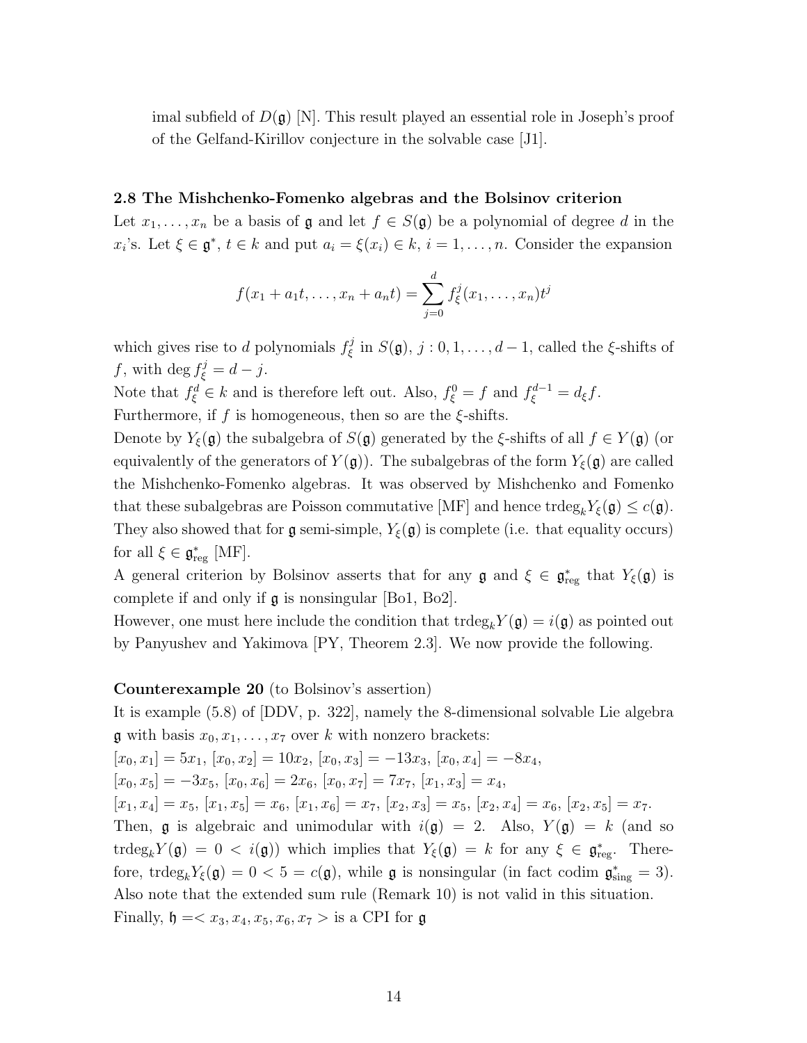imal subfield of $D(\mathfrak{g})$ [N]. This result played an essential role in Joseph's proof of the Gelfand-Kirillov conjecture in the solvable case [J1].

### 2.8 The Mishchenko-Fomenko algebras and the Bolsinov criterion

Let $x_1, \ldots, x_n$ be a basis of $\mathfrak{g}$ and let $f \in S(\mathfrak{g})$ be a polynomial of degree $d$ in the $x_i$'s. Let $\xi \in \mathfrak{g}^*$, $t \in k$ and put $a_i = \xi(x_i) \in k$, $i = 1, \ldots, n$. Consider the expansion

$$f(x_1 + a_1 t, \ldots, x_n + a_n t) = \sum_{j=0}^{d} f_\xi^j(x_1, \ldots, x_n) t^j$$

which gives rise to $d$ polynomials $f_\xi^j$ in $S(\mathfrak{g})$, $j : 0, 1, \ldots, d-1$, called the $\xi$-shifts of $f$, with $\deg f_\xi^j = d - j$.

Note that $f_\xi^d \in k$ and is therefore left out. Also, $f_\xi^0 = f$ and $f_\xi^{d-1} = d_\xi f$.

Furthermore, if $f$ is homogeneous, then so are the $\xi$-shifts.

Denote by $Y_\xi(\mathfrak{g})$ the subalgebra of $S(\mathfrak{g})$ generated by the $\xi$-shifts of all $f \in Y(\mathfrak{g})$ (or equivalently of the generators of $Y(\mathfrak{g})$). The subalgebras of the form $Y_\xi(\mathfrak{g})$ are called the Mishchenko-Fomenko algebras. It was observed by Mishchenko and Fomenko that these subalgebras are Poisson commutative [MF] and hence $\text{trdeg}_k Y_\xi(\mathfrak{g}) \leq c(\mathfrak{g})$. They also showed that for $\mathfrak{g}$ semi-simple, $Y_\xi(\mathfrak{g})$ is complete (i.e. that equality occurs) for all $\xi \in \mathfrak{g}^*_{\text{reg}}$ [MF].

A general criterion by Bolsinov asserts that for any $\mathfrak{g}$ and $\xi \in \mathfrak{g}^*_{\text{reg}}$ that $Y_\xi(\mathfrak{g})$ is complete if and only if $\mathfrak{g}$ is nonsingular [Bo1, Bo2].

However, one must here include the condition that $\text{trdeg}_k Y(\mathfrak{g}) = i(\mathfrak{g})$ as pointed out by Panyushev and Yakimova [PY, Theorem 2.3]. We now provide the following.

**Counterexample 20** (to Bolsinov's assertion)

It is example (5.8) of [DDV, p. 322], namely the 8-dimensional solvable Lie algebra $\mathfrak{g}$ with basis $x_0, x_1, \ldots, x_7$ over $k$ with nonzero brackets:

$[x_0, x_1] = 5x_1$, $[x_0, x_2] = 10x_2$, $[x_0, x_3] = -13x_3$, $[x_0, x_4] = -8x_4$,
$[x_0, x_5] = -3x_5$, $[x_0, x_6] = 2x_6$, $[x_0, x_7] = 7x_7$, $[x_1, x_3] = x_4$,
$[x_1, x_4] = x_5$, $[x_1, x_5] = x_6$, $[x_1, x_6] = x_7$, $[x_2, x_3] = x_5$, $[x_2, x_4] = x_6$, $[x_2, x_5] = x_7$.

Then, $\mathfrak{g}$ is algebraic and unimodular with $i(\mathfrak{g}) = 2$. Also, $Y(\mathfrak{g}) = k$ (and so $\text{trdeg}_k Y(\mathfrak{g}) = 0 < i(\mathfrak{g})$) which implies that $Y_\xi(\mathfrak{g}) = k$ for any $\xi \in \mathfrak{g}^*_{\text{reg}}$. Therefore, $\text{trdeg}_k Y_\xi(\mathfrak{g}) = 0 < 5 = c(\mathfrak{g})$, while $\mathfrak{g}$ is nonsingular (in fact codim $\mathfrak{g}^*_{\text{sing}} = 3$). Also note that the extended sum rule (Remark 10) is not valid in this situation.

Finally, $\mathfrak{h} = < x_3, x_4, x_5, x_6, x_7 >$ is a CPI for $\mathfrak{g}$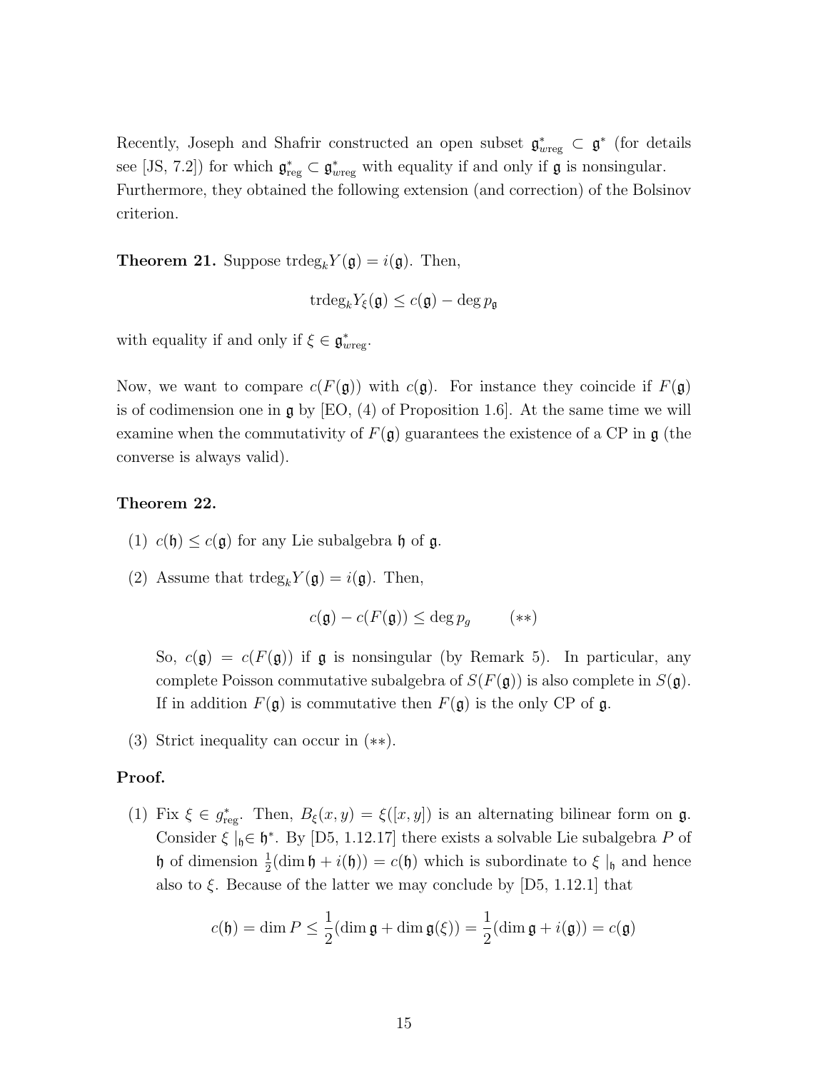Recently, Joseph and Shafrir constructed an open subset $\mathfrak{g}^*_{w\text{reg}} \subset \mathfrak{g}^*$ (for details see [JS, 7.2]) for which $\mathfrak{g}^*_{\text{reg}} \subset \mathfrak{g}^*_{w\text{reg}}$ with equality if and only if $\mathfrak{g}$ is nonsingular. Furthermore, they obtained the following extension (and correction) of the Bolsinov criterion.

**Theorem 21.** Suppose $\text{trdeg}_k Y(\mathfrak{g}) = i(\mathfrak{g})$. Then,

$$\text{trdeg}_k Y_\xi(\mathfrak{g}) \leq c(\mathfrak{g}) - \deg p_\mathfrak{g}$$

with equality if and only if $\xi \in \mathfrak{g}^*_{w\text{reg}}$.

Now, we want to compare $c(F(\mathfrak{g}))$ with $c(\mathfrak{g})$. For instance they coincide if $F(\mathfrak{g})$ is of codimension one in $\mathfrak{g}$ by [EO, (4) of Proposition 1.6]. At the same time we will examine when the commutativity of $F(\mathfrak{g})$ guarantees the existence of a CP in $\mathfrak{g}$ (the converse is always valid).

**Theorem 22.**

1. $c(\mathfrak{h}) \leq c(\mathfrak{g})$ for any Lie subalgebra $\mathfrak{h}$ of $\mathfrak{g}$.
2. Assume that $\text{trdeg}_k Y(\mathfrak{g}) = i(\mathfrak{g})$. Then,

   $$c(\mathfrak{g}) - c(F(\mathfrak{g})) \leq \deg p_g \qquad (**)$$

   So, $c(\mathfrak{g}) = c(F(\mathfrak{g}))$ if $\mathfrak{g}$ is nonsingular (by Remark 5). In particular, any complete Poisson commutative subalgebra of $S(F(\mathfrak{g}))$ is also complete in $S(\mathfrak{g})$. If in addition $F(\mathfrak{g})$ is commutative then $F(\mathfrak{g})$ is the only CP of $\mathfrak{g}$.
3. Strict inequality can occur in $(**)$.

**Proof.**

1. Fix $\xi \in g^*_{\text{reg}}$. Then, $B_\xi(x,y) = \xi([x,y])$ is an alternating bilinear form on $\mathfrak{g}$. Consider $\xi\mid_\mathfrak{h} \in \mathfrak{h}^*$. By [D5, 1.12.17] there exists a solvable Lie subalgebra $P$ of $\mathfrak{h}$ of dimension $\frac{1}{2}(\dim \mathfrak{h} + i(\mathfrak{h})) = c(\mathfrak{h})$ which is subordinate to $\xi\mid_\mathfrak{h}$ and hence also to $\xi$. Because of the latter we may conclude by [D5, 1.12.1] that

   $$c(\mathfrak{h}) = \dim P \leq \frac{1}{2}(\dim \mathfrak{g} + \dim \mathfrak{g}(\xi)) = \frac{1}{2}(\dim \mathfrak{g} + i(\mathfrak{g})) = c(\mathfrak{g})$$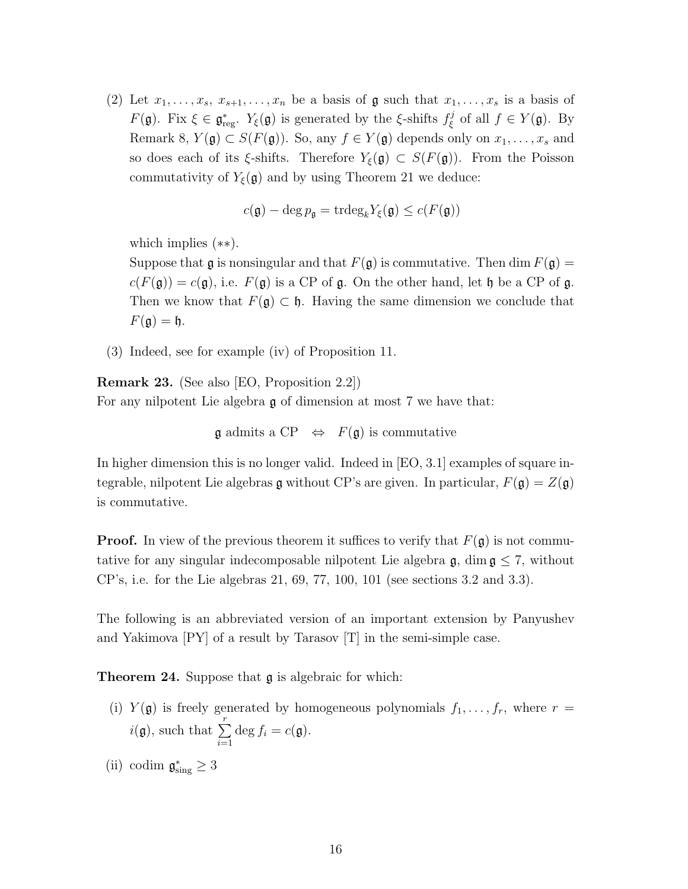(2) Let $x_1, \ldots, x_s, x_{s+1}, \ldots, x_n$ be a basis of $\mathfrak{g}$ such that $x_1, \ldots, x_s$ is a basis of $F(\mathfrak{g})$. Fix $\xi \in \mathfrak{g}^*_{\text{reg}}$. $Y_\xi(\mathfrak{g})$ is generated by the $\xi$-shifts $f^j_\xi$ of all $f \in Y(\mathfrak{g})$. By Remark 8, $Y(\mathfrak{g}) \subset S(F(\mathfrak{g}))$. So, any $f \in Y(\mathfrak{g})$ depends only on $x_1, \ldots, x_s$ and so does each of its $\xi$-shifts. Therefore $Y_\xi(\mathfrak{g}) \subset S(F(\mathfrak{g}))$. From the Poisson commutativity of $Y_\xi(\mathfrak{g})$ and by using Theorem 21 we deduce:

$$c(\mathfrak{g}) - \deg p_{\mathfrak{g}} = \text{trdeg}_k Y_\xi(\mathfrak{g}) \leq c(F(\mathfrak{g}))$$

which implies (**).

Suppose that $\mathfrak{g}$ is nonsingular and that $F(\mathfrak{g})$ is commutative. Then $\dim F(\mathfrak{g}) = c(F(\mathfrak{g})) = c(\mathfrak{g})$, i.e. $F(\mathfrak{g})$ is a CP of $\mathfrak{g}$. On the other hand, let $\mathfrak{h}$ be a CP of $\mathfrak{g}$. Then we know that $F(\mathfrak{g}) \subset \mathfrak{h}$. Having the same dimension we conclude that $F(\mathfrak{g}) = \mathfrak{h}$.

(3) Indeed, see for example (iv) of Proposition 11.

**Remark 23.** (See also [EO, Proposition 2.2])
For any nilpotent Lie algebra $\mathfrak{g}$ of dimension at most 7 we have that:

$$\mathfrak{g} \text{ admits a CP} \quad \Leftrightarrow \quad F(\mathfrak{g}) \text{ is commutative}$$

In higher dimension this is no longer valid. Indeed in [EO, 3.1] examples of square integrable, nilpotent Lie algebras $\mathfrak{g}$ without CP's are given. In particular, $F(\mathfrak{g}) = Z(\mathfrak{g})$ is commutative.

**Proof.** In view of the previous theorem it suffices to verify that $F(\mathfrak{g})$ is not commutative for any singular indecomposable nilpotent Lie algebra $\mathfrak{g}$, $\dim \mathfrak{g} \leq 7$, without CP's, i.e. for the Lie algebras 21, 69, 77, 100, 101 (see sections 3.2 and 3.3).

The following is an abbreviated version of an important extension by Panyushev and Yakimova [PY] of a result by Tarasov [T] in the semi-simple case.

**Theorem 24.** Suppose that $\mathfrak{g}$ is algebraic for which:

(i) $Y(\mathfrak{g})$ is freely generated by homogeneous polynomials $f_1, \ldots, f_r$, where $r = i(\mathfrak{g})$, such that $\sum_{i=1}^{r} \deg f_i = c(\mathfrak{g})$.

(ii) $\operatorname{codim} \mathfrak{g}^*_{\text{sing}} \geq 3$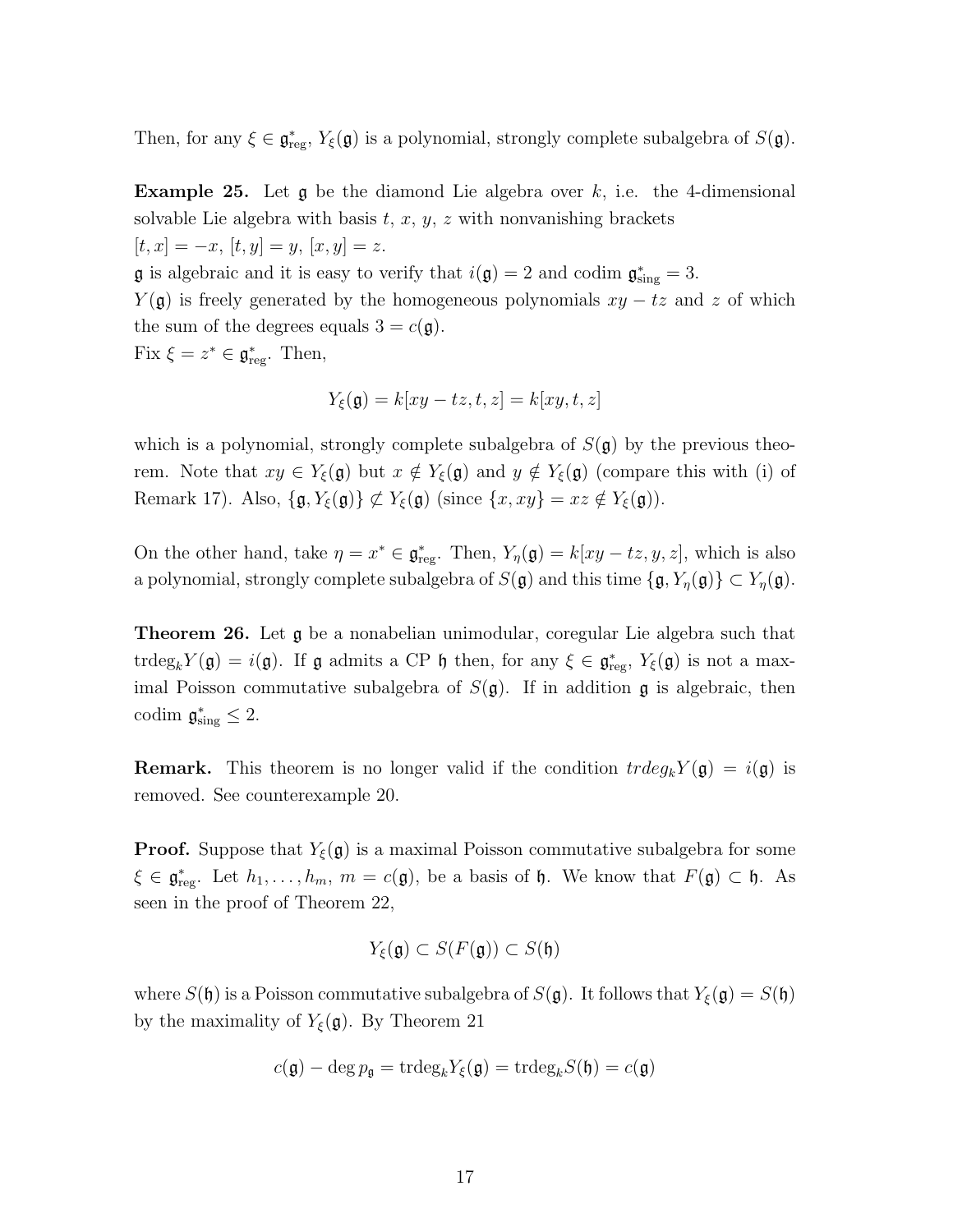Then, for any $\xi \in \mathfrak{g}^*_{\rm reg}$, $Y_\xi(\mathfrak{g})$ is a polynomial, strongly complete subalgebra of $S(\mathfrak{g})$.

**Example 25.** Let $\mathfrak{g}$ be the diamond Lie algebra over $k$, i.e. the 4-dimensional solvable Lie algebra with basis $t$, $x$, $y$, $z$ with nonvanishing brackets
$[t, x] = -x$, $[t, y] = y$, $[x, y] = z$.
$\mathfrak{g}$ is algebraic and it is easy to verify that $i(\mathfrak{g}) = 2$ and codim $\mathfrak{g}^*_{\rm sing} = 3$.
$Y(\mathfrak{g})$ is freely generated by the homogeneous polynomials $xy - tz$ and $z$ of which the sum of the degrees equals $3 = c(\mathfrak{g})$.
Fix $\xi = z^* \in \mathfrak{g}^*_{\rm reg}$. Then,

$$Y_\xi(\mathfrak{g}) = k[xy - tz, t, z] = k[xy, t, z]$$

which is a polynomial, strongly complete subalgebra of $S(\mathfrak{g})$ by the previous theorem. Note that $xy \in Y_\xi(\mathfrak{g})$ but $x \notin Y_\xi(\mathfrak{g})$ and $y \notin Y_\xi(\mathfrak{g})$ (compare this with (i) of Remark 17). Also, $\{\mathfrak{g}, Y_\xi(\mathfrak{g})\} \not\subset Y_\xi(\mathfrak{g})$ (since $\{x, xy\} = xz \notin Y_\xi(\mathfrak{g})$).

On the other hand, take $\eta = x^* \in \mathfrak{g}^*_{\rm reg}$. Then, $Y_\eta(\mathfrak{g}) = k[xy - tz, y, z]$, which is also a polynomial, strongly complete subalgebra of $S(\mathfrak{g})$ and this time $\{\mathfrak{g}, Y_\eta(\mathfrak{g})\} \subset Y_\eta(\mathfrak{g})$.

**Theorem 26.** Let $\mathfrak{g}$ be a nonabelian unimodular, coregular Lie algebra such that $\mathrm{trdeg}_k Y(\mathfrak{g}) = i(\mathfrak{g})$. If $\mathfrak{g}$ admits a CP $\mathfrak{h}$ then, for any $\xi \in \mathfrak{g}^*_{\rm reg}$, $Y_\xi(\mathfrak{g})$ is not a maximal Poisson commutative subalgebra of $S(\mathfrak{g})$. If in addition $\mathfrak{g}$ is algebraic, then codim $\mathfrak{g}^*_{\rm sing} \leq 2$.

**Remark.** This theorem is no longer valid if the condition $trdeg_k Y(\mathfrak{g}) = i(\mathfrak{g})$ is removed. See counterexample 20.

**Proof.** Suppose that $Y_\xi(\mathfrak{g})$ is a maximal Poisson commutative subalgebra for some $\xi \in \mathfrak{g}^*_{\rm reg}$. Let $h_1, \ldots, h_m$, $m = c(\mathfrak{g})$, be a basis of $\mathfrak{h}$. We know that $F(\mathfrak{g}) \subset \mathfrak{h}$. As seen in the proof of Theorem 22,

$$Y_\xi(\mathfrak{g}) \subset S(F(\mathfrak{g})) \subset S(\mathfrak{h})$$

where $S(\mathfrak{h})$ is a Poisson commutative subalgebra of $S(\mathfrak{g})$. It follows that $Y_\xi(\mathfrak{g}) = S(\mathfrak{h})$ by the maximality of $Y_\xi(\mathfrak{g})$. By Theorem 21

$$c(\mathfrak{g}) - \deg p_\mathfrak{g} = \mathrm{trdeg}_k Y_\xi(\mathfrak{g}) = \mathrm{trdeg}_k S(\mathfrak{h}) = c(\mathfrak{g})$$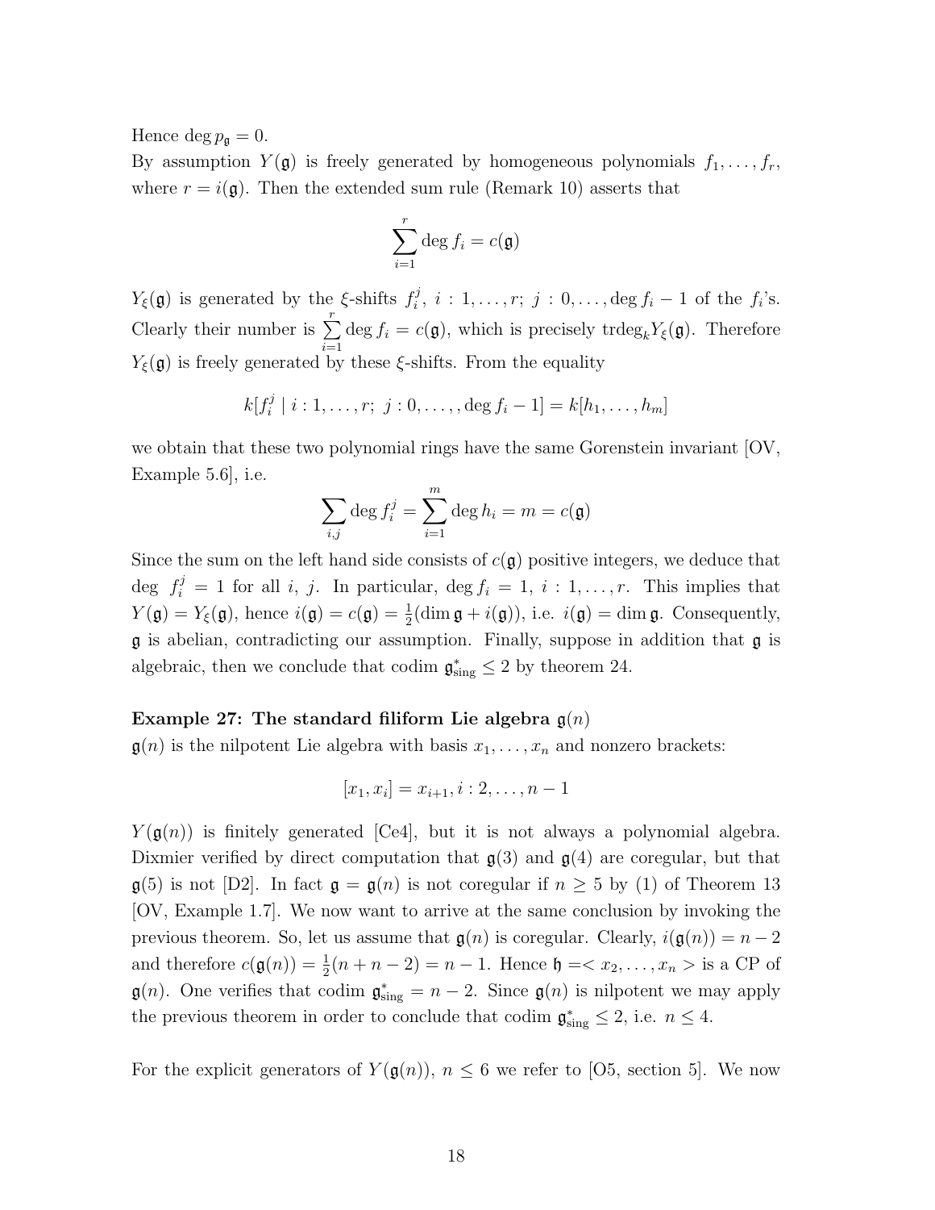Hence $\deg p_{\mathfrak{g}} = 0$.

By assumption $Y(\mathfrak{g})$ is freely generated by homogeneous polynomials $f_1, \ldots, f_r$, where $r = i(\mathfrak{g})$. Then the extended sum rule (Remark 10) asserts that

$$\sum_{i=1}^{r} \deg f_i = c(\mathfrak{g})$$

$Y_\xi(\mathfrak{g})$ is generated by the $\xi$-shifts $f_i^j$, $i : 1, \ldots, r$; $j : 0, \ldots, \deg f_i - 1$ of the $f_i$'s. Clearly their number is $\sum_{i=1}^{r} \deg f_i = c(\mathfrak{g})$, which is precisely $\mathrm{trdeg}_k Y_\xi(\mathfrak{g})$. Therefore $Y_\xi(\mathfrak{g})$ is freely generated by these $\xi$-shifts. From the equality

$$k[f_i^j \mid i : 1, \ldots, r;\ j : 0, \ldots, \deg f_i - 1] = k[h_1, \ldots, h_m]$$

we obtain that these two polynomial rings have the same Gorenstein invariant [OV, Example 5.6], i.e.

$$\sum_{i,j} \deg f_i^j = \sum_{i=1}^{m} \deg h_i = m = c(\mathfrak{g})$$

Since the sum on the left hand side consists of $c(\mathfrak{g})$ positive integers, we deduce that $\deg\ f_i^j = 1$ for all $i$, $j$. In particular, $\deg f_i = 1$, $i : 1, \ldots, r$. This implies that $Y(\mathfrak{g}) = Y_\xi(\mathfrak{g})$, hence $i(\mathfrak{g}) = c(\mathfrak{g}) = \frac{1}{2}(\dim \mathfrak{g} + i(\mathfrak{g}))$, i.e. $i(\mathfrak{g}) = \dim \mathfrak{g}$. Consequently, $\mathfrak{g}$ is abelian, contradicting our assumption. Finally, suppose in addition that $\mathfrak{g}$ is algebraic, then we conclude that $\mathrm{codim}\ \mathfrak{g}^*_{\mathrm{sing}} \leq 2$ by theorem 24.

**Example 27: The standard filiform Lie algebra $\mathfrak{g}(n)$**

$\mathfrak{g}(n)$ is the nilpotent Lie algebra with basis $x_1, \ldots, x_n$ and nonzero brackets:

$$[x_1, x_i] = x_{i+1}, i : 2, \ldots, n-1$$

$Y(\mathfrak{g}(n))$ is finitely generated [Ce4], but it is not always a polynomial algebra. Dixmier verified by direct computation that $\mathfrak{g}(3)$ and $\mathfrak{g}(4)$ are coregular, but that $\mathfrak{g}(5)$ is not [D2]. In fact $\mathfrak{g} = \mathfrak{g}(n)$ is not coregular if $n \geq 5$ by (1) of Theorem 13 [OV, Example 1.7]. We now want to arrive at the same conclusion by invoking the previous theorem. So, let us assume that $\mathfrak{g}(n)$ is coregular. Clearly, $i(\mathfrak{g}(n)) = n - 2$ and therefore $c(\mathfrak{g}(n)) = \frac{1}{2}(n + n - 2) = n - 1$. Hence $\mathfrak{h} = < x_2, \ldots, x_n >$ is a CP of $\mathfrak{g}(n)$. One verifies that $\mathrm{codim}\ \mathfrak{g}^*_{\mathrm{sing}} = n - 2$. Since $\mathfrak{g}(n)$ is nilpotent we may apply the previous theorem in order to conclude that $\mathrm{codim}\ \mathfrak{g}^*_{\mathrm{sing}} \leq 2$, i.e. $n \leq 4$.

For the explicit generators of $Y(\mathfrak{g}(n))$, $n \leq 6$ we refer to [O5, section 5]. We now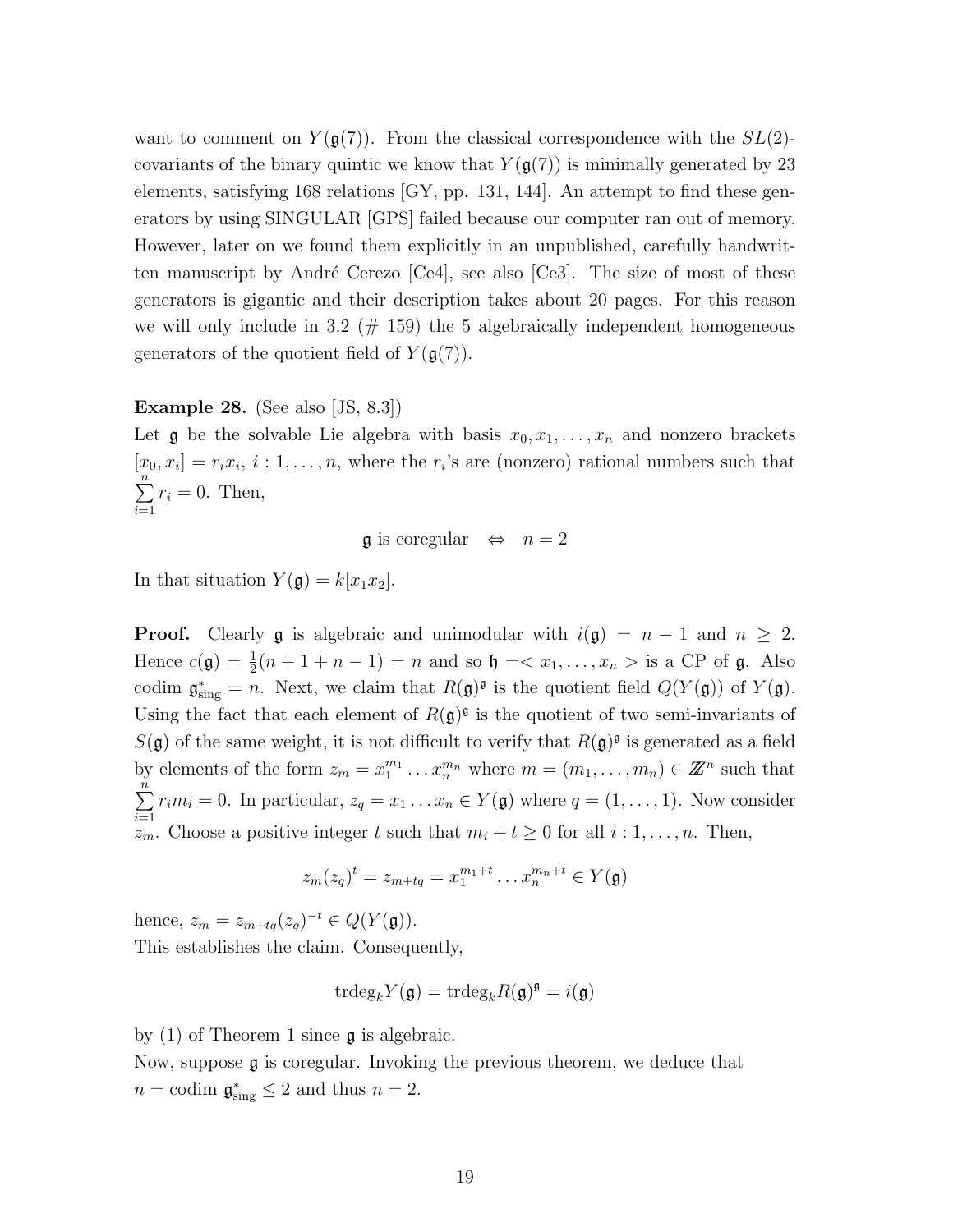want to comment on $Y(\mathfrak{g}(7))$. From the classical correspondence with the $SL(2)$-covariants of the binary quintic we know that $Y(\mathfrak{g}(7))$ is minimally generated by 23 elements, satisfying 168 relations [GY, pp. 131, 144]. An attempt to find these generators by using SINGULAR [GPS] failed because our computer ran out of memory. However, later on we found them explicitly in an unpublished, carefully handwritten manuscript by André Cerezo [Ce4], see also [Ce3]. The size of most of these generators is gigantic and their description takes about 20 pages. For this reason we will only include in 3.2 (# 159) the 5 algebraically independent homogeneous generators of the quotient field of $Y(\mathfrak{g}(7))$.

**Example 28.** (See also [JS, 8.3])
Let $\mathfrak{g}$ be the solvable Lie algebra with basis $x_0, x_1, \ldots, x_n$ and nonzero brackets $[x_0, x_i] = r_i x_i$, $i : 1, \ldots, n$, where the $r_i$'s are (nonzero) rational numbers such that $\sum_{i=1}^{n} r_i = 0$. Then,

$$\mathfrak{g} \text{ is coregular} \quad \Leftrightarrow \quad n = 2$$

In that situation $Y(\mathfrak{g}) = k[x_1 x_2]$.

**Proof.** Clearly $\mathfrak{g}$ is algebraic and unimodular with $i(\mathfrak{g}) = n - 1$ and $n \geq 2$. Hence $c(\mathfrak{g}) = \frac{1}{2}(n + 1 + n - 1) = n$ and so $\mathfrak{h} =< x_1, \ldots, x_n >$ is a CP of $\mathfrak{g}$. Also codim $\mathfrak{g}^*_{\text{sing}} = n$. Next, we claim that $R(\mathfrak{g})^{\mathfrak{g}}$ is the quotient field $Q(Y(\mathfrak{g}))$ of $Y(\mathfrak{g})$. Using the fact that each element of $R(\mathfrak{g})^{\mathfrak{g}}$ is the quotient of two semi-invariants of $S(\mathfrak{g})$ of the same weight, it is not difficult to verify that $R(\mathfrak{g})^{\mathfrak{g}}$ is generated as a field by elements of the form $z_m = x_1^{m_1} \ldots x_n^{m_n}$ where $m = (m_1, \ldots, m_n) \in \mathbb{Z}^n$ such that $\sum_{i=1}^{n} r_i m_i = 0$. In particular, $z_q = x_1 \ldots x_n \in Y(\mathfrak{g})$ where $q = (1, \ldots, 1)$. Now consider $z_m$. Choose a positive integer $t$ such that $m_i + t \geq 0$ for all $i : 1, \ldots, n$. Then,

$$z_m (z_q)^t = z_{m+tq} = x_1^{m_1+t} \ldots x_n^{m_n+t} \in Y(\mathfrak{g})$$

hence, $z_m = z_{m+tq}(z_q)^{-t} \in Q(Y(\mathfrak{g}))$.
This establishes the claim. Consequently,

$$\text{trdeg}_k Y(\mathfrak{g}) = \text{trdeg}_k R(\mathfrak{g})^{\mathfrak{g}} = i(\mathfrak{g})$$

by (1) of Theorem 1 since $\mathfrak{g}$ is algebraic.
Now, suppose $\mathfrak{g}$ is coregular. Invoking the previous theorem, we deduce that $n = \text{codim } \mathfrak{g}^*_{\text{sing}} \leq 2$ and thus $n = 2$.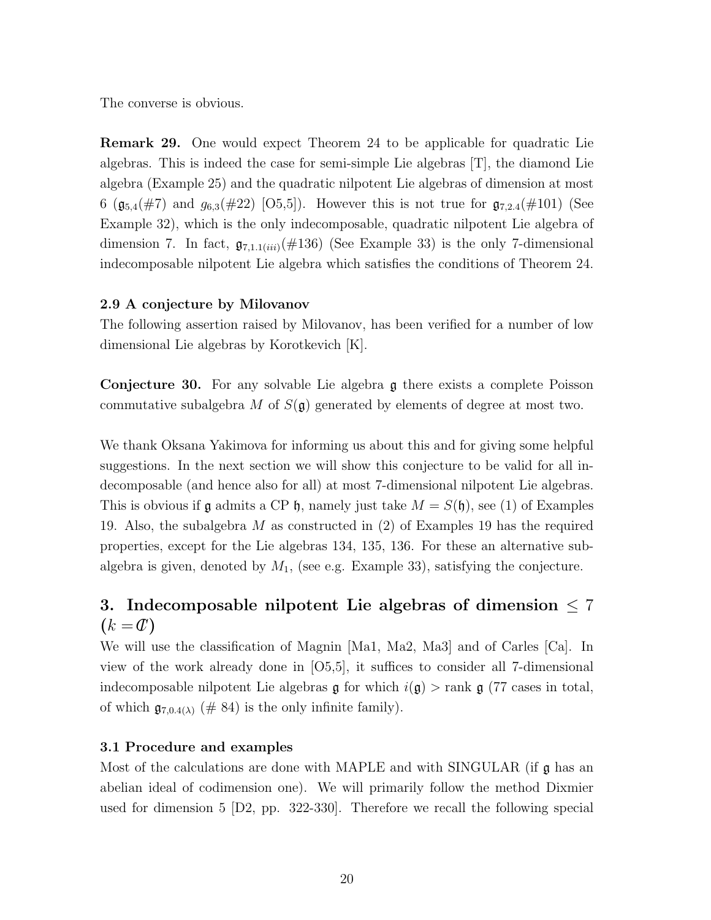The converse is obvious.

**Remark 29.** One would expect Theorem 24 to be applicable for quadratic Lie algebras. This is indeed the case for semi-simple Lie algebras [T], the diamond Lie algebra (Example 25) and the quadratic nilpotent Lie algebras of dimension at most 6 ($\mathfrak{g}_{5,4}$(#7) and $g_{6,3}$(#22) [O5,5]). However this is not true for $\mathfrak{g}_{7,2.4}$(#101) (See Example 32), which is the only indecomposable, quadratic nilpotent Lie algebra of dimension 7. In fact, $\mathfrak{g}_{7,1.1(iii)}$(#136) (See Example 33) is the only 7-dimensional indecomposable nilpotent Lie algebra which satisfies the conditions of Theorem 24.

### 2.9 A conjecture by Milovanov

The following assertion raised by Milovanov, has been verified for a number of low dimensional Lie algebras by Korotkevich [K].

**Conjecture 30.** For any solvable Lie algebra $\mathfrak{g}$ there exists a complete Poisson commutative subalgebra $M$ of $S(\mathfrak{g})$ generated by elements of degree at most two.

We thank Oksana Yakimova for informing us about this and for giving some helpful suggestions. In the next section we will show this conjecture to be valid for all indecomposable (and hence also for all) at most 7-dimensional nilpotent Lie algebras. This is obvious if $\mathfrak{g}$ admits a CP $\mathfrak{h}$, namely just take $M = S(\mathfrak{h})$, see (1) of Examples 19. Also, the subalgebra $M$ as constructed in (2) of Examples 19 has the required properties, except for the Lie algebras 134, 135, 136. For these an alternative subalgebra is given, denoted by $M_1$, (see e.g. Example 33), satisfying the conjecture.

## 3. Indecomposable nilpotent Lie algebras of dimension $\leq 7$ ($k = \mathbb{C}$)

We will use the classification of Magnin [Ma1, Ma2, Ma3] and of Carles [Ca]. In view of the work already done in [O5,5], it suffices to consider all 7-dimensional indecomposable nilpotent Lie algebras $\mathfrak{g}$ for which $i(\mathfrak{g}) > \operatorname{rank} \mathfrak{g}$ (77 cases in total, of which $\mathfrak{g}_{7,0.4(\lambda)}$ (# 84) is the only infinite family).

### 3.1 Procedure and examples

Most of the calculations are done with MAPLE and with SINGULAR (if $\mathfrak{g}$ has an abelian ideal of codimension one). We will primarily follow the method Dixmier used for dimension 5 [D2, pp. 322-330]. Therefore we recall the following special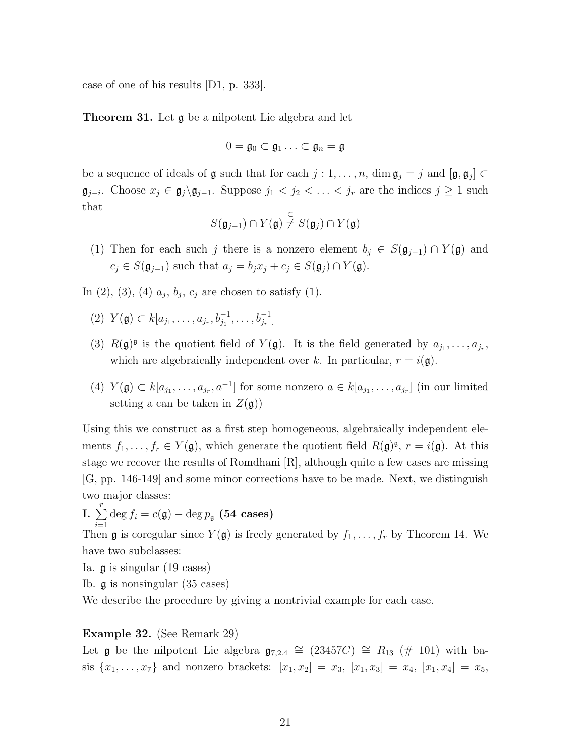case of one of his results [D1, p. 333].

**Theorem 31.** Let $\mathfrak{g}$ be a nilpotent Lie algebra and let

$$0 = \mathfrak{g}_0 \subset \mathfrak{g}_1 \ldots \subset \mathfrak{g}_n = \mathfrak{g}$$

be a sequence of ideals of $\mathfrak{g}$ such that for each $j : 1, \ldots, n$, $\dim \mathfrak{g}_j = j$ and $[\mathfrak{g}, \mathfrak{g}_j] \subset \mathfrak{g}_{j-i}$. Choose $x_j \in \mathfrak{g}_j \backslash \mathfrak{g}_{j-1}$. Suppose $j_1 < j_2 < \ldots < j_r$ are the indices $j \geq 1$ such that

$$S(\mathfrak{g}_{j-1}) \cap Y(\mathfrak{g}) \overset{\subset}{\neq} S(\mathfrak{g}_j) \cap Y(\mathfrak{g})$$

(1) Then for each such $j$ there is a nonzero element $b_j \in S(\mathfrak{g}_{j-1}) \cap Y(\mathfrak{g})$ and $c_j \in S(\mathfrak{g}_{j-1})$ such that $a_j = b_j x_j + c_j \in S(\mathfrak{g}_j) \cap Y(\mathfrak{g})$.

In (2), (3), (4) $a_j$, $b_j$, $c_j$ are chosen to satisfy (1).

(2) $Y(\mathfrak{g}) \subset k[a_{j_1}, \ldots, a_{j_r}, b_{j_1}^{-1}, \ldots, b_{j_r}^{-1}]$

(3) $R(\mathfrak{g})^{\mathfrak{g}}$ is the quotient field of $Y(\mathfrak{g})$. It is the field generated by $a_{j_1}, \ldots, a_{j_r}$, which are algebraically independent over $k$. In particular, $r = i(\mathfrak{g})$.

(4) $Y(\mathfrak{g}) \subset k[a_{j_1}, \ldots, a_{j_r}, a^{-1}]$ for some nonzero $a \in k[a_{j_1}, \ldots, a_{j_r}]$ (in our limited setting $a$ can be taken in $Z(\mathfrak{g})$)

Using this we construct as a first step homogeneous, algebraically independent elements $f_1, \ldots, f_r \in Y(\mathfrak{g})$, which generate the quotient field $R(\mathfrak{g})^{\mathfrak{g}}$, $r = i(\mathfrak{g})$. At this stage we recover the results of Romdhani [R], although quite a few cases are missing [G, pp. 146-149] and some minor corrections have to be made. Next, we distinguish two major classes:

**I.** $\sum_{i=1}^{r} \deg f_i = c(\mathfrak{g}) - \deg p_{\mathfrak{g}}$ **(54 cases)**

Then $\mathfrak{g}$ is coregular since $Y(\mathfrak{g})$ is freely generated by $f_1, \ldots, f_r$ by Theorem 14. We have two subclasses:

Ia. $\mathfrak{g}$ is singular (19 cases)

Ib. $\mathfrak{g}$ is nonsingular (35 cases)

We describe the procedure by giving a nontrivial example for each case.

**Example 32.** (See Remark 29)

Let $\mathfrak{g}$ be the nilpotent Lie algebra $\mathfrak{g}_{7,2.4} \cong (23457C) \cong R_{13}$ (# 101) with basis $\{x_1, \ldots, x_7\}$ and nonzero brackets: $[x_1, x_2] = x_3$, $[x_1, x_3] = x_4$, $[x_1, x_4] = x_5$,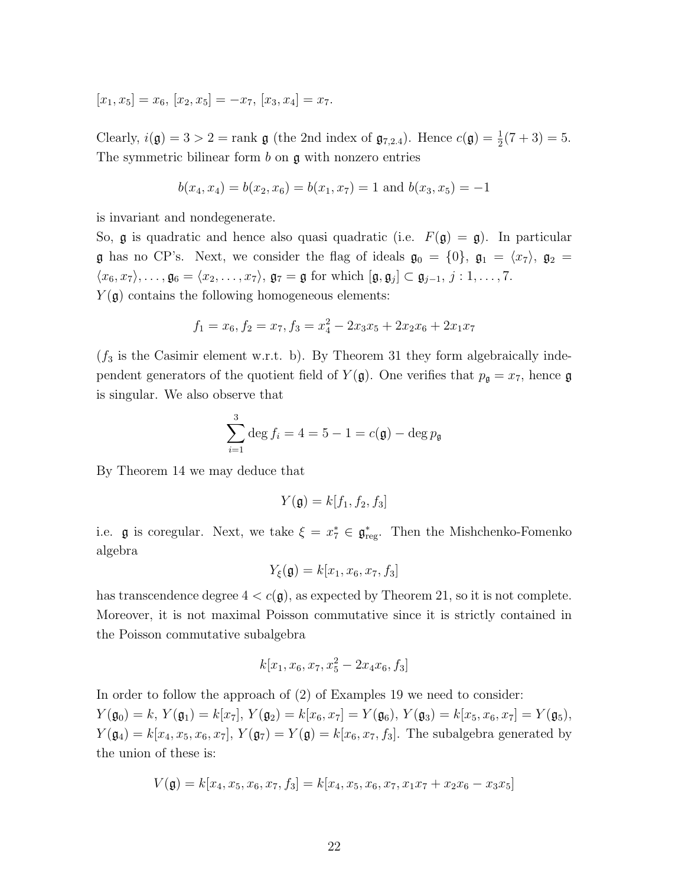$[x_1, x_5] = x_6,\ [x_2, x_5] = -x_7,\ [x_3, x_4] = x_7.$

Clearly, $i(\mathfrak{g}) = 3 > 2 = \text{rank } \mathfrak{g}$ (the 2nd index of $\mathfrak{g}_{7,2.4}$). Hence $c(\mathfrak{g}) = \frac{1}{2}(7+3) = 5$. The symmetric bilinear form $b$ on $\mathfrak{g}$ with nonzero entries

$$b(x_4, x_4) = b(x_2, x_6) = b(x_1, x_7) = 1 \text{ and } b(x_3, x_5) = -1$$

is invariant and nondegenerate.

So, $\mathfrak{g}$ is quadratic and hence also quasi quadratic (i.e. $F(\mathfrak{g}) = \mathfrak{g}$). In particular $\mathfrak{g}$ has no CP's. Next, we consider the flag of ideals $\mathfrak{g}_0 = \{0\}$, $\mathfrak{g}_1 = \langle x_7 \rangle$, $\mathfrak{g}_2 = \langle x_6, x_7 \rangle, \ldots, \mathfrak{g}_6 = \langle x_2, \ldots, x_7 \rangle$, $\mathfrak{g}_7 = \mathfrak{g}$ for which $[\mathfrak{g}, \mathfrak{g}_j] \subset \mathfrak{g}_{j-1}$, $j : 1, \ldots, 7$.
$Y(\mathfrak{g})$ contains the following homogeneous elements:

$$f_1 = x_6, f_2 = x_7, f_3 = x_4^2 - 2x_3x_5 + 2x_2x_6 + 2x_1x_7$$

($f_3$ is the Casimir element w.r.t. b). By Theorem 31 they form algebraically independent generators of the quotient field of $Y(\mathfrak{g})$. One verifies that $p_\mathfrak{g} = x_7$, hence $\mathfrak{g}$ is singular. We also observe that

$$\sum_{i=1}^{3} \deg f_i = 4 = 5 - 1 = c(\mathfrak{g}) - \deg p_\mathfrak{g}$$

By Theorem 14 we may deduce that

$$Y(\mathfrak{g}) = k[f_1, f_2, f_3]$$

i.e. $\mathfrak{g}$ is coregular. Next, we take $\xi = x_7^* \in \mathfrak{g}^*_{\text{reg}}$. Then the Mishchenko-Fomenko algebra

$$Y_\xi(\mathfrak{g}) = k[x_1, x_6, x_7, f_3]$$

has transcendence degree $4 < c(\mathfrak{g})$, as expected by Theorem 21, so it is not complete. Moreover, it is not maximal Poisson commutative since it is strictly contained in the Poisson commutative subalgebra

$$k[x_1, x_6, x_7, x_5^2 - 2x_4x_6, f_3]$$

In order to follow the approach of (2) of Examples 19 we need to consider:
$Y(\mathfrak{g}_0) = k$, $Y(\mathfrak{g}_1) = k[x_7]$, $Y(\mathfrak{g}_2) = k[x_6, x_7] = Y(\mathfrak{g}_6)$, $Y(\mathfrak{g}_3) = k[x_5, x_6, x_7] = Y(\mathfrak{g}_5)$, $Y(\mathfrak{g}_4) = k[x_4, x_5, x_6, x_7]$, $Y(\mathfrak{g}_7) = Y(\mathfrak{g}) = k[x_6, x_7, f_3]$. The subalgebra generated by the union of these is:

$$V(\mathfrak{g}) = k[x_4, x_5, x_6, x_7, f_3] = k[x_4, x_5, x_6, x_7, x_1x_7 + x_2x_6 - x_3x_5]$$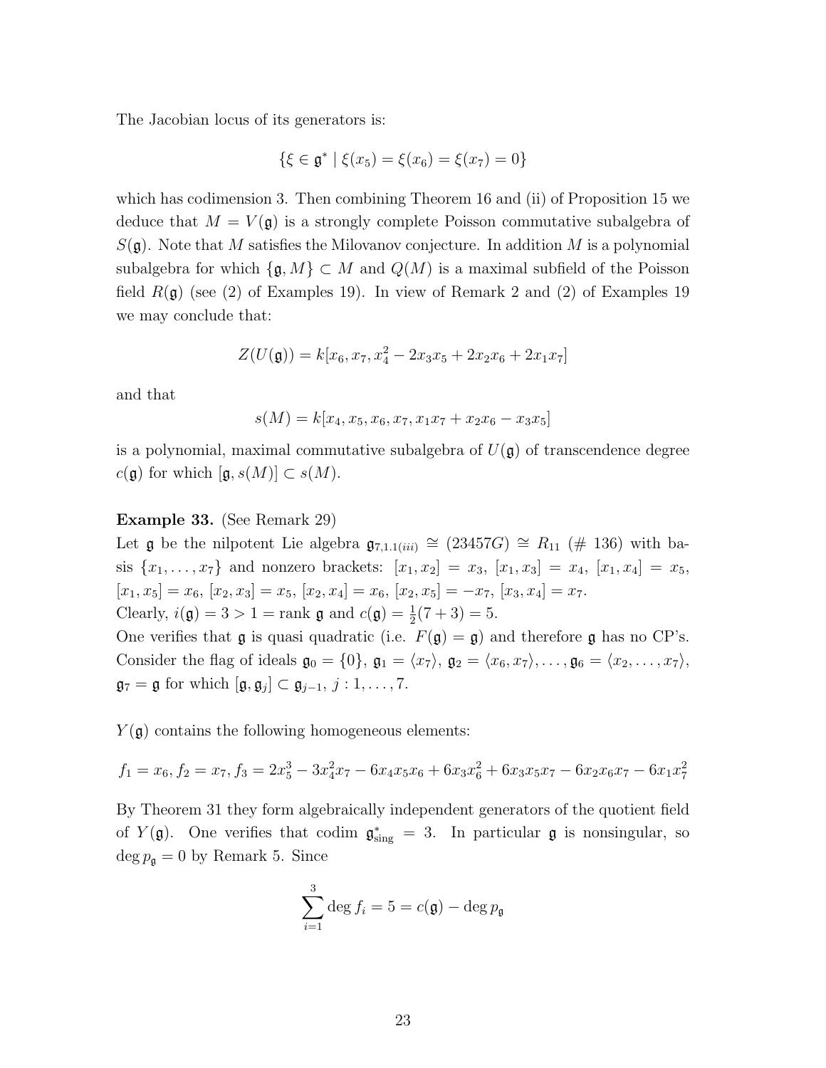The Jacobian locus of its generators is:

$$\{\xi \in \mathfrak{g}^* \mid \xi(x_5) = \xi(x_6) = \xi(x_7) = 0\}$$

which has codimension 3. Then combining Theorem 16 and (ii) of Proposition 15 we deduce that $M = V(\mathfrak{g})$ is a strongly complete Poisson commutative subalgebra of $S(\mathfrak{g})$. Note that $M$ satisfies the Milovanov conjecture. In addition $M$ is a polynomial subalgebra for which $\{\mathfrak{g}, M\} \subset M$ and $Q(M)$ is a maximal subfield of the Poisson field $R(\mathfrak{g})$ (see (2) of Examples 19). In view of Remark 2 and (2) of Examples 19 we may conclude that:

$$Z(U(\mathfrak{g})) = k[x_6, x_7, x_4^2 - 2x_3x_5 + 2x_2x_6 + 2x_1x_7]$$

and that

$$s(M) = k[x_4, x_5, x_6, x_7, x_1x_7 + x_2x_6 - x_3x_5]$$

is a polynomial, maximal commutative subalgebra of $U(\mathfrak{g})$ of transcendence degree $c(\mathfrak{g})$ for which $[\mathfrak{g}, s(M)] \subset s(M)$.

**Example 33.** (See Remark 29)
Let $\mathfrak{g}$ be the nilpotent Lie algebra $\mathfrak{g}_{7,1.1(iii)} \cong (23457G) \cong R_{11}$ (# 136) with basis $\{x_1, \dots, x_7\}$ and nonzero brackets: $[x_1, x_2] = x_3$, $[x_1, x_3] = x_4$, $[x_1, x_4] = x_5$, $[x_1, x_5] = x_6$, $[x_2, x_3] = x_5$, $[x_2, x_4] = x_6$, $[x_2, x_5] = -x_7$, $[x_3, x_4] = x_7$.
Clearly, $i(\mathfrak{g}) = 3 > 1 = \operatorname{rank} \mathfrak{g}$ and $c(\mathfrak{g}) = \frac{1}{2}(7 + 3) = 5$.
One verifies that $\mathfrak{g}$ is quasi quadratic (i.e. $F(\mathfrak{g}) = \mathfrak{g}$) and therefore $\mathfrak{g}$ has no CP's. Consider the flag of ideals $\mathfrak{g}_0 = \{0\}$, $\mathfrak{g}_1 = \langle x_7 \rangle$, $\mathfrak{g}_2 = \langle x_6, x_7 \rangle, \dots, \mathfrak{g}_6 = \langle x_2, \dots, x_7 \rangle$, $\mathfrak{g}_7 = \mathfrak{g}$ for which $[\mathfrak{g}, \mathfrak{g}_j] \subset \mathfrak{g}_{j-1}$, $j : 1, \dots, 7$.

$Y(\mathfrak{g})$ contains the following homogeneous elements:

$$f_1 = x_6, f_2 = x_7, f_3 = 2x_5^3 - 3x_4^2x_7 - 6x_4x_5x_6 + 6x_3x_6^2 + 6x_3x_5x_7 - 6x_2x_6x_7 - 6x_1x_7^2$$

By Theorem 31 they form algebraically independent generators of the quotient field of $Y(\mathfrak{g})$. One verifies that codim $\mathfrak{g}^*_{\text{sing}} = 3$. In particular $\mathfrak{g}$ is nonsingular, so $\deg p_{\mathfrak{g}} = 0$ by Remark 5. Since

$$\sum_{i=1}^{3} \deg f_i = 5 = c(\mathfrak{g}) - \deg p_{\mathfrak{g}}$$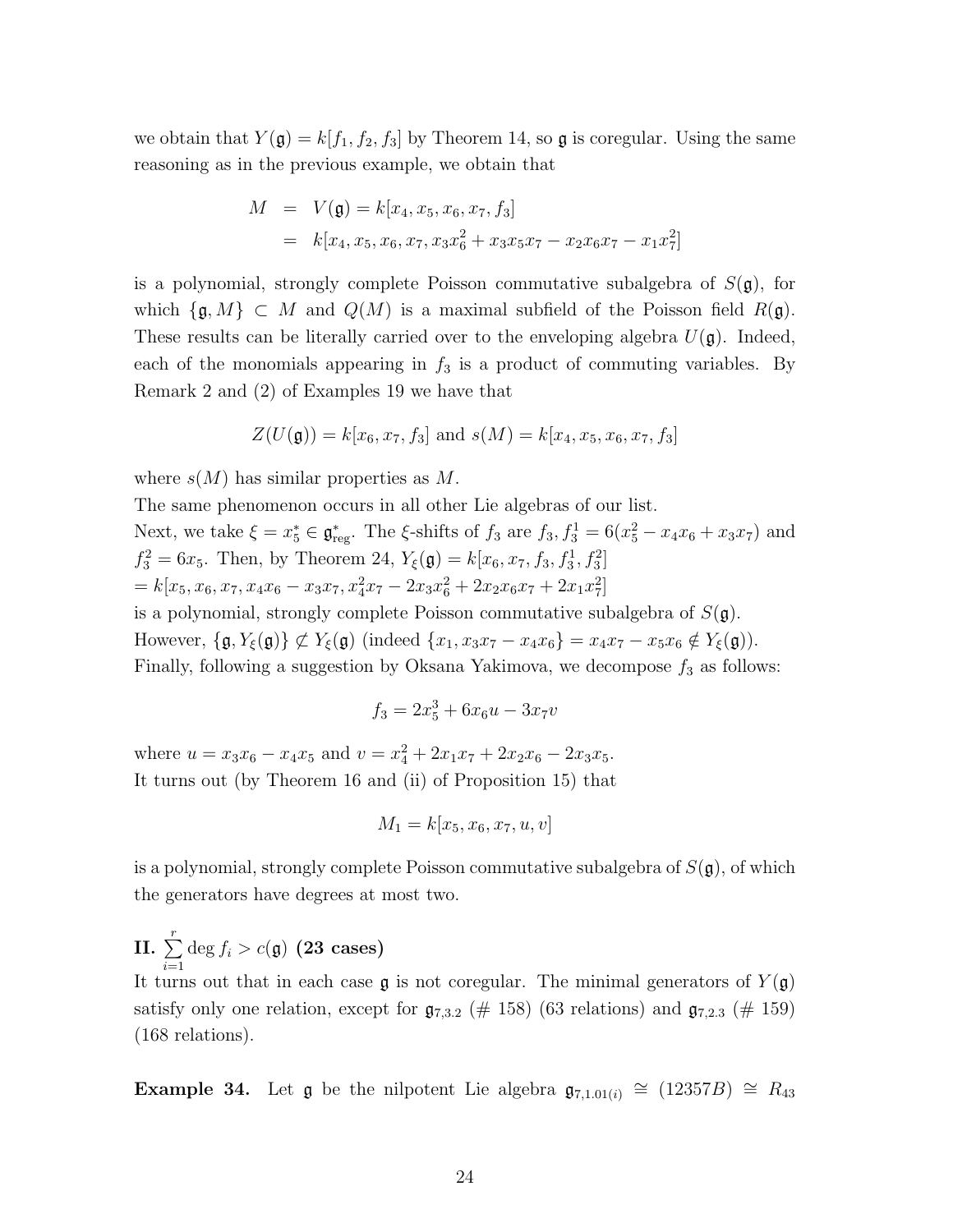we obtain that $Y(\mathfrak{g}) = k[f_1, f_2, f_3]$ by Theorem 14, so $\mathfrak{g}$ is coregular. Using the same reasoning as in the previous example, we obtain that

$$
\begin{aligned}
M &= V(\mathfrak{g}) = k[x_4, x_5, x_6, x_7, f_3] \\
&= k[x_4, x_5, x_6, x_7, x_3x_6^2 + x_3x_5x_7 - x_2x_6x_7 - x_1x_7^2]
\end{aligned}
$$

is a polynomial, strongly complete Poisson commutative subalgebra of $S(\mathfrak{g})$, for which $\{\mathfrak{g}, M\} \subset M$ and $Q(M)$ is a maximal subfield of the Poisson field $R(\mathfrak{g})$. These results can be literally carried over to the enveloping algebra $U(\mathfrak{g})$. Indeed, each of the monomials appearing in $f_3$ is a product of commuting variables. By Remark 2 and (2) of Examples 19 we have that

$$Z(U(\mathfrak{g})) = k[x_6, x_7, f_3] \text{ and } s(M) = k[x_4, x_5, x_6, x_7, f_3]$$

where $s(M)$ has similar properties as $M$.

The same phenomenon occurs in all other Lie algebras of our list.

Next, we take $\xi = x_5^* \in \mathfrak{g}^*_{\text{reg}}$. The $\xi$-shifts of $f_3$ are $f_3, f_3^1 = 6(x_5^2 - x_4x_6 + x_3x_7)$ and $f_3^2 = 6x_5$. Then, by Theorem 24, $Y_\xi(\mathfrak{g}) = k[x_6, x_7, f_3, f_3^1, f_3^2]$
$= k[x_5, x_6, x_7, x_4x_6 - x_3x_7, x_4^2x_7 - 2x_3x_6^2 + 2x_2x_6x_7 + 2x_1x_7^2]$
is a polynomial, strongly complete Poisson commutative subalgebra of $S(\mathfrak{g})$.
However, $\{\mathfrak{g}, Y_\xi(\mathfrak{g})\} \not\subset Y_\xi(\mathfrak{g})$ (indeed $\{x_1, x_3x_7 - x_4x_6\} = x_4x_7 - x_5x_6 \notin Y_\xi(\mathfrak{g})$).
Finally, following a suggestion by Oksana Yakimova, we decompose $f_3$ as follows:

$$f_3 = 2x_5^3 + 6x_6u - 3x_7v$$

where $u = x_3x_6 - x_4x_5$ and $v = x_4^2 + 2x_1x_7 + 2x_2x_6 - 2x_3x_5$.
It turns out (by Theorem 16 and (ii) of Proposition 15) that

$$M_1 = k[x_5, x_6, x_7, u, v]$$

is a polynomial, strongly complete Poisson commutative subalgebra of $S(\mathfrak{g})$, of which the generators have degrees at most two.

**II.** $\sum_{i=1}^{r} \deg f_i > c(\mathfrak{g})$ **(23 cases)**

It turns out that in each case $\mathfrak{g}$ is not coregular. The minimal generators of $Y(\mathfrak{g})$ satisfy only one relation, except for $\mathfrak{g}_{7,3.2}$ (# 158) (63 relations) and $\mathfrak{g}_{7,2.3}$ (# 159) (168 relations).

**Example 34.** Let $\mathfrak{g}$ be the nilpotent Lie algebra $\mathfrak{g}_{7,1.01(i)} \cong (12357B) \cong R_{43}$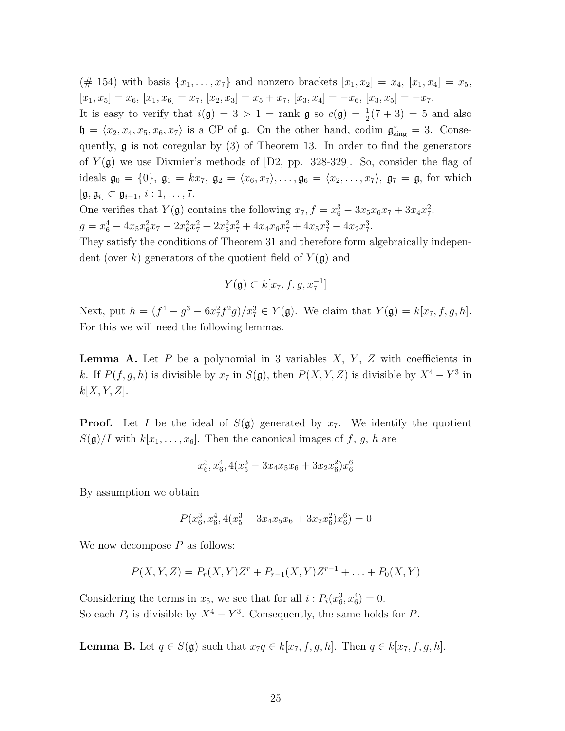(# 154) with basis $\{x_1, \ldots, x_7\}$ and nonzero brackets $[x_1, x_2] = x_4$, $[x_1, x_4] = x_5$, $[x_1, x_5] = x_6$, $[x_1, x_6] = x_7$, $[x_2, x_3] = x_5 + x_7$, $[x_3, x_4] = -x_6$, $[x_3, x_5] = -x_7$.

It is easy to verify that $i(\mathfrak{g}) = 3 > 1 = \text{rank } \mathfrak{g}$ so $c(\mathfrak{g}) = \frac{1}{2}(7+3) = 5$ and also $\mathfrak{h} = \langle x_2, x_4, x_5, x_6, x_7 \rangle$ is a CP of $\mathfrak{g}$. On the other hand, codim $\mathfrak{g}^*_{\text{sing}} = 3$. Consequently, $\mathfrak{g}$ is not coregular by (3) of Theorem 13. In order to find the generators of $Y(\mathfrak{g})$ we use Dixmier's methods of [D2, pp. 328-329]. So, consider the flag of ideals $\mathfrak{g}_0 = \{0\}$, $\mathfrak{g}_1 = kx_7$, $\mathfrak{g}_2 = \langle x_6, x_7 \rangle, \ldots, \mathfrak{g}_6 = \langle x_2, \ldots, x_7 \rangle$, $\mathfrak{g}_7 = \mathfrak{g}$, for which $[\mathfrak{g}, \mathfrak{g}_i] \subset \mathfrak{g}_{i-1}$, $i : 1, \ldots, 7$.

One verifies that $Y(\mathfrak{g})$ contains the following $x_7$, $f = x_6^3 - 3x_5x_6x_7 + 3x_4x_7^2$, $g = x_6^4 - 4x_5x_6^2x_7 - 2x_6^2x_7^2 + 2x_5^2x_7^2 + 4x_4x_6x_7^2 + 4x_5x_7^3 - 4x_2x_7^3$.

They satisfy the conditions of Theorem 31 and therefore form algebraically independent (over $k$) generators of the quotient field of $Y(\mathfrak{g})$ and

$$Y(\mathfrak{g}) \subset k[x_7, f, g, x_7^{-1}]$$

Next, put $h = (f^4 - g^3 - 6x_7^2 f^2 g)/x_7^3 \in Y(\mathfrak{g})$. We claim that $Y(\mathfrak{g}) = k[x_7, f, g, h]$. For this we will need the following lemmas.

**Lemma A.** Let $P$ be a polynomial in 3 variables $X$, $Y$, $Z$ with coefficients in $k$. If $P(f, g, h)$ is divisible by $x_7$ in $S(\mathfrak{g})$, then $P(X, Y, Z)$ is divisible by $X^4 - Y^3$ in $k[X, Y, Z]$.

**Proof.** Let $I$ be the ideal of $S(\mathfrak{g})$ generated by $x_7$. We identify the quotient $S(\mathfrak{g})/I$ with $k[x_1, \ldots, x_6]$. Then the canonical images of $f$, $g$, $h$ are

$$x_6^3, x_6^4, 4(x_5^3 - 3x_4x_5x_6 + 3x_2x_6^2)x_6^6$$

By assumption we obtain

$$P(x_6^3, x_6^4, 4(x_5^3 - 3x_4x_5x_6 + 3x_2x_6^2)x_6^6) = 0$$

We now decompose $P$ as follows:

$$P(X, Y, Z) = P_r(X, Y)Z^r + P_{r-1}(X, Y)Z^{r-1} + \ldots + P_0(X, Y)$$

Considering the terms in $x_5$, we see that for all $i : P_i(x_6^3, x_6^4) = 0$.
So each $P_i$ is divisible by $X^4 - Y^3$. Consequently, the same holds for $P$.

**Lemma B.** Let $q \in S(\mathfrak{g})$ such that $x_7 q \in k[x_7, f, g, h]$. Then $q \in k[x_7, f, g, h]$.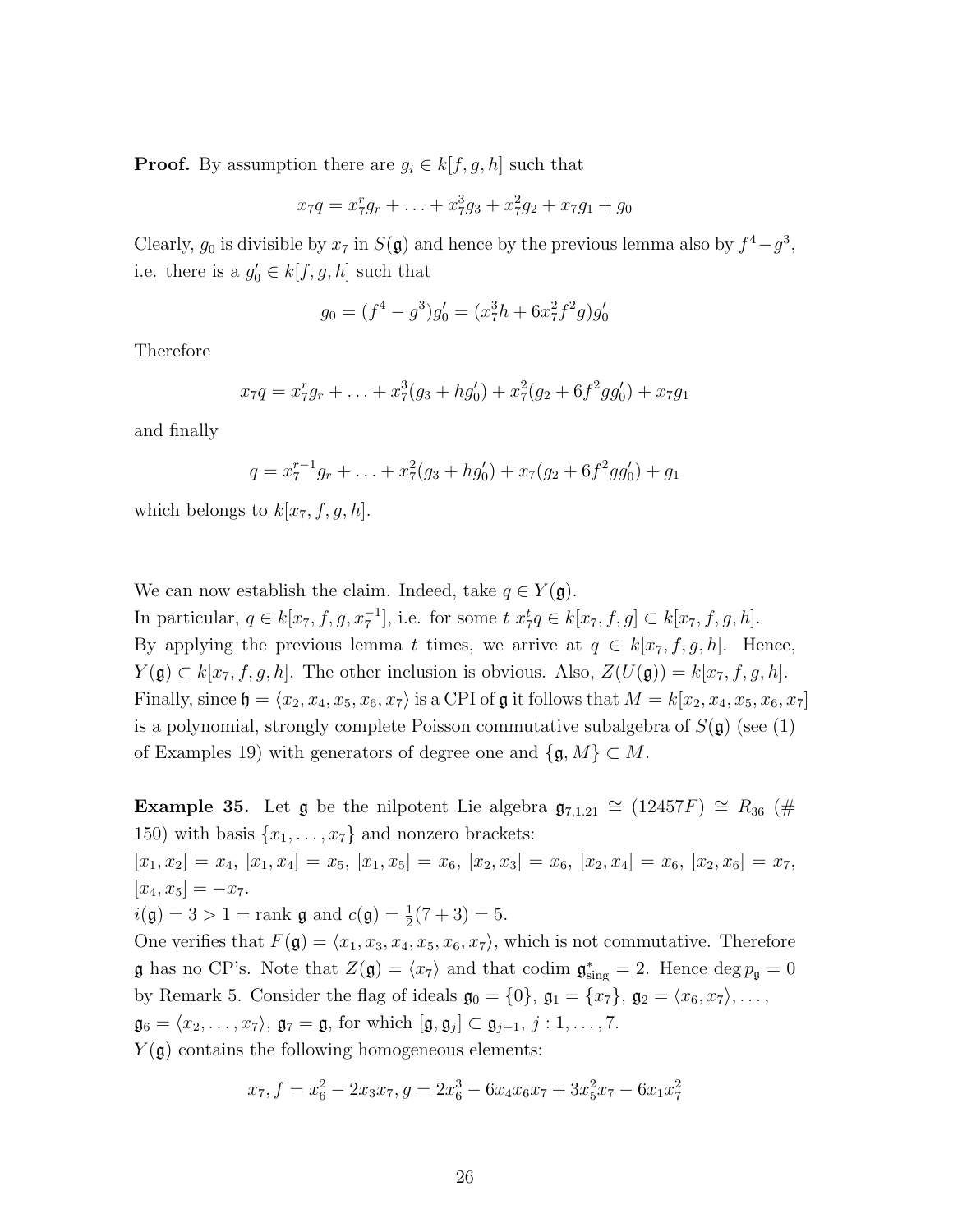**Proof.** By assumption there are $g_i \in k[f, g, h]$ such that

$$x_7 q = x_7^r g_r + \ldots + x_7^3 g_3 + x_7^2 g_2 + x_7 g_1 + g_0$$

Clearly, $g_0$ is divisible by $x_7$ in $S(\mathfrak{g})$ and hence by the previous lemma also by $f^4 - g^3$, i.e. there is a $g_0' \in k[f, g, h]$ such that

$$g_0 = (f^4 - g^3) g_0' = (x_7^3 h + 6 x_7^2 f^2 g) g_0'$$

Therefore

$$x_7 q = x_7^r g_r + \ldots + x_7^3 (g_3 + h g_0') + x_7^2 (g_2 + 6 f^2 g g_0') + x_7 g_1$$

and finally

$$q = x_7^{r-1} g_r + \ldots + x_7^2 (g_3 + h g_0') + x_7 (g_2 + 6 f^2 g g_0') + g_1$$

which belongs to $k[x_7, f, g, h]$.

We can now establish the claim. Indeed, take $q \in Y(\mathfrak{g})$.
In particular, $q \in k[x_7, f, g, x_7^{-1}]$, i.e. for some $t$ $x_7^t q \in k[x_7, f, g] \subset k[x_7, f, g, h]$.
By applying the previous lemma $t$ times, we arrive at $q \in k[x_7, f, g, h]$. Hence, $Y(\mathfrak{g}) \subset k[x_7, f, g, h]$. The other inclusion is obvious. Also, $Z(U(\mathfrak{g})) = k[x_7, f, g, h]$.
Finally, since $\mathfrak{h} = \langle x_2, x_4, x_5, x_6, x_7 \rangle$ is a CPI of $\mathfrak{g}$ it follows that $M = k[x_2, x_4, x_5, x_6, x_7]$ is a polynomial, strongly complete Poisson commutative subalgebra of $S(\mathfrak{g})$ (see (1) of Examples 19) with generators of degree one and $\{\mathfrak{g}, M\} \subset M$.

**Example 35.** Let $\mathfrak{g}$ be the nilpotent Lie algebra $\mathfrak{g}_{7,1.21} \cong (12457F) \cong R_{36}$ (# 150) with basis $\{x_1, \ldots, x_7\}$ and nonzero brackets:
$[x_1, x_2] = x_4$, $[x_1, x_4] = x_5$, $[x_1, x_5] = x_6$, $[x_2, x_3] = x_6$, $[x_2, x_4] = x_6$, $[x_2, x_6] = x_7$, $[x_4, x_5] = -x_7$.
$i(\mathfrak{g}) = 3 > 1 = \text{rank } \mathfrak{g}$ and $c(\mathfrak{g}) = \frac{1}{2}(7 + 3) = 5$.
One verifies that $F(\mathfrak{g}) = \langle x_1, x_3, x_4, x_5, x_6, x_7 \rangle$, which is not commutative. Therefore $\mathfrak{g}$ has no CP's. Note that $Z(\mathfrak{g}) = \langle x_7 \rangle$ and that codim $\mathfrak{g}^*_{\text{sing}} = 2$. Hence $\deg p_{\mathfrak{g}} = 0$ by Remark 5. Consider the flag of ideals $\mathfrak{g}_0 = \{0\}$, $\mathfrak{g}_1 = \{x_7\}$, $\mathfrak{g}_2 = \langle x_6, x_7 \rangle, \ldots,$
$\mathfrak{g}_6 = \langle x_2, \ldots, x_7 \rangle$, $\mathfrak{g}_7 = \mathfrak{g}$, for which $[\mathfrak{g}, \mathfrak{g}_j] \subset \mathfrak{g}_{j-1}$, $j : 1, \ldots, 7$.
$Y(\mathfrak{g})$ contains the following homogeneous elements:

$$x_7, f = x_6^2 - 2x_3 x_7, g = 2x_6^3 - 6x_4 x_6 x_7 + 3x_5^2 x_7 - 6x_1 x_7^2$$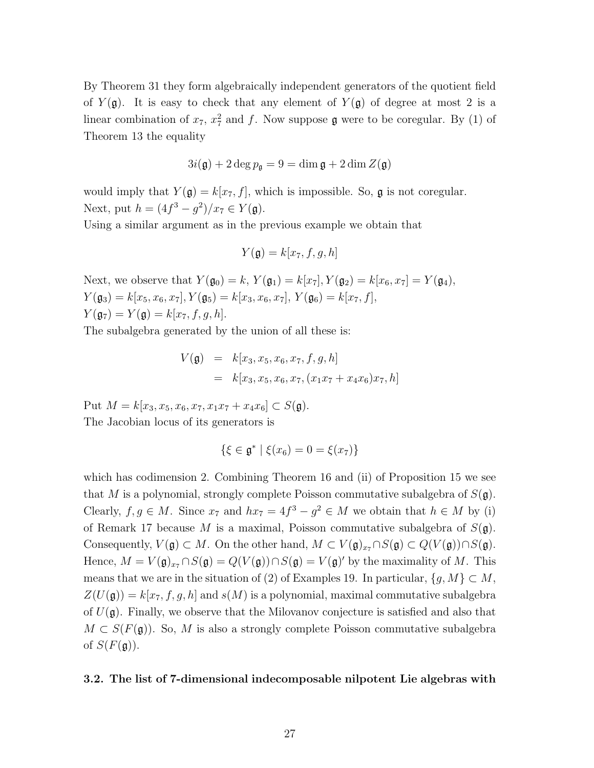By Theorem 31 they form algebraically independent generators of the quotient field of $Y(\mathfrak{g})$. It is easy to check that any element of $Y(\mathfrak{g})$ of degree at most 2 is a linear combination of $x_7$, $x_7^2$ and $f$. Now suppose $\mathfrak{g}$ were to be coregular. By (1) of Theorem 13 the equality

$$3i(\mathfrak{g}) + 2\deg p_{\mathfrak{g}} = 9 = \dim \mathfrak{g} + 2\dim Z(\mathfrak{g})$$

would imply that $Y(\mathfrak{g}) = k[x_7, f]$, which is impossible. So, $\mathfrak{g}$ is not coregular.
Next, put $h = (4f^3 - g^2)/x_7 \in Y(\mathfrak{g})$.
Using a similar argument as in the previous example we obtain that

$$Y(\mathfrak{g}) = k[x_7, f, g, h]$$

Next, we observe that $Y(\mathfrak{g}_0) = k$, $Y(\mathfrak{g}_1) = k[x_7]$, $Y(\mathfrak{g}_2) = k[x_6, x_7] = Y(\mathfrak{g}_4)$,
$Y(\mathfrak{g}_3) = k[x_5, x_6, x_7]$, $Y(\mathfrak{g}_5) = k[x_3, x_6, x_7]$, $Y(\mathfrak{g}_6) = k[x_7, f]$,
$Y(\mathfrak{g}_7) = Y(\mathfrak{g}) = k[x_7, f, g, h]$.
The subalgebra generated by the union of all these is:

$$\begin{aligned} V(\mathfrak{g}) &= k[x_3, x_5, x_6, x_7, f, g, h] \\ &= k[x_3, x_5, x_6, x_7, (x_1x_7 + x_4x_6)x_7, h] \end{aligned}$$

Put $M = k[x_3, x_5, x_6, x_7, x_1x_7 + x_4x_6] \subset S(\mathfrak{g})$.
The Jacobian locus of its generators is

$$\{\xi \in \mathfrak{g}^* \mid \xi(x_6) = 0 = \xi(x_7)\}$$

which has codimension 2. Combining Theorem 16 and (ii) of Proposition 15 we see that $M$ is a polynomial, strongly complete Poisson commutative subalgebra of $S(\mathfrak{g})$. Clearly, $f, g \in M$. Since $x_7$ and $hx_7 = 4f^3 - g^2 \in M$ we obtain that $h \in M$ by (i) of Remark 17 because $M$ is a maximal, Poisson commutative subalgebra of $S(\mathfrak{g})$. Consequently, $V(\mathfrak{g}) \subset M$. On the other hand, $M \subset V(\mathfrak{g})_{x_7} \cap S(\mathfrak{g}) \subset Q(V(\mathfrak{g})) \cap S(\mathfrak{g})$. Hence, $M = V(\mathfrak{g})_{x_7} \cap S(\mathfrak{g}) = Q(V(\mathfrak{g})) \cap S(\mathfrak{g}) = V(\mathfrak{g})'$ by the maximality of $M$. This means that we are in the situation of (2) of Examples 19. In particular, $\{g, M\} \subset M$, $Z(U(\mathfrak{g})) = k[x_7, f, g, h]$ and $s(M)$ is a polynomial, maximal commutative subalgebra of $U(\mathfrak{g})$. Finally, we observe that the Milovanov conjecture is satisfied and also that $M \subset S(F(\mathfrak{g}))$. So, $M$ is also a strongly complete Poisson commutative subalgebra of $S(F(\mathfrak{g}))$.

### 3.2. The list of 7-dimensional indecomposable nilpotent Lie algebras with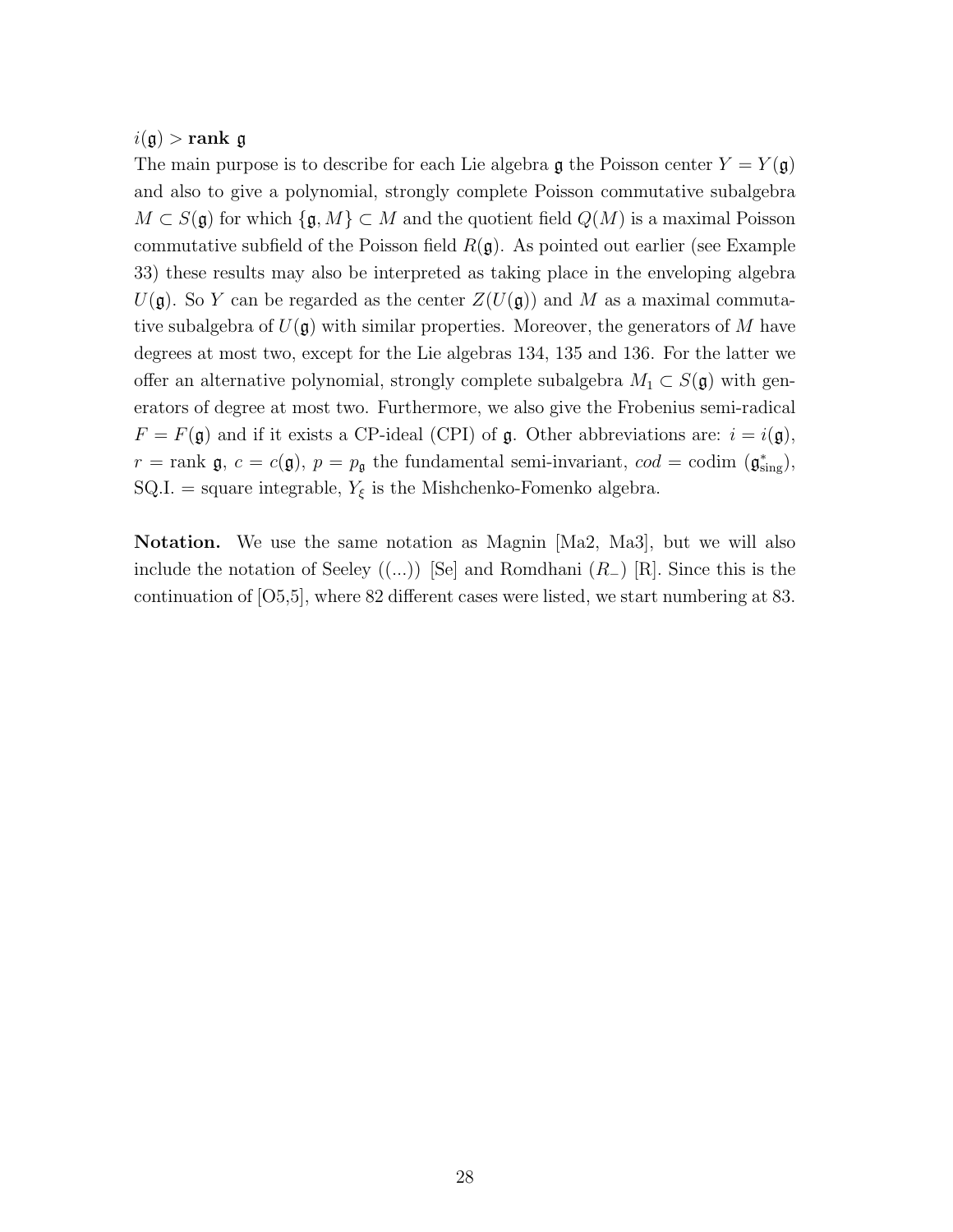### $i(\mathfrak{g}) > \textbf{rank } \mathfrak{g}$

The main purpose is to describe for each Lie algebra $\mathfrak{g}$ the Poisson center $Y = Y(\mathfrak{g})$ and also to give a polynomial, strongly complete Poisson commutative subalgebra $M \subset S(\mathfrak{g})$ for which $\{\mathfrak{g}, M\} \subset M$ and the quotient field $Q(M)$ is a maximal Poisson commutative subfield of the Poisson field $R(\mathfrak{g})$. As pointed out earlier (see Example 33) these results may also be interpreted as taking place in the enveloping algebra $U(\mathfrak{g})$. So $Y$ can be regarded as the center $Z(U(\mathfrak{g}))$ and $M$ as a maximal commutative subalgebra of $U(\mathfrak{g})$ with similar properties. Moreover, the generators of $M$ have degrees at most two, except for the Lie algebras 134, 135 and 136. For the latter we offer an alternative polynomial, strongly complete subalgebra $M_1 \subset S(\mathfrak{g})$ with generators of degree at most two. Furthermore, we also give the Frobenius semi-radical $F = F(\mathfrak{g})$ and if it exists a CP-ideal (CPI) of $\mathfrak{g}$. Other abbreviations are: $i = i(\mathfrak{g})$, $r = \text{rank } \mathfrak{g}$, $c = c(\mathfrak{g})$, $p = p_{\mathfrak{g}}$ the fundamental semi-invariant, $cod = \text{codim } (\mathfrak{g}^*_{\text{sing}})$, SQ.I. = square integrable, $Y_\xi$ is the Mishchenko-Fomenko algebra.

**Notation.** We use the same notation as Magnin [Ma2, Ma3], but we will also include the notation of Seeley ((...)) [Se] and Romdhani ($R_-$) [R]. Since this is the continuation of [O5,5], where 82 different cases were listed, we start numbering at 83.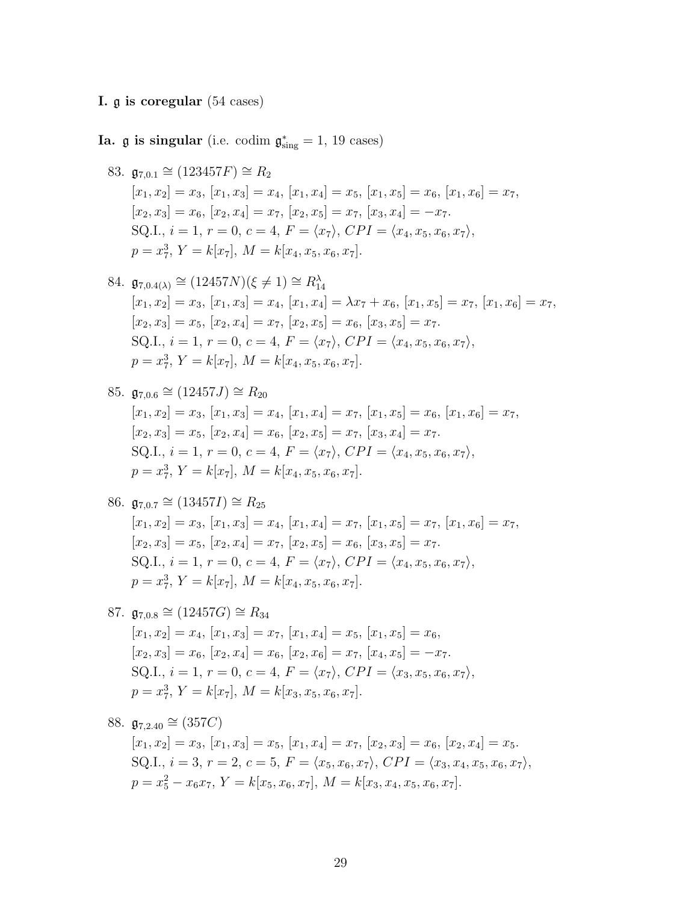**I. $\mathfrak{g}$ is coregular** (54 cases)

**Ia. $\mathfrak{g}$ is singular** (i.e. codim $\mathfrak{g}^*_{\mathrm{sing}} = 1$, 19 cases)

83. $\mathfrak{g}_{7,0.1} \cong (123457F) \cong R_2$
    $[x_1, x_2] = x_3$, $[x_1, x_3] = x_4$, $[x_1, x_4] = x_5$, $[x_1, x_5] = x_6$, $[x_1, x_6] = x_7$,
    $[x_2, x_3] = x_6$, $[x_2, x_4] = x_7$, $[x_2, x_5] = x_7$, $[x_3, x_4] = -x_7$.
    SQ.I., $i = 1$, $r = 0$, $c = 4$, $F = \langle x_7 \rangle$, $CPI = \langle x_4, x_5, x_6, x_7 \rangle$,
    $p = x_7^3$, $Y = k[x_7]$, $M = k[x_4, x_5, x_6, x_7]$.

84. $\mathfrak{g}_{7,0.4(\lambda)} \cong (12457N)(\xi \neq 1) \cong R_{14}^{\lambda}$
    $[x_1, x_2] = x_3$, $[x_1, x_3] = x_4$, $[x_1, x_4] = \lambda x_7 + x_6$, $[x_1, x_5] = x_7$, $[x_1, x_6] = x_7$,
    $[x_2, x_3] = x_5$, $[x_2, x_4] = x_7$, $[x_2, x_5] = x_6$, $[x_3, x_5] = x_7$.
    SQ.I., $i = 1$, $r = 0$, $c = 4$, $F = \langle x_7 \rangle$, $CPI = \langle x_4, x_5, x_6, x_7 \rangle$,
    $p = x_7^3$, $Y = k[x_7]$, $M = k[x_4, x_5, x_6, x_7]$.

85. $\mathfrak{g}_{7,0.6} \cong (12457J) \cong R_{20}$
    $[x_1, x_2] = x_3$, $[x_1, x_3] = x_4$, $[x_1, x_4] = x_7$, $[x_1, x_5] = x_6$, $[x_1, x_6] = x_7$,
    $[x_2, x_3] = x_5$, $[x_2, x_4] = x_6$, $[x_2, x_5] = x_7$, $[x_3, x_4] = x_7$.
    SQ.I., $i = 1$, $r = 0$, $c = 4$, $F = \langle x_7 \rangle$, $CPI = \langle x_4, x_5, x_6, x_7 \rangle$,
    $p = x_7^3$, $Y = k[x_7]$, $M = k[x_4, x_5, x_6, x_7]$.

86. $\mathfrak{g}_{7,0.7} \cong (13457I) \cong R_{25}$
    $[x_1, x_2] = x_3$, $[x_1, x_3] = x_4$, $[x_1, x_4] = x_7$, $[x_1, x_5] = x_7$, $[x_1, x_6] = x_7$,
    $[x_2, x_3] = x_5$, $[x_2, x_4] = x_7$, $[x_2, x_5] = x_6$, $[x_3, x_5] = x_7$.
    SQ.I., $i = 1$, $r = 0$, $c = 4$, $F = \langle x_7 \rangle$, $CPI = \langle x_4, x_5, x_6, x_7 \rangle$,
    $p = x_7^3$, $Y = k[x_7]$, $M = k[x_4, x_5, x_6, x_7]$.

87. $\mathfrak{g}_{7,0.8} \cong (12457G) \cong R_{34}$
    $[x_1, x_2] = x_4$, $[x_1, x_3] = x_7$, $[x_1, x_4] = x_5$, $[x_1, x_5] = x_6$,
    $[x_2, x_3] = x_6$, $[x_2, x_4] = x_6$, $[x_2, x_6] = x_7$, $[x_4, x_5] = -x_7$.
    SQ.I., $i = 1$, $r = 0$, $c = 4$, $F = \langle x_7 \rangle$, $CPI = \langle x_3, x_5, x_6, x_7 \rangle$,
    $p = x_7^3$, $Y = k[x_7]$, $M = k[x_3, x_5, x_6, x_7]$.

88. $\mathfrak{g}_{7,2.40} \cong (357C)$
    $[x_1, x_2] = x_3$, $[x_1, x_3] = x_5$, $[x_1, x_4] = x_7$, $[x_2, x_3] = x_6$, $[x_2, x_4] = x_5$.
    SQ.I., $i = 3$, $r = 2$, $c = 5$, $F = \langle x_5, x_6, x_7 \rangle$, $CPI = \langle x_3, x_4, x_5, x_6, x_7 \rangle$,
    $p = x_5^2 - x_6 x_7$, $Y = k[x_5, x_6, x_7]$, $M = k[x_3, x_4, x_5, x_6, x_7]$.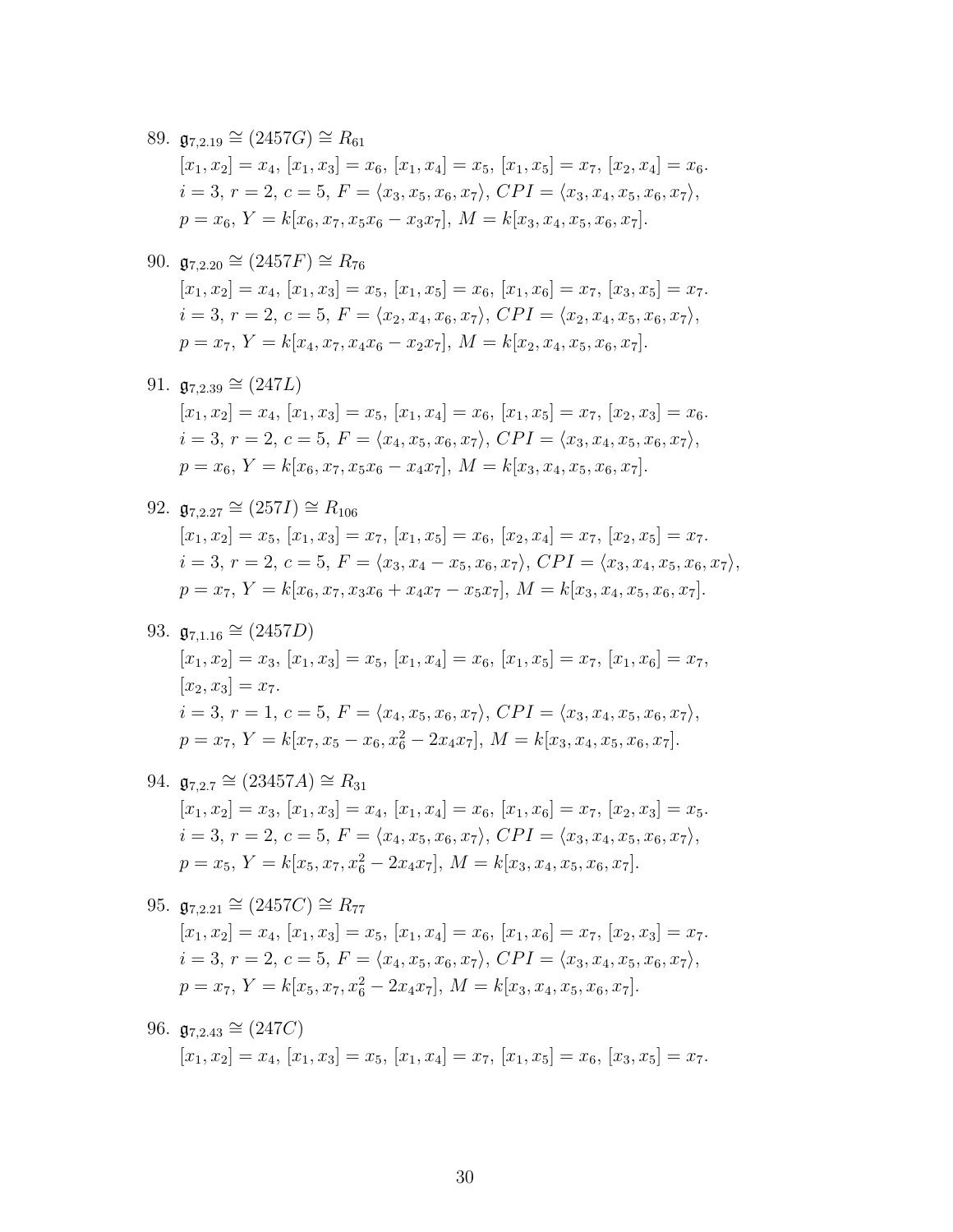89. $\mathfrak{g}_{7,2.19} \cong (2457G) \cong R_{61}$

    $[x_1, x_2] = x_4$, $[x_1, x_3] = x_6$, $[x_1, x_4] = x_5$, $[x_1, x_5] = x_7$, $[x_2, x_4] = x_6$.
    $i = 3$, $r = 2$, $c = 5$, $F = \langle x_3, x_5, x_6, x_7 \rangle$, $CPI = \langle x_3, x_4, x_5, x_6, x_7 \rangle$,
    $p = x_6$, $Y = k[x_6, x_7, x_5x_6 - x_3x_7]$, $M = k[x_3, x_4, x_5, x_6, x_7]$.

90. $\mathfrak{g}_{7,2.20} \cong (2457F) \cong R_{76}$

    $[x_1, x_2] = x_4$, $[x_1, x_3] = x_5$, $[x_1, x_5] = x_6$, $[x_1, x_6] = x_7$, $[x_3, x_5] = x_7$.
    $i = 3$, $r = 2$, $c = 5$, $F = \langle x_2, x_4, x_6, x_7 \rangle$, $CPI = \langle x_2, x_4, x_5, x_6, x_7 \rangle$,
    $p = x_7$, $Y = k[x_4, x_7, x_4x_6 - x_2x_7]$, $M = k[x_2, x_4, x_5, x_6, x_7]$.

91. $\mathfrak{g}_{7,2.39} \cong (247L)$

    $[x_1, x_2] = x_4$, $[x_1, x_3] = x_5$, $[x_1, x_4] = x_6$, $[x_1, x_5] = x_7$, $[x_2, x_3] = x_6$.
    $i = 3$, $r = 2$, $c = 5$, $F = \langle x_4, x_5, x_6, x_7 \rangle$, $CPI = \langle x_3, x_4, x_5, x_6, x_7 \rangle$,
    $p = x_6$, $Y = k[x_6, x_7, x_5x_6 - x_4x_7]$, $M = k[x_3, x_4, x_5, x_6, x_7]$.

92. $\mathfrak{g}_{7,2.27} \cong (257I) \cong R_{106}$

    $[x_1, x_2] = x_5$, $[x_1, x_3] = x_7$, $[x_1, x_5] = x_6$, $[x_2, x_4] = x_7$, $[x_2, x_5] = x_7$.
    $i = 3$, $r = 2$, $c = 5$, $F = \langle x_3, x_4 - x_5, x_6, x_7 \rangle$, $CPI = \langle x_3, x_4, x_5, x_6, x_7 \rangle$,
    $p = x_7$, $Y = k[x_6, x_7, x_3x_6 + x_4x_7 - x_5x_7]$, $M = k[x_3, x_4, x_5, x_6, x_7]$.

93. $\mathfrak{g}_{7,1.16} \cong (2457D)$

    $[x_1, x_2] = x_3$, $[x_1, x_3] = x_5$, $[x_1, x_4] = x_6$, $[x_1, x_5] = x_7$, $[x_1, x_6] = x_7$,
    $[x_2, x_3] = x_7$.
    $i = 3$, $r = 1$, $c = 5$, $F = \langle x_4, x_5, x_6, x_7 \rangle$, $CPI = \langle x_3, x_4, x_5, x_6, x_7 \rangle$,
    $p = x_7$, $Y = k[x_7, x_5 - x_6, x_6^2 - 2x_4x_7]$, $M = k[x_3, x_4, x_5, x_6, x_7]$.

94. $\mathfrak{g}_{7,2.7} \cong (23457A) \cong R_{31}$

    $[x_1, x_2] = x_3$, $[x_1, x_3] = x_4$, $[x_1, x_4] = x_6$, $[x_1, x_6] = x_7$, $[x_2, x_3] = x_5$.
    $i = 3$, $r = 2$, $c = 5$, $F = \langle x_4, x_5, x_6, x_7 \rangle$, $CPI = \langle x_3, x_4, x_5, x_6, x_7 \rangle$,
    $p = x_5$, $Y = k[x_5, x_7, x_6^2 - 2x_4x_7]$, $M = k[x_3, x_4, x_5, x_6, x_7]$.

95. $\mathfrak{g}_{7,2.21} \cong (2457C) \cong R_{77}$

    $[x_1, x_2] = x_4$, $[x_1, x_3] = x_5$, $[x_1, x_4] = x_6$, $[x_1, x_6] = x_7$, $[x_2, x_3] = x_7$.
    $i = 3$, $r = 2$, $c = 5$, $F = \langle x_4, x_5, x_6, x_7 \rangle$, $CPI = \langle x_3, x_4, x_5, x_6, x_7 \rangle$,
    $p = x_7$, $Y = k[x_5, x_7, x_6^2 - 2x_4x_7]$, $M = k[x_3, x_4, x_5, x_6, x_7]$.

96. $\mathfrak{g}_{7,2.43} \cong (247C)$

    $[x_1, x_2] = x_4$, $[x_1, x_3] = x_5$, $[x_1, x_4] = x_7$, $[x_1, x_5] = x_6$, $[x_3, x_5] = x_7$.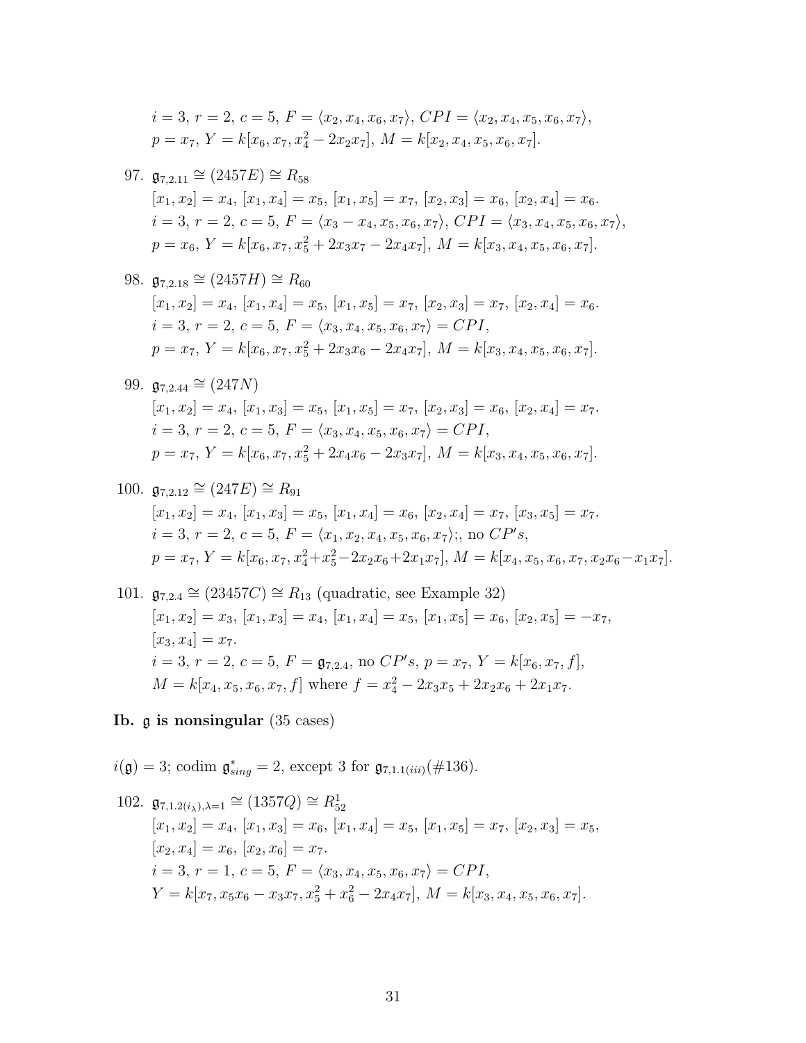$i = 3$, $r = 2$, $c = 5$, $F = \langle x_2, x_4, x_6, x_7 \rangle$, $CPI = \langle x_2, x_4, x_5, x_6, x_7 \rangle$,
$p = x_7$, $Y = k[x_6, x_7, x_4^2 - 2x_2x_7]$, $M = k[x_2, x_4, x_5, x_6, x_7]$.

97. $\mathfrak{g}_{7,2.11} \cong (2457E) \cong R_{58}$
$[x_1, x_2] = x_4$, $[x_1, x_4] = x_5$, $[x_1, x_5] = x_7$, $[x_2, x_3] = x_6$, $[x_2, x_4] = x_6$.
$i = 3$, $r = 2$, $c = 5$, $F = \langle x_3 - x_4, x_5, x_6, x_7 \rangle$, $CPI = \langle x_3, x_4, x_5, x_6, x_7 \rangle$,
$p = x_6$, $Y = k[x_6, x_7, x_5^2 + 2x_3x_7 - 2x_4x_7]$, $M = k[x_3, x_4, x_5, x_6, x_7]$.

98. $\mathfrak{g}_{7,2.18} \cong (2457H) \cong R_{60}$
$[x_1, x_2] = x_4$, $[x_1, x_4] = x_5$, $[x_1, x_5] = x_7$, $[x_2, x_3] = x_7$, $[x_2, x_4] = x_6$.
$i = 3$, $r = 2$, $c = 5$, $F = \langle x_3, x_4, x_5, x_6, x_7 \rangle = CPI$,
$p = x_7$, $Y = k[x_6, x_7, x_5^2 + 2x_3x_6 - 2x_4x_7]$, $M = k[x_3, x_4, x_5, x_6, x_7]$.

99. $\mathfrak{g}_{7,2.44} \cong (247N)$
$[x_1, x_2] = x_4$, $[x_1, x_3] = x_5$, $[x_1, x_5] = x_7$, $[x_2, x_3] = x_6$, $[x_2, x_4] = x_7$.
$i = 3$, $r = 2$, $c = 5$, $F = \langle x_3, x_4, x_5, x_6, x_7 \rangle = CPI$,
$p = x_7$, $Y = k[x_6, x_7, x_5^2 + 2x_4x_6 - 2x_3x_7]$, $M = k[x_3, x_4, x_5, x_6, x_7]$.

100. $\mathfrak{g}_{7,2.12} \cong (247E) \cong R_{91}$
$[x_1, x_2] = x_4$, $[x_1, x_3] = x_5$, $[x_1, x_4] = x_6$, $[x_2, x_4] = x_7$, $[x_3, x_5] = x_7$.
$i = 3$, $r = 2$, $c = 5$, $F = \langle x_1, x_2, x_4, x_5, x_6, x_7 \rangle$;, no $CP's$,
$p = x_7$, $Y = k[x_6, x_7, x_4^2 + x_5^2 - 2x_2x_6 + 2x_1x_7]$, $M = k[x_4, x_5, x_6, x_7, x_2x_6 - x_1x_7]$.

101. $\mathfrak{g}_{7,2.4} \cong (23457C) \cong R_{13}$ (quadratic, see Example 32)
$[x_1, x_2] = x_3$, $[x_1, x_3] = x_4$, $[x_1, x_4] = x_5$, $[x_1, x_5] = x_6$, $[x_2, x_5] = -x_7$,
$[x_3, x_4] = x_7$.
$i = 3$, $r = 2$, $c = 5$, $F = \mathfrak{g}_{7,2.4}$, no $CP's$, $p = x_7$, $Y = k[x_6, x_7, f]$,
$M = k[x_4, x_5, x_6, x_7, f]$ where $f = x_4^2 - 2x_3x_5 + 2x_2x_6 + 2x_1x_7$.

**Ib. $\mathfrak{g}$ is nonsingular** (35 cases)

$i(\mathfrak{g}) = 3$; codim $\mathfrak{g}^*_{sing} = 2$, except 3 for $\mathfrak{g}_{7,1.1(iii)}$(#136).

102. $\mathfrak{g}_{7,1.2(i_\lambda),\lambda=1} \cong (1357Q) \cong R^1_{52}$
$[x_1, x_2] = x_4$, $[x_1, x_3] = x_6$, $[x_1, x_4] = x_5$, $[x_1, x_5] = x_7$, $[x_2, x_3] = x_5$,
$[x_2, x_4] = x_6$, $[x_2, x_6] = x_7$.
$i = 3$, $r = 1$, $c = 5$, $F = \langle x_3, x_4, x_5, x_6, x_7 \rangle = CPI$,
$Y = k[x_7, x_5x_6 - x_3x_7, x_5^2 + x_6^2 - 2x_4x_7]$, $M = k[x_3, x_4, x_5, x_6, x_7]$.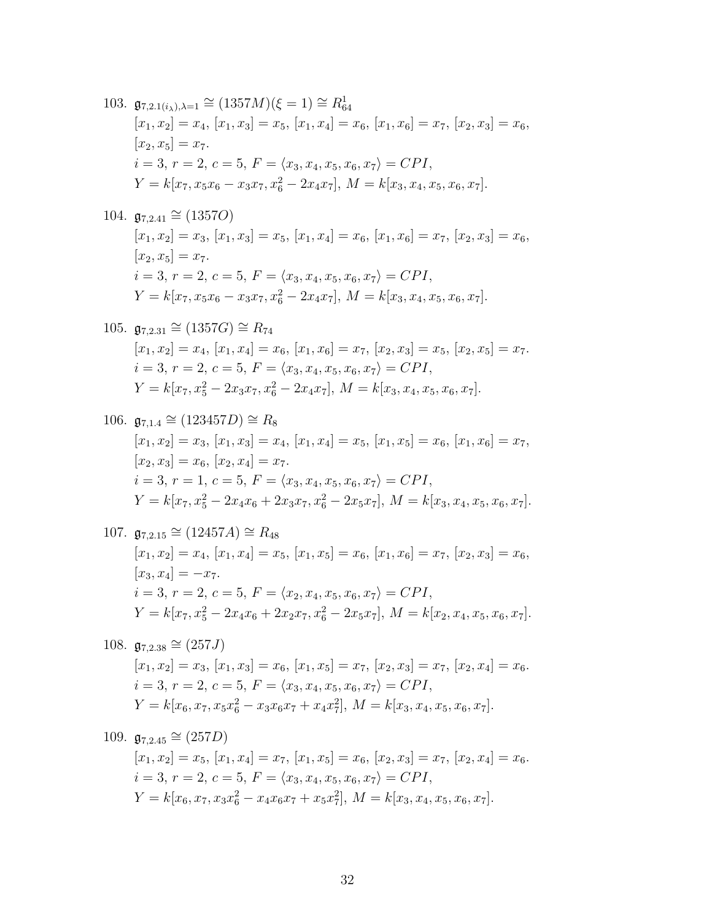103. $\mathfrak{g}_{7,2.1(i_\lambda),\lambda=1} \cong (1357M)(\xi = 1) \cong R^1_{64}$

$[x_1, x_2] = x_4$, $[x_1, x_3] = x_5$, $[x_1, x_4] = x_6$, $[x_1, x_6] = x_7$, $[x_2, x_3] = x_6$, $[x_2, x_5] = x_7$.

$i = 3$, $r = 2$, $c = 5$, $F = \langle x_3, x_4, x_5, x_6, x_7 \rangle = CPI$,

$Y = k[x_7, x_5x_6 - x_3x_7, x_6^2 - 2x_4x_7]$, $M = k[x_3, x_4, x_5, x_6, x_7]$.

104. $\mathfrak{g}_{7,2.41} \cong (1357O)$

$[x_1, x_2] = x_3$, $[x_1, x_3] = x_5$, $[x_1, x_4] = x_6$, $[x_1, x_6] = x_7$, $[x_2, x_3] = x_6$, $[x_2, x_5] = x_7$.

$i = 3$, $r = 2$, $c = 5$, $F = \langle x_3, x_4, x_5, x_6, x_7 \rangle = CPI$,

$Y = k[x_7, x_5x_6 - x_3x_7, x_6^2 - 2x_4x_7]$, $M = k[x_3, x_4, x_5, x_6, x_7]$.

105. $\mathfrak{g}_{7,2.31} \cong (1357G) \cong R_{74}$

$[x_1, x_2] = x_4$, $[x_1, x_4] = x_6$, $[x_1, x_6] = x_7$, $[x_2, x_3] = x_5$, $[x_2, x_5] = x_7$.

$i = 3$, $r = 2$, $c = 5$, $F = \langle x_3, x_4, x_5, x_6, x_7 \rangle = CPI$,

$Y = k[x_7, x_5^2 - 2x_3x_7, x_6^2 - 2x_4x_7]$, $M = k[x_3, x_4, x_5, x_6, x_7]$.

106. $\mathfrak{g}_{7,1.4} \cong (123457D) \cong R_8$

$[x_1, x_2] = x_3$, $[x_1, x_3] = x_4$, $[x_1, x_4] = x_5$, $[x_1, x_5] = x_6$, $[x_1, x_6] = x_7$, $[x_2, x_3] = x_6$, $[x_2, x_4] = x_7$.

$i = 3$, $r = 1$, $c = 5$, $F = \langle x_3, x_4, x_5, x_6, x_7 \rangle = CPI$,

$Y = k[x_7, x_5^2 - 2x_4x_6 + 2x_3x_7, x_6^2 - 2x_5x_7]$, $M = k[x_3, x_4, x_5, x_6, x_7]$.

107. $\mathfrak{g}_{7,2.15} \cong (12457A) \cong R_{48}$

$[x_1, x_2] = x_4$, $[x_1, x_4] = x_5$, $[x_1, x_5] = x_6$, $[x_1, x_6] = x_7$, $[x_2, x_3] = x_6$, $[x_3, x_4] = -x_7$.

$i = 3$, $r = 2$, $c = 5$, $F = \langle x_2, x_4, x_5, x_6, x_7 \rangle = CPI$,

$Y = k[x_7, x_5^2 - 2x_4x_6 + 2x_2x_7, x_6^2 - 2x_5x_7]$, $M = k[x_2, x_4, x_5, x_6, x_7]$.

108. $\mathfrak{g}_{7,2.38} \cong (257J)$

$[x_1, x_2] = x_3$, $[x_1, x_3] = x_6$, $[x_1, x_5] = x_7$, $[x_2, x_3] = x_7$, $[x_2, x_4] = x_6$.

$i = 3$, $r = 2$, $c = 5$, $F = \langle x_3, x_4, x_5, x_6, x_7 \rangle = CPI$,

$Y = k[x_6, x_7, x_5x_6^2 - x_3x_6x_7 + x_4x_7^2]$, $M = k[x_3, x_4, x_5, x_6, x_7]$.

109. $\mathfrak{g}_{7,2.45} \cong (257D)$

$[x_1, x_2] = x_5$, $[x_1, x_4] = x_7$, $[x_1, x_5] = x_6$, $[x_2, x_3] = x_7$, $[x_2, x_4] = x_6$.

$i = 3$, $r = 2$, $c = 5$, $F = \langle x_3, x_4, x_5, x_6, x_7 \rangle = CPI$,

$Y = k[x_6, x_7, x_3x_6^2 - x_4x_6x_7 + x_5x_7^2]$, $M = k[x_3, x_4, x_5, x_6, x_7]$.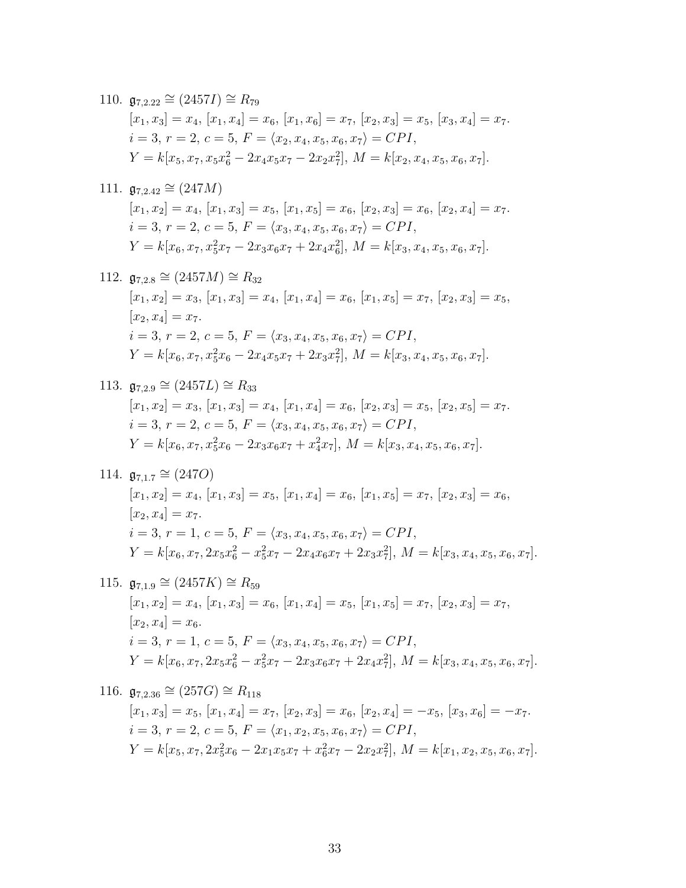110. $\mathfrak{g}_{7,2.22} \cong (2457I) \cong R_{79}$

  $[x_1, x_3] = x_4,\ [x_1, x_4] = x_6,\ [x_1, x_6] = x_7,\ [x_2, x_3] = x_5,\ [x_3, x_4] = x_7.$

  $i = 3,\ r = 2,\ c = 5,\ F = \langle x_2, x_4, x_5, x_6, x_7 \rangle = CPI,$

  $Y = k[x_5, x_7, x_5x_6^2 - 2x_4x_5x_7 - 2x_2x_7^2],\ M = k[x_2, x_4, x_5, x_6, x_7].$

111. $\mathfrak{g}_{7,2.42} \cong (247M)$

  $[x_1, x_2] = x_4,\ [x_1, x_3] = x_5,\ [x_1, x_5] = x_6,\ [x_2, x_3] = x_6,\ [x_2, x_4] = x_7.$

  $i = 3,\ r = 2,\ c = 5,\ F = \langle x_3, x_4, x_5, x_6, x_7 \rangle = CPI,$

  $Y = k[x_6, x_7, x_5^2x_7 - 2x_3x_6x_7 + 2x_4x_6^2],\ M = k[x_3, x_4, x_5, x_6, x_7].$

112. $\mathfrak{g}_{7,2.8} \cong (2457M) \cong R_{32}$

  $[x_1, x_2] = x_3,\ [x_1, x_3] = x_4,\ [x_1, x_4] = x_6,\ [x_1, x_5] = x_7,\ [x_2, x_3] = x_5,$
  $[x_2, x_4] = x_7.$

  $i = 3,\ r = 2,\ c = 5,\ F = \langle x_3, x_4, x_5, x_6, x_7 \rangle = CPI,$

  $Y = k[x_6, x_7, x_5^2x_6 - 2x_4x_5x_7 + 2x_3x_7^2],\ M = k[x_3, x_4, x_5, x_6, x_7].$

113. $\mathfrak{g}_{7,2.9} \cong (2457L) \cong R_{33}$

  $[x_1, x_2] = x_3,\ [x_1, x_3] = x_4,\ [x_1, x_4] = x_6,\ [x_2, x_3] = x_5,\ [x_2, x_5] = x_7.$

  $i = 3,\ r = 2,\ c = 5,\ F = \langle x_3, x_4, x_5, x_6, x_7 \rangle = CPI,$

  $Y = k[x_6, x_7, x_5^2x_6 - 2x_3x_6x_7 + x_4^2x_7],\ M = k[x_3, x_4, x_5, x_6, x_7].$

114. $\mathfrak{g}_{7,1.7} \cong (247O)$

  $[x_1, x_2] = x_4,\ [x_1, x_3] = x_5,\ [x_1, x_4] = x_6,\ [x_1, x_5] = x_7,\ [x_2, x_3] = x_6,$
  $[x_2, x_4] = x_7.$

  $i = 3,\ r = 1,\ c = 5,\ F = \langle x_3, x_4, x_5, x_6, x_7 \rangle = CPI,$

  $Y = k[x_6, x_7, 2x_5x_6^2 - x_5^2x_7 - 2x_4x_6x_7 + 2x_3x_7^2],\ M = k[x_3, x_4, x_5, x_6, x_7].$

115. $\mathfrak{g}_{7,1.9} \cong (2457K) \cong R_{59}$

  $[x_1, x_2] = x_4,\ [x_1, x_3] = x_6,\ [x_1, x_4] = x_5,\ [x_1, x_5] = x_7,\ [x_2, x_3] = x_7,$
  $[x_2, x_4] = x_6.$

  $i = 3,\ r = 1,\ c = 5,\ F = \langle x_3, x_4, x_5, x_6, x_7 \rangle = CPI,$

  $Y = k[x_6, x_7, 2x_5x_6^2 - x_5^2x_7 - 2x_3x_6x_7 + 2x_4x_7^2],\ M = k[x_3, x_4, x_5, x_6, x_7].$

116. $\mathfrak{g}_{7,2.36} \cong (257G) \cong R_{118}$

  $[x_1, x_3] = x_5,\ [x_1, x_4] = x_7,\ [x_2, x_3] = x_6,\ [x_2, x_4] = -x_5,\ [x_3, x_6] = -x_7.$

  $i = 3,\ r = 2,\ c = 5,\ F = \langle x_1, x_2, x_5, x_6, x_7 \rangle = CPI,$

  $Y = k[x_5, x_7, 2x_5^2x_6 - 2x_1x_5x_7 + x_6^2x_7 - 2x_2x_7^2],\ M = k[x_1, x_2, x_5, x_6, x_7].$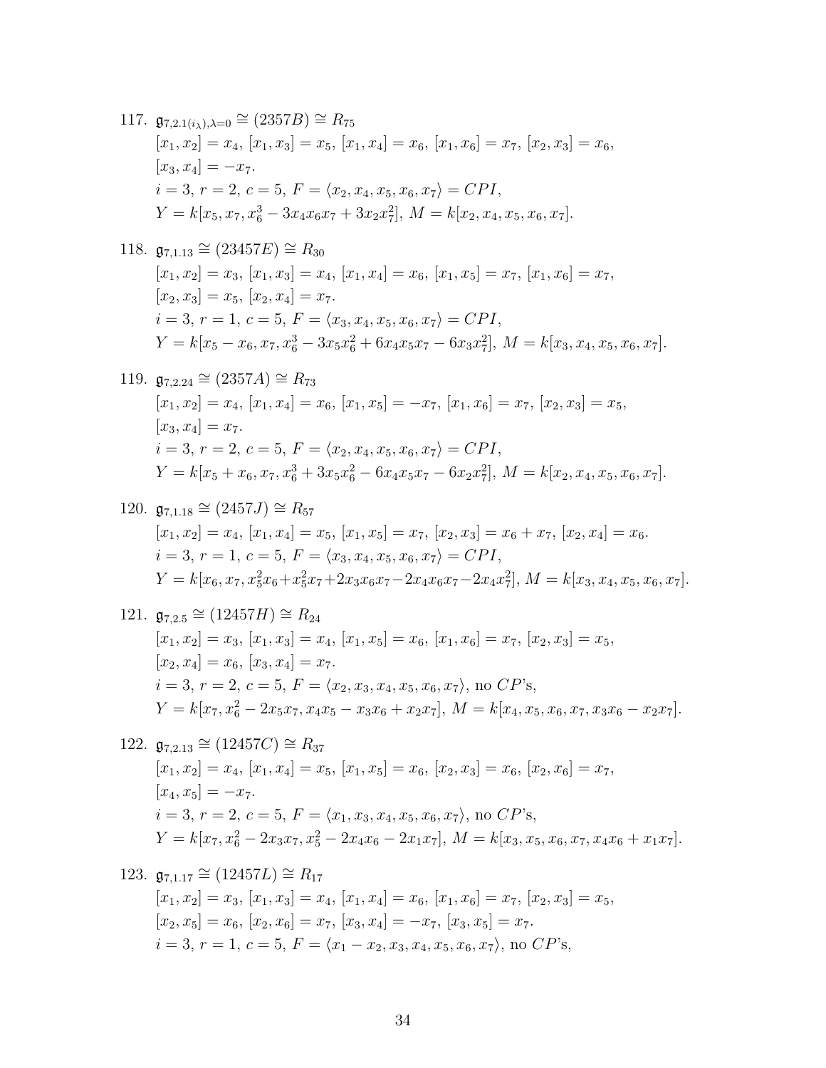117. $\mathfrak{g}_{7,2.1(i_\lambda),\lambda=0} \cong (2357B) \cong R_{75}$
$[x_1, x_2] = x_4$, $[x_1, x_3] = x_5$, $[x_1, x_4] = x_6$, $[x_1, x_6] = x_7$, $[x_2, x_3] = x_6$,
$[x_3, x_4] = -x_7$.
$i = 3$, $r = 2$, $c = 5$, $F = \langle x_2, x_4, x_5, x_6, x_7 \rangle = CPI$,
$Y = k[x_5, x_7, x_6^3 - 3x_4x_6x_7 + 3x_2x_7^2]$, $M = k[x_2, x_4, x_5, x_6, x_7]$.

118. $\mathfrak{g}_{7,1.13} \cong (23457E) \cong R_{30}$
$[x_1, x_2] = x_3$, $[x_1, x_3] = x_4$, $[x_1, x_4] = x_6$, $[x_1, x_5] = x_7$, $[x_1, x_6] = x_7$,
$[x_2, x_3] = x_5$, $[x_2, x_4] = x_7$.
$i = 3$, $r = 1$, $c = 5$, $F = \langle x_3, x_4, x_5, x_6, x_7 \rangle = CPI$,
$Y = k[x_5 - x_6, x_7, x_6^3 - 3x_5x_6^2 + 6x_4x_5x_7 - 6x_3x_7^2]$, $M = k[x_3, x_4, x_5, x_6, x_7]$.

119. $\mathfrak{g}_{7,2.24} \cong (2357A) \cong R_{73}$
$[x_1, x_2] = x_4$, $[x_1, x_4] = x_6$, $[x_1, x_5] = -x_7$, $[x_1, x_6] = x_7$, $[x_2, x_3] = x_5$,
$[x_3, x_4] = x_7$.
$i = 3$, $r = 2$, $c = 5$, $F = \langle x_2, x_4, x_5, x_6, x_7 \rangle = CPI$,
$Y = k[x_5 + x_6, x_7, x_6^3 + 3x_5x_6^2 - 6x_4x_5x_7 - 6x_2x_7^2]$, $M = k[x_2, x_4, x_5, x_6, x_7]$.

120. $\mathfrak{g}_{7,1.18} \cong (2457J) \cong R_{57}$
$[x_1, x_2] = x_4$, $[x_1, x_4] = x_5$, $[x_1, x_5] = x_7$, $[x_2, x_3] = x_6 + x_7$, $[x_2, x_4] = x_6$.
$i = 3$, $r = 1$, $c = 5$, $F = \langle x_3, x_4, x_5, x_6, x_7 \rangle = CPI$,
$Y = k[x_6, x_7, x_5^2x_6 + x_5^2x_7 + 2x_3x_6x_7 - 2x_4x_6x_7 - 2x_4x_7^2]$, $M = k[x_3, x_4, x_5, x_6, x_7]$.

121. $\mathfrak{g}_{7,2.5} \cong (12457H) \cong R_{24}$
$[x_1, x_2] = x_3$, $[x_1, x_3] = x_4$, $[x_1, x_5] = x_6$, $[x_1, x_6] = x_7$, $[x_2, x_3] = x_5$,
$[x_2, x_4] = x_6$, $[x_3, x_4] = x_7$.
$i = 3$, $r = 2$, $c = 5$, $F = \langle x_2, x_3, x_4, x_5, x_6, x_7 \rangle$, no $CP$'s,
$Y = k[x_7, x_6^2 - 2x_5x_7, x_4x_5 - x_3x_6 + x_2x_7]$, $M = k[x_4, x_5, x_6, x_7, x_3x_6 - x_2x_7]$.

122. $\mathfrak{g}_{7,2.13} \cong (12457C) \cong R_{37}$
$[x_1, x_2] = x_4$, $[x_1, x_4] = x_5$, $[x_1, x_5] = x_6$, $[x_2, x_3] = x_6$, $[x_2, x_6] = x_7$,
$[x_4, x_5] = -x_7$.
$i = 3$, $r = 2$, $c = 5$, $F = \langle x_1, x_3, x_4, x_5, x_6, x_7 \rangle$, no $CP$'s,
$Y = k[x_7, x_6^2 - 2x_3x_7, x_5^2 - 2x_4x_6 - 2x_1x_7]$, $M = k[x_3, x_5, x_6, x_7, x_4x_6 + x_1x_7]$.

123. $\mathfrak{g}_{7,1.17} \cong (12457L) \cong R_{17}$
$[x_1, x_2] = x_3$, $[x_1, x_3] = x_4$, $[x_1, x_4] = x_6$, $[x_1, x_6] = x_7$, $[x_2, x_3] = x_5$,
$[x_2, x_5] = x_6$, $[x_2, x_6] = x_7$, $[x_3, x_4] = -x_7$, $[x_3, x_5] = x_7$.
$i = 3$, $r = 1$, $c = 5$, $F = \langle x_1 - x_2, x_3, x_4, x_5, x_6, x_7 \rangle$, no $CP$'s,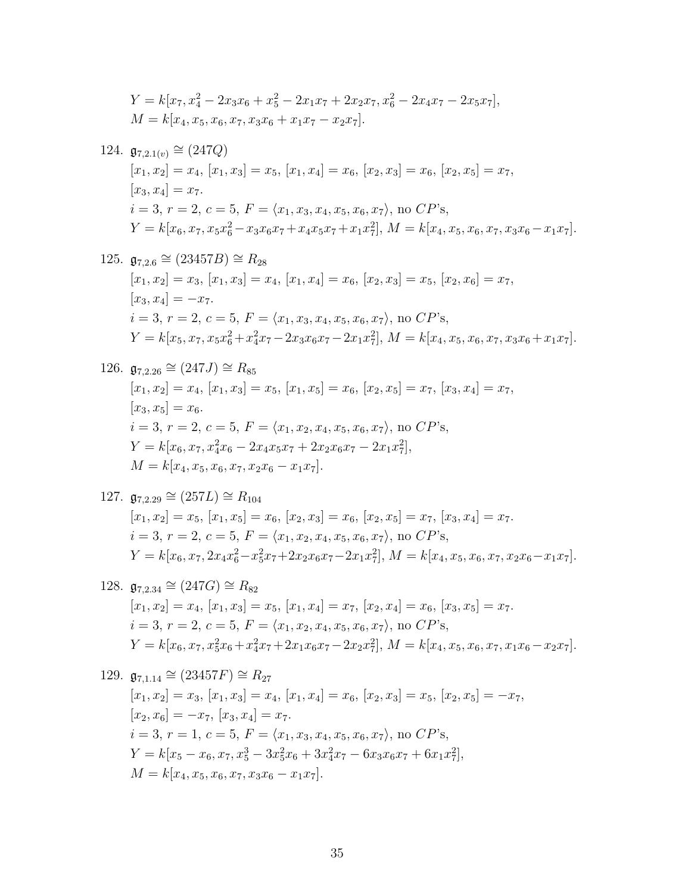$Y = k[x_7, x_4^2 - 2x_3x_6 + x_5^2 - 2x_1x_7 + 2x_2x_7, x_6^2 - 2x_4x_7 - 2x_5x_7]$,
$M = k[x_4, x_5, x_6, x_7, x_3x_6 + x_1x_7 - x_2x_7]$.

124. $\mathfrak{g}_{7,2.1(v)} \cong (247Q)$
$[x_1, x_2] = x_4$, $[x_1, x_3] = x_5$, $[x_1, x_4] = x_6$, $[x_2, x_3] = x_6$, $[x_2, x_5] = x_7$,
$[x_3, x_4] = x_7$.
$i = 3$, $r = 2$, $c = 5$, $F = \langle x_1, x_3, x_4, x_5, x_6, x_7 \rangle$, no $CP$'s,
$Y = k[x_6, x_7, x_5x_6^2 - x_3x_6x_7 + x_4x_5x_7 + x_1x_7^2]$, $M = k[x_4, x_5, x_6, x_7, x_3x_6 - x_1x_7]$.

125. $\mathfrak{g}_{7,2.6} \cong (23457B) \cong R_{28}$
$[x_1, x_2] = x_3$, $[x_1, x_3] = x_4$, $[x_1, x_4] = x_6$, $[x_2, x_3] = x_5$, $[x_2, x_6] = x_7$,
$[x_3, x_4] = -x_7$.
$i = 3$, $r = 2$, $c = 5$, $F = \langle x_1, x_3, x_4, x_5, x_6, x_7 \rangle$, no $CP$'s,
$Y = k[x_5, x_7, x_5x_6^2 + x_4^2x_7 - 2x_3x_6x_7 - 2x_1x_7^2]$, $M = k[x_4, x_5, x_6, x_7, x_3x_6 + x_1x_7]$.

126. $\mathfrak{g}_{7,2.26} \cong (247J) \cong R_{85}$
$[x_1, x_2] = x_4$, $[x_1, x_3] = x_5$, $[x_1, x_5] = x_6$, $[x_2, x_5] = x_7$, $[x_3, x_4] = x_7$,
$[x_3, x_5] = x_6$.
$i = 3$, $r = 2$, $c = 5$, $F = \langle x_1, x_2, x_4, x_5, x_6, x_7 \rangle$, no $CP$'s,
$Y = k[x_6, x_7, x_4^2x_6 - 2x_4x_5x_7 + 2x_2x_6x_7 - 2x_1x_7^2]$,
$M = k[x_4, x_5, x_6, x_7, x_2x_6 - x_1x_7]$.

127. $\mathfrak{g}_{7,2.29} \cong (257L) \cong R_{104}$
$[x_1, x_2] = x_5$, $[x_1, x_5] = x_6$, $[x_2, x_3] = x_6$, $[x_2, x_5] = x_7$, $[x_3, x_4] = x_7$.
$i = 3$, $r = 2$, $c = 5$, $F = \langle x_1, x_2, x_4, x_5, x_6, x_7 \rangle$, no $CP$'s,
$Y = k[x_6, x_7, 2x_4x_6^2 - x_5^2x_7 + 2x_2x_6x_7 - 2x_1x_7^2]$, $M = k[x_4, x_5, x_6, x_7, x_2x_6 - x_1x_7]$.

128. $\mathfrak{g}_{7,2.34} \cong (247G) \cong R_{82}$
$[x_1, x_2] = x_4$, $[x_1, x_3] = x_5$, $[x_1, x_4] = x_7$, $[x_2, x_4] = x_6$, $[x_3, x_5] = x_7$.
$i = 3$, $r = 2$, $c = 5$, $F = \langle x_1, x_2, x_4, x_5, x_6, x_7 \rangle$, no $CP$'s,
$Y = k[x_6, x_7, x_5^2x_6 + x_4^2x_7 + 2x_1x_6x_7 - 2x_2x_7^2]$, $M = k[x_4, x_5, x_6, x_7, x_1x_6 - x_2x_7]$.

129. $\mathfrak{g}_{7,1.14} \cong (23457F) \cong R_{27}$
$[x_1, x_2] = x_3$, $[x_1, x_3] = x_4$, $[x_1, x_4] = x_6$, $[x_2, x_3] = x_5$, $[x_2, x_5] = -x_7$,
$[x_2, x_6] = -x_7$, $[x_3, x_4] = x_7$.
$i = 3$, $r = 1$, $c = 5$, $F = \langle x_1, x_3, x_4, x_5, x_6, x_7 \rangle$, no $CP$'s,
$Y = k[x_5 - x_6, x_7, x_5^3 - 3x_5^2x_6 + 3x_4^2x_7 - 6x_3x_6x_7 + 6x_1x_7^2]$,
$M = k[x_4, x_5, x_6, x_7, x_3x_6 - x_1x_7]$.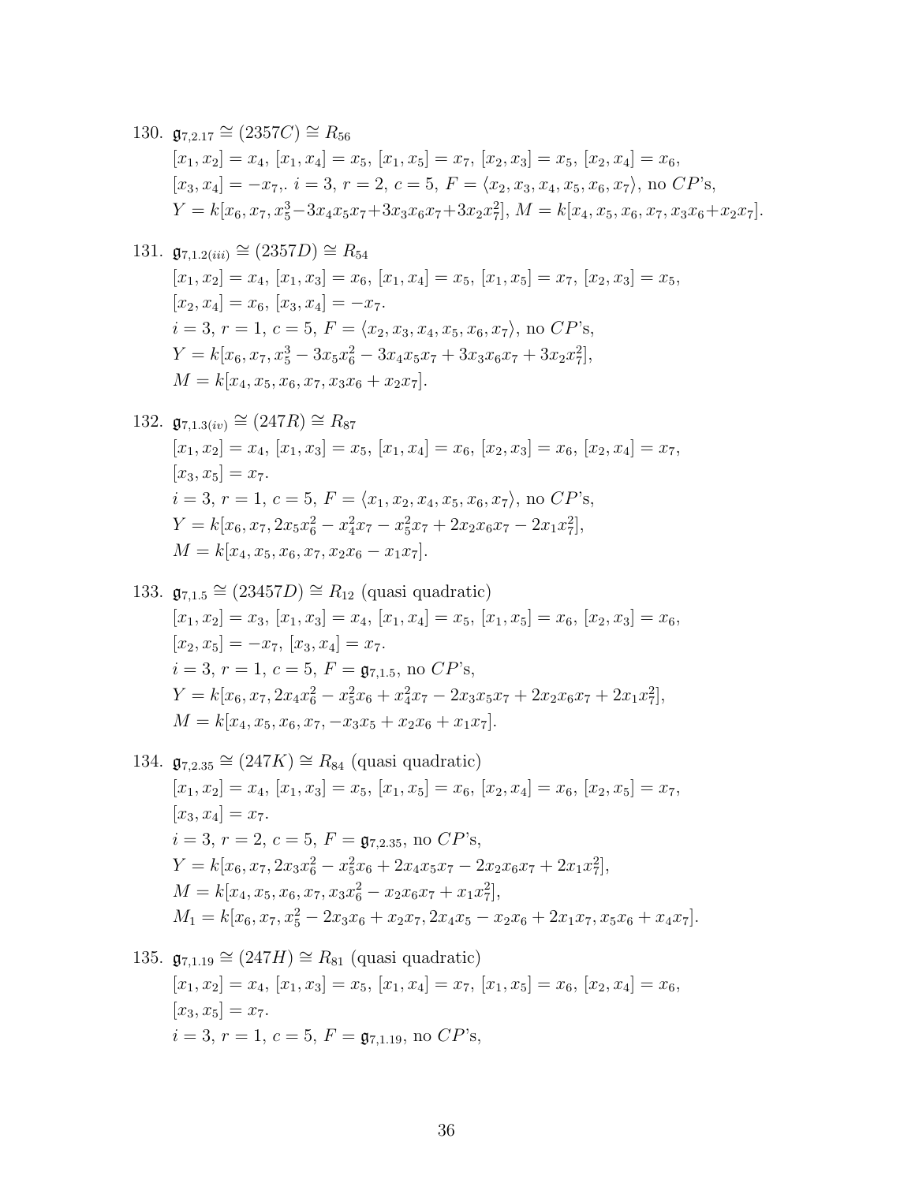130. $\mathfrak{g}_{7,2.17} \cong (2357C) \cong R_{56}$
$[x_1, x_2] = x_4$, $[x_1, x_4] = x_5$, $[x_1, x_5] = x_7$, $[x_2, x_3] = x_5$, $[x_2, x_4] = x_6$,
$[x_3, x_4] = -x_7$,. $i = 3$, $r = 2$, $c = 5$, $F = \langle x_2, x_3, x_4, x_5, x_6, x_7 \rangle$, no $CP$'s,
$Y = k[x_6, x_7, x_5^3 - 3x_4x_5x_7 + 3x_3x_6x_7 + 3x_2x_7^2]$, $M = k[x_4, x_5, x_6, x_7, x_3x_6 + x_2x_7]$.

131. $\mathfrak{g}_{7,1.2(iii)} \cong (2357D) \cong R_{54}$
$[x_1, x_2] = x_4$, $[x_1, x_3] = x_6$, $[x_1, x_4] = x_5$, $[x_1, x_5] = x_7$, $[x_2, x_3] = x_5$,
$[x_2, x_4] = x_6$, $[x_3, x_4] = -x_7$.
$i = 3$, $r = 1$, $c = 5$, $F = \langle x_2, x_3, x_4, x_5, x_6, x_7 \rangle$, no $CP$'s,
$Y = k[x_6, x_7, x_5^3 - 3x_5x_6^2 - 3x_4x_5x_7 + 3x_3x_6x_7 + 3x_2x_7^2]$,
$M = k[x_4, x_5, x_6, x_7, x_3x_6 + x_2x_7]$.

132. $\mathfrak{g}_{7,1.3(iv)} \cong (247R) \cong R_{87}$
$[x_1, x_2] = x_4$, $[x_1, x_3] = x_5$, $[x_1, x_4] = x_6$, $[x_2, x_3] = x_6$, $[x_2, x_4] = x_7$,
$[x_3, x_5] = x_7$.
$i = 3$, $r = 1$, $c = 5$, $F = \langle x_1, x_2, x_4, x_5, x_6, x_7 \rangle$, no $CP$'s,
$Y = k[x_6, x_7, 2x_5x_6^2 - x_4^2x_7 - x_5^2x_7 + 2x_2x_6x_7 - 2x_1x_7^2]$,
$M = k[x_4, x_5, x_6, x_7, x_2x_6 - x_1x_7]$.

133. $\mathfrak{g}_{7,1.5} \cong (23457D) \cong R_{12}$ (quasi quadratic)
$[x_1, x_2] = x_3$, $[x_1, x_3] = x_4$, $[x_1, x_4] = x_5$, $[x_1, x_5] = x_6$, $[x_2, x_3] = x_6$,
$[x_2, x_5] = -x_7$, $[x_3, x_4] = x_7$.
$i = 3$, $r = 1$, $c = 5$, $F = \mathfrak{g}_{7,1.5}$, no $CP$'s,
$Y = k[x_6, x_7, 2x_4x_6^2 - x_5^2x_6 + x_4^2x_7 - 2x_3x_5x_7 + 2x_2x_6x_7 + 2x_1x_7^2]$,
$M = k[x_4, x_5, x_6, x_7, -x_3x_5 + x_2x_6 + x_1x_7]$.

134. $\mathfrak{g}_{7,2.35} \cong (247K) \cong R_{84}$ (quasi quadratic)
$[x_1, x_2] = x_4$, $[x_1, x_3] = x_5$, $[x_1, x_5] = x_6$, $[x_2, x_4] = x_6$, $[x_2, x_5] = x_7$,
$[x_3, x_4] = x_7$.
$i = 3$, $r = 2$, $c = 5$, $F = \mathfrak{g}_{7,2.35}$, no $CP$'s,
$Y = k[x_6, x_7, 2x_3x_6^2 - x_5^2x_6 + 2x_4x_5x_7 - 2x_2x_6x_7 + 2x_1x_7^2]$,
$M = k[x_4, x_5, x_6, x_7, x_3x_6^2 - x_2x_6x_7 + x_1x_7^2]$,
$M_1 = k[x_6, x_7, x_5^2 - 2x_3x_6 + x_2x_7, 2x_4x_5 - x_2x_6 + 2x_1x_7, x_5x_6 + x_4x_7]$.

135. $\mathfrak{g}_{7,1.19} \cong (247H) \cong R_{81}$ (quasi quadratic)
$[x_1, x_2] = x_4$, $[x_1, x_3] = x_5$, $[x_1, x_4] = x_7$, $[x_1, x_5] = x_6$, $[x_2, x_4] = x_6$,
$[x_3, x_5] = x_7$.
$i = 3$, $r = 1$, $c = 5$, $F = \mathfrak{g}_{7,1.19}$, no $CP$'s,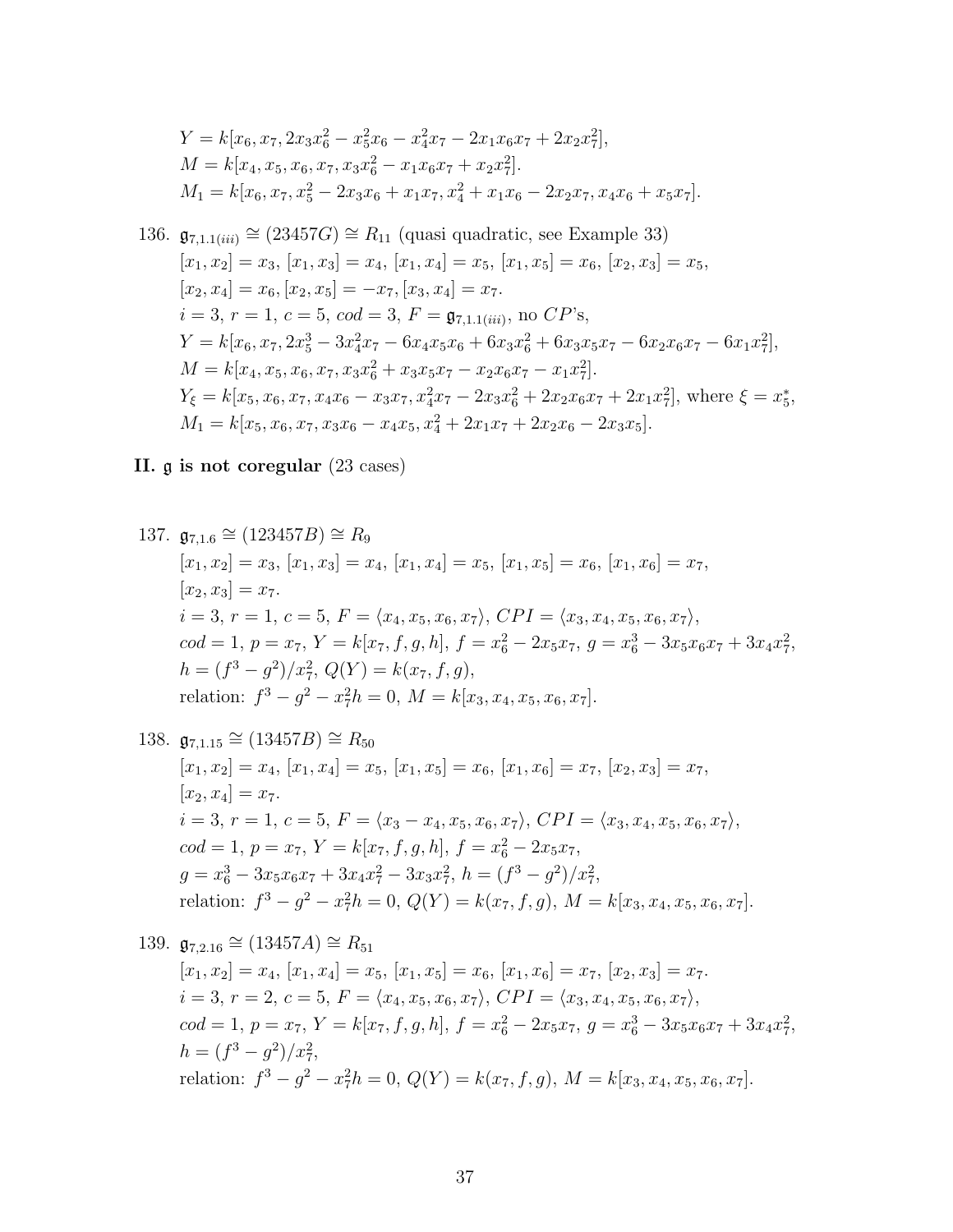$Y = k[x_6, x_7, 2x_3x_6^2 - x_5^2x_6 - x_4^2x_7 - 2x_1x_6x_7 + 2x_2x_7^2]$,
$M = k[x_4, x_5, x_6, x_7, x_3x_6^2 - x_1x_6x_7 + x_2x_7^2]$.
$M_1 = k[x_6, x_7, x_5^2 - 2x_3x_6 + x_1x_7, x_4^2 + x_1x_6 - 2x_2x_7, x_4x_6 + x_5x_7]$.

136. $\mathfrak{g}_{7,1.1(iii)} \cong (23457G) \cong R_{11}$ (quasi quadratic, see Example 33)
$[x_1, x_2] = x_3$, $[x_1, x_3] = x_4$, $[x_1, x_4] = x_5$, $[x_1, x_5] = x_6$, $[x_2, x_3] = x_5$,
$[x_2, x_4] = x_6, [x_2, x_5] = -x_7, [x_3, x_4] = x_7$.
$i = 3$, $r = 1$, $c = 5$, $cod = 3$, $F = \mathfrak{g}_{7,1.1(iii)}$, no $CP$'s,
$Y = k[x_6, x_7, 2x_5^3 - 3x_4^2x_7 - 6x_4x_5x_6 + 6x_3x_6^2 + 6x_3x_5x_7 - 6x_2x_6x_7 - 6x_1x_7^2]$,
$M = k[x_4, x_5, x_6, x_7, x_3x_6^2 + x_3x_5x_7 - x_2x_6x_7 - x_1x_7^2]$.
$Y_\xi = k[x_5, x_6, x_7, x_4x_6 - x_3x_7, x_4^2x_7 - 2x_3x_6^2 + 2x_2x_6x_7 + 2x_1x_7^2]$, where $\xi = x_5^*$,
$M_1 = k[x_5, x_6, x_7, x_3x_6 - x_4x_5, x_4^2 + 2x_1x_7 + 2x_2x_6 - 2x_3x_5]$.

**II. $\mathfrak{g}$ is not coregular** (23 cases)

137. $\mathfrak{g}_{7,1.6} \cong (123457B) \cong R_9$
$[x_1, x_2] = x_3$, $[x_1, x_3] = x_4$, $[x_1, x_4] = x_5$, $[x_1, x_5] = x_6$, $[x_1, x_6] = x_7$,
$[x_2, x_3] = x_7$.
$i = 3$, $r = 1$, $c = 5$, $F = \langle x_4, x_5, x_6, x_7\rangle$, $CPI = \langle x_3, x_4, x_5, x_6, x_7\rangle$,
$cod = 1$, $p = x_7$, $Y = k[x_7, f, g, h]$, $f = x_6^2 - 2x_5x_7$, $g = x_6^3 - 3x_5x_6x_7 + 3x_4x_7^2$,
$h = (f^3 - g^2)/x_7^2$, $Q(Y) = k(x_7, f, g)$,
relation: $f^3 - g^2 - x_7^2h = 0$, $M = k[x_3, x_4, x_5, x_6, x_7]$.

138. $\mathfrak{g}_{7,1.15} \cong (13457B) \cong R_{50}$
$[x_1, x_2] = x_4$, $[x_1, x_4] = x_5$, $[x_1, x_5] = x_6$, $[x_1, x_6] = x_7$, $[x_2, x_3] = x_7$,
$[x_2, x_4] = x_7$.
$i = 3$, $r = 1$, $c = 5$, $F = \langle x_3 - x_4, x_5, x_6, x_7\rangle$, $CPI = \langle x_3, x_4, x_5, x_6, x_7\rangle$,
$cod = 1$, $p = x_7$, $Y = k[x_7, f, g, h]$, $f = x_6^2 - 2x_5x_7$,
$g = x_6^3 - 3x_5x_6x_7 + 3x_4x_7^2 - 3x_3x_7^2$, $h = (f^3 - g^2)/x_7^2$,
relation: $f^3 - g^2 - x_7^2h = 0$, $Q(Y) = k(x_7, f, g)$, $M = k[x_3, x_4, x_5, x_6, x_7]$.

139. $\mathfrak{g}_{7,2.16} \cong (13457A) \cong R_{51}$
$[x_1, x_2] = x_4$, $[x_1, x_4] = x_5$, $[x_1, x_5] = x_6$, $[x_1, x_6] = x_7$, $[x_2, x_3] = x_7$.
$i = 3$, $r = 2$, $c = 5$, $F = \langle x_4, x_5, x_6, x_7\rangle$, $CPI = \langle x_3, x_4, x_5, x_6, x_7\rangle$,
$cod = 1$, $p = x_7$, $Y = k[x_7, f, g, h]$, $f = x_6^2 - 2x_5x_7$, $g = x_6^3 - 3x_5x_6x_7 + 3x_4x_7^2$,
$h = (f^3 - g^2)/x_7^2$,
relation: $f^3 - g^2 - x_7^2h = 0$, $Q(Y) = k(x_7, f, g)$, $M = k[x_3, x_4, x_5, x_6, x_7]$.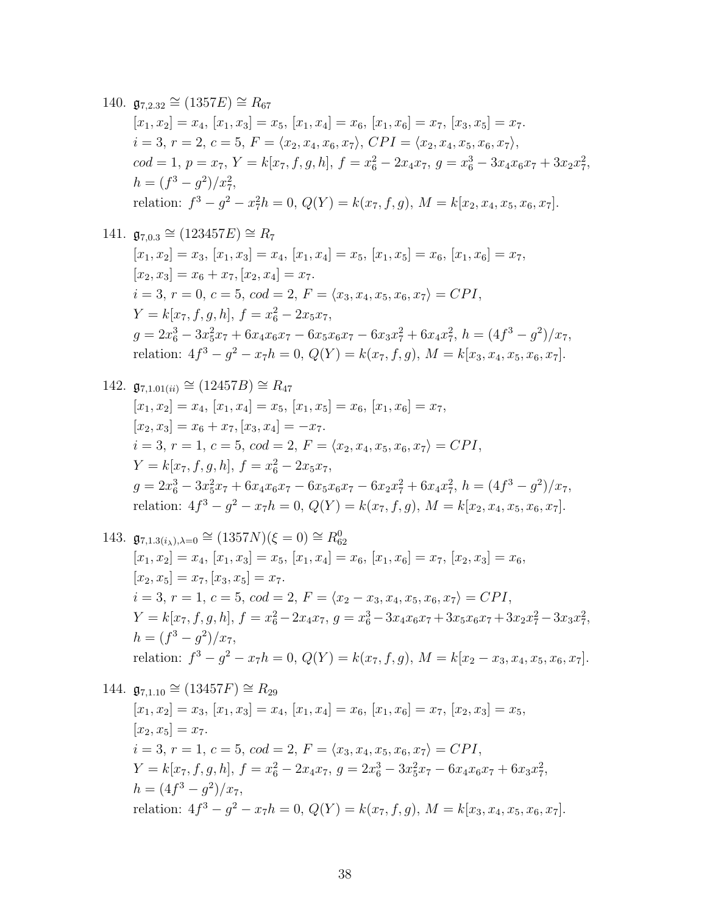140. $\mathfrak{g}_{7,2.32} \cong (1357E) \cong R_{67}$
$[x_1,x_2]=x_4$, $[x_1,x_3]=x_5$, $[x_1,x_4]=x_6$, $[x_1,x_6]=x_7$, $[x_3,x_5]=x_7$.
$i=3$, $r=2$, $c=5$, $F=\langle x_2,x_4,x_6,x_7\rangle$, $CPI=\langle x_2,x_4,x_5,x_6,x_7\rangle$,
$cod=1$, $p=x_7$, $Y=k[x_7,f,g,h]$, $f=x_6^2-2x_4x_7$, $g=x_6^3-3x_4x_6x_7+3x_2x_7^2$,
$h=(f^3-g^2)/x_7^2$,
relation: $f^3-g^2-x_7^2h=0$, $Q(Y)=k(x_7,f,g)$, $M=k[x_2,x_4,x_5,x_6,x_7]$.

141. $\mathfrak{g}_{7,0.3} \cong (123457E) \cong R_7$
$[x_1,x_2]=x_3$, $[x_1,x_3]=x_4$, $[x_1,x_4]=x_5$, $[x_1,x_5]=x_6$, $[x_1,x_6]=x_7$,
$[x_2,x_3]=x_6+x_7$, $[x_2,x_4]=x_7$.
$i=3$, $r=0$, $c=5$, $cod=2$, $F=\langle x_3,x_4,x_5,x_6,x_7\rangle=CPI$,
$Y=k[x_7,f,g,h]$, $f=x_6^2-2x_5x_7$,
$g=2x_6^3-3x_5^2x_7+6x_4x_6x_7-6x_5x_6x_7-6x_3x_7^2+6x_4x_7^2$, $h=(4f^3-g^2)/x_7$,
relation: $4f^3-g^2-x_7h=0$, $Q(Y)=k(x_7,f,g)$, $M=k[x_3,x_4,x_5,x_6,x_7]$.

142. $\mathfrak{g}_{7,1.01(ii)} \cong (12457B) \cong R_{47}$
$[x_1,x_2]=x_4$, $[x_1,x_4]=x_5$, $[x_1,x_5]=x_6$, $[x_1,x_6]=x_7$,
$[x_2,x_3]=x_6+x_7$, $[x_3,x_4]=-x_7$.
$i=3$, $r=1$, $c=5$, $cod=2$, $F=\langle x_2,x_4,x_5,x_6,x_7\rangle=CPI$,
$Y=k[x_7,f,g,h]$, $f=x_6^2-2x_5x_7$,
$g=2x_6^3-3x_5^2x_7+6x_4x_6x_7-6x_5x_6x_7-6x_2x_7^2+6x_4x_7^2$, $h=(4f^3-g^2)/x_7$,
relation: $4f^3-g^2-x_7h=0$, $Q(Y)=k(x_7,f,g)$, $M=k[x_2,x_4,x_5,x_6,x_7]$.

143. $\mathfrak{g}_{7,1.3(i_\lambda),\lambda=0} \cong (1357N)(\xi=0) \cong R_{62}^0$
$[x_1,x_2]=x_4$, $[x_1,x_3]=x_5$, $[x_1,x_4]=x_6$, $[x_1,x_6]=x_7$, $[x_2,x_3]=x_6$,
$[x_2,x_5]=x_7$, $[x_3,x_5]=x_7$.
$i=3$, $r=1$, $c=5$, $cod=2$, $F=\langle x_2-x_3,x_4,x_5,x_6,x_7\rangle=CPI$,
$Y=k[x_7,f,g,h]$, $f=x_6^2-2x_4x_7$, $g=x_6^3-3x_4x_6x_7+3x_5x_6x_7+3x_2x_7^2-3x_3x_7^2$,
$h=(f^3-g^2)/x_7$,
relation: $f^3-g^2-x_7h=0$, $Q(Y)=k(x_7,f,g)$, $M=k[x_2-x_3,x_4,x_5,x_6,x_7]$.

144. $\mathfrak{g}_{7,1.10} \cong (13457F) \cong R_{29}$
$[x_1,x_2]=x_3$, $[x_1,x_3]=x_4$, $[x_1,x_4]=x_6$, $[x_1,x_6]=x_7$, $[x_2,x_3]=x_5$,
$[x_2,x_5]=x_7$.
$i=3$, $r=1$, $c=5$, $cod=2$, $F=\langle x_3,x_4,x_5,x_6,x_7\rangle=CPI$,
$Y=k[x_7,f,g,h]$, $f=x_6^2-2x_4x_7$, $g=2x_6^3-3x_5^2x_7-6x_4x_6x_7+6x_3x_7^2$,
$h=(4f^3-g^2)/x_7$,
relation: $4f^3-g^2-x_7h=0$, $Q(Y)=k(x_7,f,g)$, $M=k[x_3,x_4,x_5,x_6,x_7]$.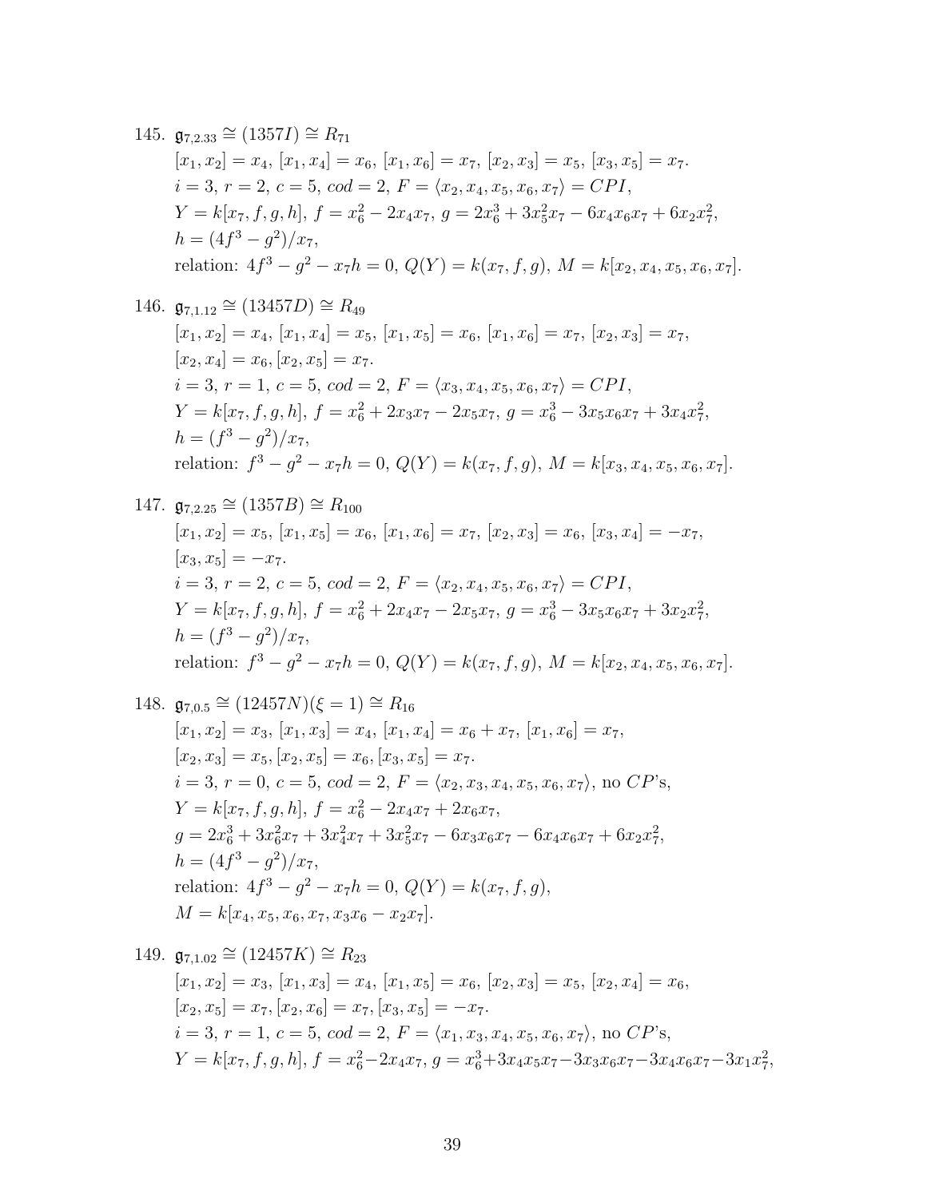145. $\mathfrak{g}_{7,2.33} \cong (1357I) \cong R_{71}$
   $[x_1, x_2] = x_4,\ [x_1, x_4] = x_6,\ [x_1, x_6] = x_7,\ [x_2, x_3] = x_5,\ [x_3, x_5] = x_7.$
   $i = 3,\ r = 2,\ c = 5,\ cod = 2,\ F = \langle x_2, x_4, x_5, x_6, x_7\rangle = CPI,$
   $Y = k[x_7, f, g, h],\ f = x_6^2 - 2x_4x_7,\ g = 2x_6^3 + 3x_5^2x_7 - 6x_4x_6x_7 + 6x_2x_7^2,$
   $h = (4f^3 - g^2)/x_7,$
   relation: $4f^3 - g^2 - x_7h = 0,\ Q(Y) = k(x_7, f, g),\ M = k[x_2, x_4, x_5, x_6, x_7].$

146. $\mathfrak{g}_{7,1.12} \cong (13457D) \cong R_{49}$
   $[x_1, x_2] = x_4,\ [x_1, x_4] = x_5,\ [x_1, x_5] = x_6,\ [x_1, x_6] = x_7,\ [x_2, x_3] = x_7,$
   $[x_2, x_4] = x_6, [x_2, x_5] = x_7.$
   $i = 3,\ r = 1,\ c = 5,\ cod = 2,\ F = \langle x_3, x_4, x_5, x_6, x_7\rangle = CPI,$
   $Y = k[x_7, f, g, h],\ f = x_6^2 + 2x_3x_7 - 2x_5x_7,\ g = x_6^3 - 3x_5x_6x_7 + 3x_4x_7^2,$
   $h = (f^3 - g^2)/x_7,$
   relation: $f^3 - g^2 - x_7h = 0,\ Q(Y) = k(x_7, f, g),\ M = k[x_3, x_4, x_5, x_6, x_7].$

147. $\mathfrak{g}_{7,2.25} \cong (1357B) \cong R_{100}$
   $[x_1, x_2] = x_5,\ [x_1, x_5] = x_6,\ [x_1, x_6] = x_7,\ [x_2, x_3] = x_6,\ [x_3, x_4] = -x_7,$
   $[x_3, x_5] = -x_7.$
   $i = 3,\ r = 2,\ c = 5,\ cod = 2,\ F = \langle x_2, x_4, x_5, x_6, x_7\rangle = CPI,$
   $Y = k[x_7, f, g, h],\ f = x_6^2 + 2x_4x_7 - 2x_5x_7,\ g = x_6^3 - 3x_5x_6x_7 + 3x_2x_7^2,$
   $h = (f^3 - g^2)/x_7,$
   relation: $f^3 - g^2 - x_7h = 0,\ Q(Y) = k(x_7, f, g),\ M = k[x_2, x_4, x_5, x_6, x_7].$

148. $\mathfrak{g}_{7,0.5} \cong (12457N)(\xi = 1) \cong R_{16}$
   $[x_1, x_2] = x_3,\ [x_1, x_3] = x_4,\ [x_1, x_4] = x_6 + x_7,\ [x_1, x_6] = x_7,$
   $[x_2, x_3] = x_5, [x_2, x_5] = x_6, [x_3, x_5] = x_7.$
   $i = 3,\ r = 0,\ c = 5,\ cod = 2,\ F = \langle x_2, x_3, x_4, x_5, x_6, x_7\rangle$, no $CP$'s,
   $Y = k[x_7, f, g, h],\ f = x_6^2 - 2x_4x_7 + 2x_6x_7,$
   $g = 2x_6^3 + 3x_6^2x_7 + 3x_4^2x_7 + 3x_5^2x_7 - 6x_3x_6x_7 - 6x_4x_6x_7 + 6x_2x_7^2,$
   $h = (4f^3 - g^2)/x_7,$
   relation: $4f^3 - g^2 - x_7h = 0,\ Q(Y) = k(x_7, f, g),$
   $M = k[x_4, x_5, x_6, x_7, x_3x_6 - x_2x_7].$

149. $\mathfrak{g}_{7,1.02} \cong (12457K) \cong R_{23}$
   $[x_1, x_2] = x_3,\ [x_1, x_3] = x_4,\ [x_1, x_5] = x_6,\ [x_2, x_3] = x_5,\ [x_2, x_4] = x_6,$
   $[x_2, x_5] = x_7, [x_2, x_6] = x_7, [x_3, x_5] = -x_7.$
   $i = 3,\ r = 1,\ c = 5,\ cod = 2,\ F = \langle x_1, x_3, x_4, x_5, x_6, x_7\rangle$, no $CP$'s,
   $Y = k[x_7, f, g, h],\ f = x_6^2 - 2x_4x_7,\ g = x_6^3 + 3x_4x_5x_7 - 3x_3x_6x_7 - 3x_4x_6x_7 - 3x_1x_7^2,$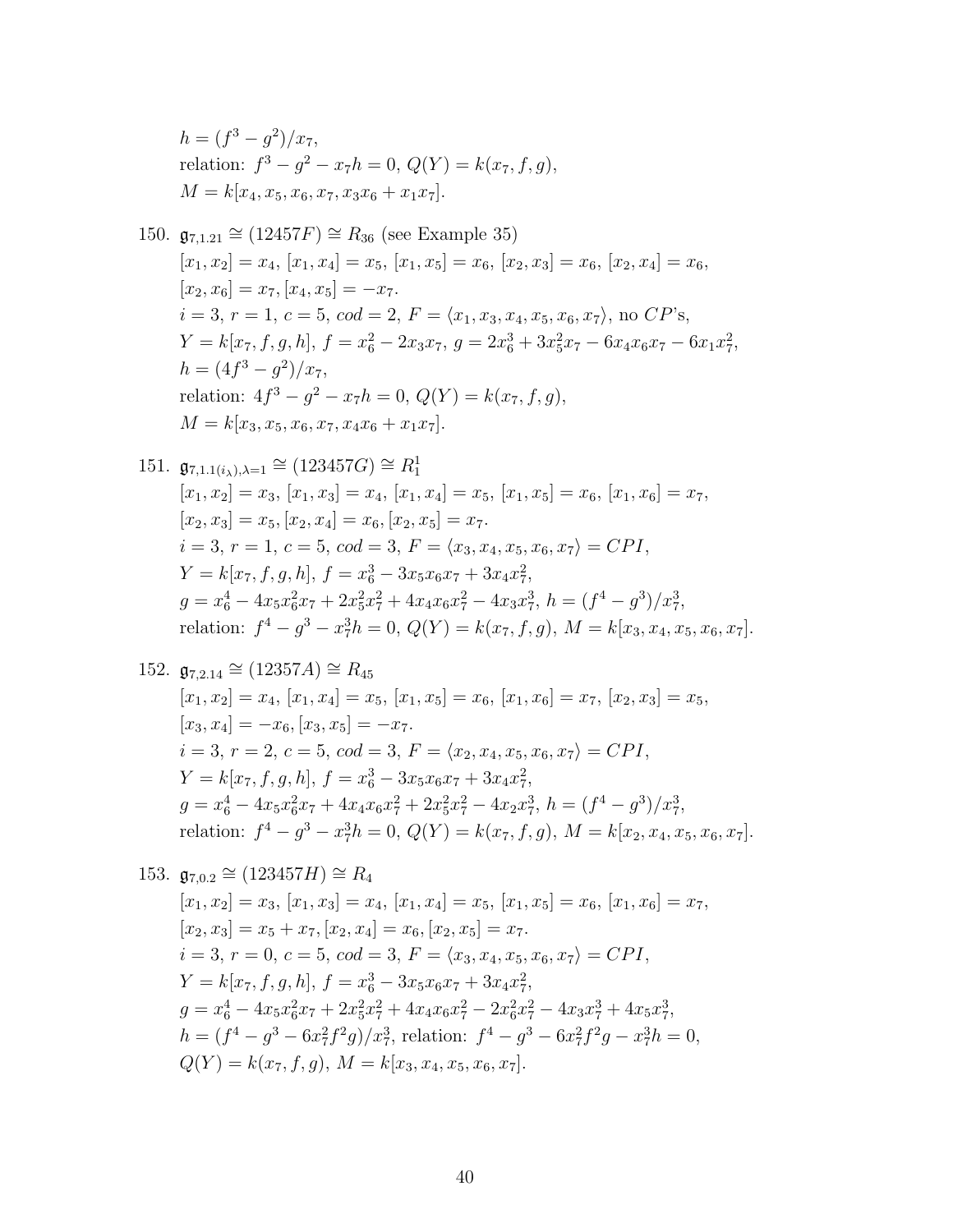$h = (f^3 - g^2)/x_7$,
relation: $f^3 - g^2 - x_7 h = 0$, $Q(Y) = k(x_7, f, g)$,
$M = k[x_4, x_5, x_6, x_7, x_3x_6 + x_1x_7]$.

150. $\mathfrak{g}_{7,1.21} \cong (12457F) \cong R_{36}$ (see Example 35)
$[x_1, x_2] = x_4$, $[x_1, x_4] = x_5$, $[x_1, x_5] = x_6$, $[x_2, x_3] = x_6$, $[x_2, x_4] = x_6$,
$[x_2, x_6] = x_7$, $[x_4, x_5] = -x_7$.
$i = 3$, $r = 1$, $c = 5$, $cod = 2$, $F = \langle x_1, x_3, x_4, x_5, x_6, x_7 \rangle$, no $CP$'s,
$Y = k[x_7, f, g, h]$, $f = x_6^2 - 2x_3x_7$, $g = 2x_6^3 + 3x_5^2x_7 - 6x_4x_6x_7 - 6x_1x_7^2$,
$h = (4f^3 - g^2)/x_7$,
relation: $4f^3 - g^2 - x_7 h = 0$, $Q(Y) = k(x_7, f, g)$,
$M = k[x_3, x_5, x_6, x_7, x_4x_6 + x_1x_7]$.

151. $\mathfrak{g}_{7,1.1(i_\lambda),\lambda=1} \cong (123457G) \cong R_1^1$
$[x_1, x_2] = x_3$, $[x_1, x_3] = x_4$, $[x_1, x_4] = x_5$, $[x_1, x_5] = x_6$, $[x_1, x_6] = x_7$,
$[x_2, x_3] = x_5$, $[x_2, x_4] = x_6$, $[x_2, x_5] = x_7$.
$i = 3$, $r = 1$, $c = 5$, $cod = 3$, $F = \langle x_3, x_4, x_5, x_6, x_7 \rangle = CPI$,
$Y = k[x_7, f, g, h]$, $f = x_6^3 - 3x_5x_6x_7 + 3x_4x_7^2$,
$g = x_6^4 - 4x_5x_6^2x_7 + 2x_5^2x_7^2 + 4x_4x_6x_7^2 - 4x_3x_7^3$, $h = (f^4 - g^3)/x_7^3$,
relation: $f^4 - g^3 - x_7^3 h = 0$, $Q(Y) = k(x_7, f, g)$, $M = k[x_3, x_4, x_5, x_6, x_7]$.

152. $\mathfrak{g}_{7,2.14} \cong (12357A) \cong R_{45}$
$[x_1, x_2] = x_4$, $[x_1, x_4] = x_5$, $[x_1, x_5] = x_6$, $[x_1, x_6] = x_7$, $[x_2, x_3] = x_5$,
$[x_3, x_4] = -x_6$, $[x_3, x_5] = -x_7$.
$i = 3$, $r = 2$, $c = 5$, $cod = 3$, $F = \langle x_2, x_4, x_5, x_6, x_7 \rangle = CPI$,
$Y = k[x_7, f, g, h]$, $f = x_6^3 - 3x_5x_6x_7 + 3x_4x_7^2$,
$g = x_6^4 - 4x_5x_6^2x_7 + 4x_4x_6x_7^2 + 2x_5^2x_7^2 - 4x_2x_7^3$, $h = (f^4 - g^3)/x_7^3$,
relation: $f^4 - g^3 - x_7^3 h = 0$, $Q(Y) = k(x_7, f, g)$, $M = k[x_2, x_4, x_5, x_6, x_7]$.

153. $\mathfrak{g}_{7,0.2} \cong (123457H) \cong R_4$
$[x_1, x_2] = x_3$, $[x_1, x_3] = x_4$, $[x_1, x_4] = x_5$, $[x_1, x_5] = x_6$, $[x_1, x_6] = x_7$,
$[x_2, x_3] = x_5 + x_7$, $[x_2, x_4] = x_6$, $[x_2, x_5] = x_7$.
$i = 3$, $r = 0$, $c = 5$, $cod = 3$, $F = \langle x_3, x_4, x_5, x_6, x_7 \rangle = CPI$,
$Y = k[x_7, f, g, h]$, $f = x_6^3 - 3x_5x_6x_7 + 3x_4x_7^2$,
$g = x_6^4 - 4x_5x_6^2x_7 + 2x_5^2x_7^2 + 4x_4x_6x_7^2 - 2x_6^2x_7^2 - 4x_3x_7^3 + 4x_5x_7^3$,
$h = (f^4 - g^3 - 6x_7^2f^2g)/x_7^3$, relation: $f^4 - g^3 - 6x_7^2f^2g - x_7^3 h = 0$,
$Q(Y) = k(x_7, f, g)$, $M = k[x_3, x_4, x_5, x_6, x_7]$.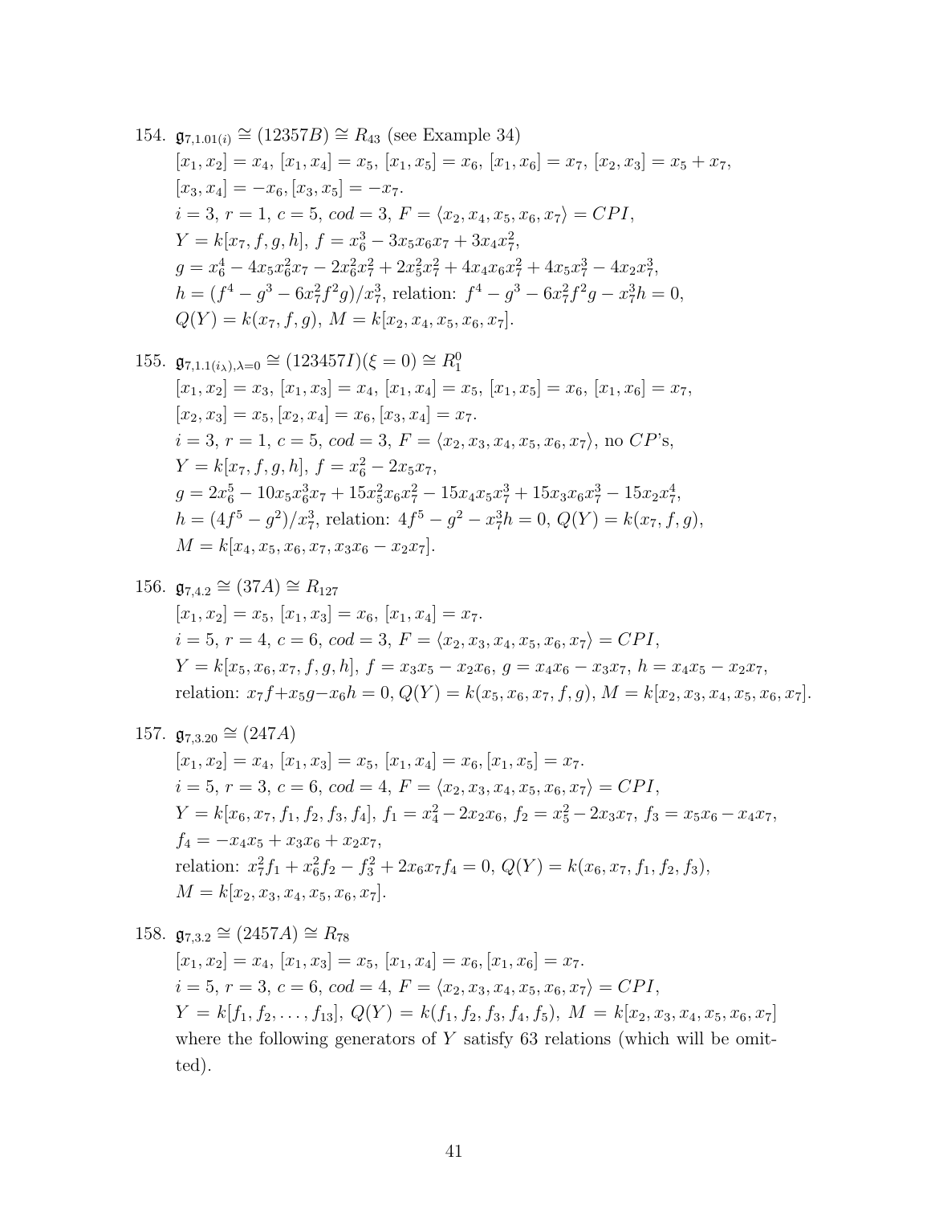154. $\mathfrak{g}_{7,1.01(i)} \cong (12357B) \cong R_{43}$ (see Example 34)
$[x_1, x_2] = x_4$, $[x_1, x_4] = x_5$, $[x_1, x_5] = x_6$, $[x_1, x_6] = x_7$, $[x_2, x_3] = x_5 + x_7$,
$[x_3, x_4] = -x_6, [x_3, x_5] = -x_7$.
$i = 3$, $r = 1$, $c = 5$, $cod = 3$, $F = \langle x_2, x_4, x_5, x_6, x_7 \rangle = CPI$,
$Y = k[x_7, f, g, h]$, $f = x_6^3 - 3x_5x_6x_7 + 3x_4x_7^2$,
$g = x_6^4 - 4x_5x_6^2x_7 - 2x_6^2x_7^2 + 2x_5^2x_7^2 + 4x_4x_6x_7^2 + 4x_5x_7^3 - 4x_2x_7^3$,
$h = (f^4 - g^3 - 6x_7^2f^2g)/x_7^3$, relation: $f^4 - g^3 - 6x_7^2f^2g - x_7^3h = 0$,
$Q(Y) = k(x_7, f, g)$, $M = k[x_2, x_4, x_5, x_6, x_7]$.

155. $\mathfrak{g}_{7,1.1(i_\lambda),\lambda=0} \cong (123457I)(\xi = 0) \cong R_1^0$
$[x_1, x_2] = x_3$, $[x_1, x_3] = x_4$, $[x_1, x_4] = x_5$, $[x_1, x_5] = x_6$, $[x_1, x_6] = x_7$,
$[x_2, x_3] = x_5, [x_2, x_4] = x_6, [x_3, x_4] = x_7$.
$i = 3$, $r = 1$, $c = 5$, $cod = 3$, $F = \langle x_2, x_3, x_4, x_5, x_6, x_7 \rangle$, no $CP$'s,
$Y = k[x_7, f, g, h]$, $f = x_6^2 - 2x_5x_7$,
$g = 2x_6^5 - 10x_5x_6^3x_7 + 15x_5^2x_6x_7^2 - 15x_4x_5x_7^3 + 15x_3x_6x_7^3 - 15x_2x_7^4$,
$h = (4f^5 - g^2)/x_7^3$, relation: $4f^5 - g^2 - x_7^3h = 0$, $Q(Y) = k(x_7, f, g)$,
$M = k[x_4, x_5, x_6, x_7, x_3x_6 - x_2x_7]$.

156. $\mathfrak{g}_{7,4.2} \cong (37A) \cong R_{127}$
$[x_1, x_2] = x_5$, $[x_1, x_3] = x_6$, $[x_1, x_4] = x_7$.
$i = 5$, $r = 4$, $c = 6$, $cod = 3$, $F = \langle x_2, x_3, x_4, x_5, x_6, x_7 \rangle = CPI$,
$Y = k[x_5, x_6, x_7, f, g, h]$, $f = x_3x_5 - x_2x_6$, $g = x_4x_6 - x_3x_7$, $h = x_4x_5 - x_2x_7$,
relation: $x_7f + x_5g - x_6h = 0$, $Q(Y) = k(x_5, x_6, x_7, f, g)$, $M = k[x_2, x_3, x_4, x_5, x_6, x_7]$.

157. $\mathfrak{g}_{7,3.20} \cong (247A)$
$[x_1, x_2] = x_4$, $[x_1, x_3] = x_5$, $[x_1, x_4] = x_6, [x_1, x_5] = x_7$.
$i = 5$, $r = 3$, $c = 6$, $cod = 4$, $F = \langle x_2, x_3, x_4, x_5, x_6, x_7 \rangle = CPI$,
$Y = k[x_6, x_7, f_1, f_2, f_3, f_4]$, $f_1 = x_4^2 - 2x_2x_6$, $f_2 = x_5^2 - 2x_3x_7$, $f_3 = x_5x_6 - x_4x_7$,
$f_4 = -x_4x_5 + x_3x_6 + x_2x_7$,
relation: $x_7^2f_1 + x_6^2f_2 - f_3^2 + 2x_6x_7f_4 = 0$, $Q(Y) = k(x_6, x_7, f_1, f_2, f_3)$,
$M = k[x_2, x_3, x_4, x_5, x_6, x_7]$.

158. $\mathfrak{g}_{7,3.2} \cong (2457A) \cong R_{78}$
$[x_1, x_2] = x_4$, $[x_1, x_3] = x_5$, $[x_1, x_4] = x_6, [x_1, x_6] = x_7$.
$i = 5$, $r = 3$, $c = 6$, $cod = 4$, $F = \langle x_2, x_3, x_4, x_5, x_6, x_7 \rangle = CPI$,
$Y = k[f_1, f_2, \dots, f_{13}]$, $Q(Y) = k(f_1, f_2, f_3, f_4, f_5)$, $M = k[x_2, x_3, x_4, x_5, x_6, x_7]$
where the following generators of $Y$ satisfy 63 relations (which will be omitted).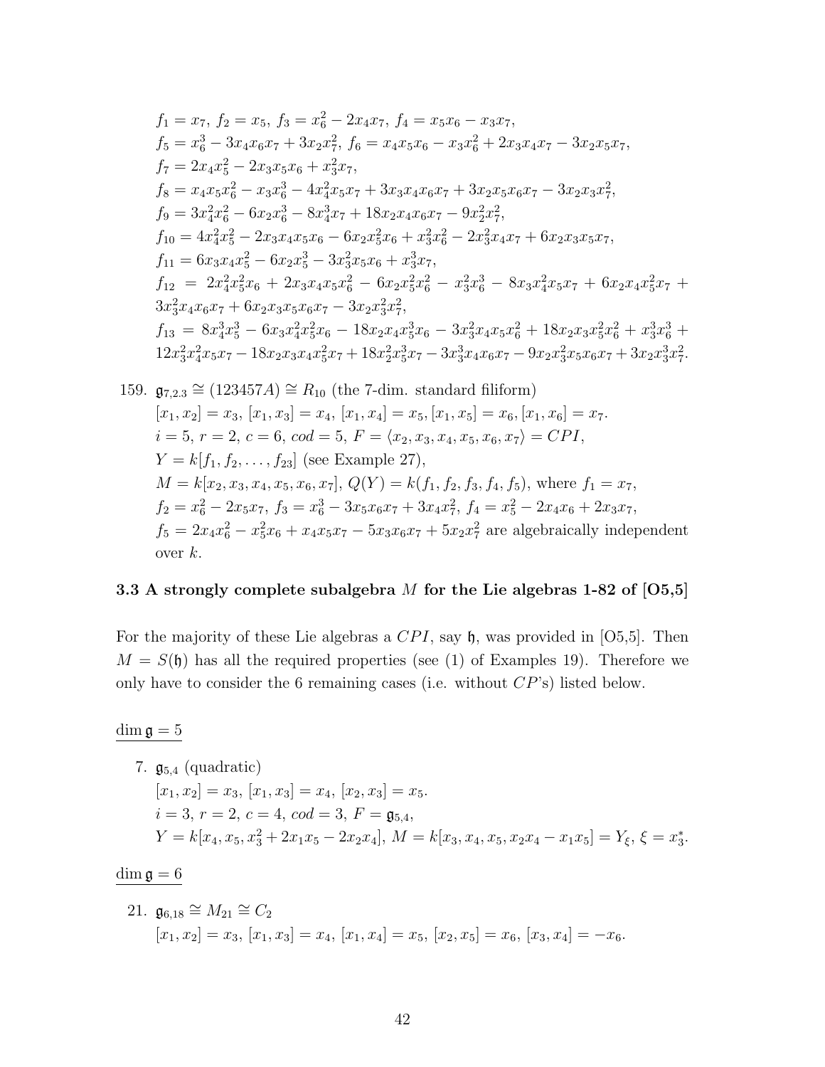$f_1 = x_7$, $f_2 = x_5$, $f_3 = x_6^2 - 2x_4x_7$, $f_4 = x_5x_6 - x_3x_7$,
$f_5 = x_6^3 - 3x_4x_6x_7 + 3x_2x_7^2$, $f_6 = x_4x_5x_6 - x_3x_6^2 + 2x_3x_4x_7 - 3x_2x_5x_7$,
$f_7 = 2x_4x_5^2 - 2x_3x_5x_6 + x_3^2x_7$,
$f_8 = x_4x_5x_6^2 - x_3x_6^3 - 4x_4^2x_5x_7 + 3x_3x_4x_6x_7 + 3x_2x_5x_6x_7 - 3x_2x_3x_7^2$,
$f_9 = 3x_4^2x_6^2 - 6x_2x_6^3 - 8x_4^3x_7 + 18x_2x_4x_6x_7 - 9x_2^2x_7^2$,
$f_{10} = 4x_4^2x_5^2 - 2x_3x_4x_5x_6 - 6x_2x_5^2x_6 + x_3^2x_6^2 - 2x_3^2x_4x_7 + 6x_2x_3x_5x_7$,
$f_{11} = 6x_3x_4x_5^2 - 6x_2x_5^3 - 3x_3^2x_5x_6 + x_3^3x_7$,
$f_{12} = 2x_4^2x_5^2x_6 + 2x_3x_4x_5x_6^2 - 6x_2x_5^2x_6^2 - x_3^2x_6^3 - 8x_3x_4^2x_5x_7 + 6x_2x_4x_5^2x_7 + 3x_3^2x_4x_6x_7 + 6x_2x_3x_5x_6x_7 - 3x_2x_3^2x_7^2$,
$f_{13} = 8x_4^3x_5^3 - 6x_3x_4^2x_5^2x_6 - 18x_2x_4x_5^3x_6 - 3x_3^2x_4x_5x_6^2 + 18x_2x_3x_5^2x_6^2 + x_3^3x_6^3 + 12x_3^2x_4^2x_5x_7 - 18x_2x_3x_4x_5^2x_7 + 18x_2^2x_5^3x_7 - 3x_3^3x_4x_6x_7 - 9x_2x_3^2x_5x_6x_7 + 3x_2x_3^3x_7^2$.

159. $\mathfrak{g}_{7,2,3} \cong (123457A) \cong R_{10}$ (the 7-dim. standard filiform)
$[x_1, x_2] = x_3$, $[x_1, x_3] = x_4$, $[x_1, x_4] = x_5$, $[x_1, x_5] = x_6$, $[x_1, x_6] = x_7$.
$i = 5$, $r = 2$, $c = 6$, $cod = 5$, $F = \langle x_2, x_3, x_4, x_5, x_6, x_7 \rangle = CPI$,
$Y = k[f_1, f_2, \ldots, f_{23}]$ (see Example 27),
$M = k[x_2, x_3, x_4, x_5, x_6, x_7]$, $Q(Y) = k(f_1, f_2, f_3, f_4, f_5)$, where $f_1 = x_7$,
$f_2 = x_6^2 - 2x_5x_7$, $f_3 = x_6^3 - 3x_5x_6x_7 + 3x_4x_7^2$, $f_4 = x_5^2 - 2x_4x_6 + 2x_3x_7$,
$f_5 = 2x_4x_6^2 - x_5^2x_6 + x_4x_5x_7 - 5x_3x_6x_7 + 5x_2x_7^2$ are algebraically independent over $k$.

### 3.3 A strongly complete subalgebra $M$ for the Lie algebras 1-82 of [O5,5]

For the majority of these Lie algebras a $CPI$, say $\mathfrak{h}$, was provided in [O5,5]. Then $M = S(\mathfrak{h})$ has all the required properties (see (1) of Examples 19). Therefore we only have to consider the 6 remaining cases (i.e. without $CP$'s) listed below.

$\dim \mathfrak{g} = 5$

7. $\mathfrak{g}_{5,4}$ (quadratic)
$[x_1, x_2] = x_3$, $[x_1, x_3] = x_4$, $[x_2, x_3] = x_5$.
$i = 3$, $r = 2$, $c = 4$, $cod = 3$, $F = \mathfrak{g}_{5,4}$,
$Y = k[x_4, x_5, x_3^2 + 2x_1x_5 - 2x_2x_4]$, $M = k[x_3, x_4, x_5, x_2x_4 - x_1x_5] = Y_\xi$, $\xi = x_3^*$.

$\dim \mathfrak{g} = 6$

21. $\mathfrak{g}_{6,18} \cong M_{21} \cong C_2$
$[x_1, x_2] = x_3$, $[x_1, x_3] = x_4$, $[x_1, x_4] = x_5$, $[x_2, x_5] = x_6$, $[x_3, x_4] = -x_6$.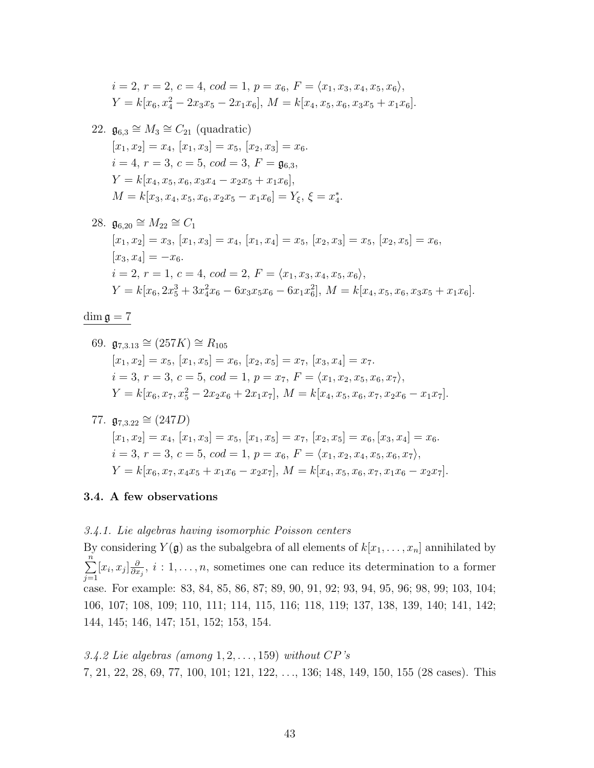$i = 2$, $r = 2$, $c = 4$, $cod = 1$, $p = x_6$, $F = \langle x_1, x_3, x_4, x_5, x_6 \rangle$,
$Y = k[x_6, x_4^2 - 2x_3x_5 - 2x_1x_6]$, $M = k[x_4, x_5, x_6, x_3x_5 + x_1x_6]$.

22. $\mathfrak{g}_{6,3} \cong M_3 \cong C_{21}$ (quadratic)
$[x_1, x_2] = x_4$, $[x_1, x_3] = x_5$, $[x_2, x_3] = x_6$.
$i = 4$, $r = 3$, $c = 5$, $cod = 3$, $F = \mathfrak{g}_{6,3}$,
$Y = k[x_4, x_5, x_6, x_3x_4 - x_2x_5 + x_1x_6]$,
$M = k[x_3, x_4, x_5, x_6, x_2x_5 - x_1x_6] = Y_\xi$, $\xi = x_4^*$.

28. $\mathfrak{g}_{6,20} \cong M_{22} \cong C_1$
$[x_1, x_2] = x_3$, $[x_1, x_3] = x_4$, $[x_1, x_4] = x_5$, $[x_2, x_3] = x_5$, $[x_2, x_5] = x_6$,
$[x_3, x_4] = -x_6$.
$i = 2$, $r = 1$, $c = 4$, $cod = 2$, $F = \langle x_1, x_3, x_4, x_5, x_6 \rangle$,
$Y = k[x_6, 2x_5^3 + 3x_4^2x_6 - 6x_3x_5x_6 - 6x_1x_6^2]$, $M = k[x_4, x_5, x_6, x_3x_5 + x_1x_6]$.

$\underline{\dim \mathfrak{g} = 7}$

69. $\mathfrak{g}_{7,3.13} \cong (257K) \cong R_{105}$
$[x_1, x_2] = x_5$, $[x_1, x_5] = x_6$, $[x_2, x_5] = x_7$, $[x_3, x_4] = x_7$.
$i = 3$, $r = 3$, $c = 5$, $cod = 1$, $p = x_7$, $F = \langle x_1, x_2, x_5, x_6, x_7 \rangle$,
$Y = k[x_6, x_7, x_5^2 - 2x_2x_6 + 2x_1x_7]$, $M = k[x_4, x_5, x_6, x_7, x_2x_6 - x_1x_7]$.

77. $\mathfrak{g}_{7,3.22} \cong (247D)$
$[x_1, x_2] = x_4$, $[x_1, x_3] = x_5$, $[x_1, x_5] = x_7$, $[x_2, x_5] = x_6$, $[x_3, x_4] = x_6$.
$i = 3$, $r = 3$, $c = 5$, $cod = 1$, $p = x_6$, $F = \langle x_1, x_2, x_4, x_5, x_6, x_7 \rangle$,
$Y = k[x_6, x_7, x_4x_5 + x_1x_6 - x_2x_7]$, $M = k[x_4, x_5, x_6, x_7, x_1x_6 - x_2x_7]$.

### 3.4. A few observations

*3.4.1. Lie algebras having isomorphic Poisson centers*

By considering $Y(\mathfrak{g})$ as the subalgebra of all elements of $k[x_1, \ldots, x_n]$ annihilated by $\sum_{j=1}^{n} [x_i, x_j] \frac{\partial}{\partial x_j}$, $i : 1, \ldots, n$, sometimes one can reduce its determination to a former case. For example: 83, 84, 85, 86, 87; 89, 90, 91, 92; 93, 94, 95, 96; 98, 99; 103, 104; 106, 107; 108, 109; 110, 111; 114, 115, 116; 118, 119; 137, 138, 139, 140; 141, 142; 144, 145; 146, 147; 151, 152; 153, 154.

*3.4.2 Lie algebras (among $1, 2, \ldots, 159$) without CP's*

7, 21, 22, 28, 69, 77, 100, 101; 121, 122, ..., 136; 148, 149, 150, 155 (28 cases). This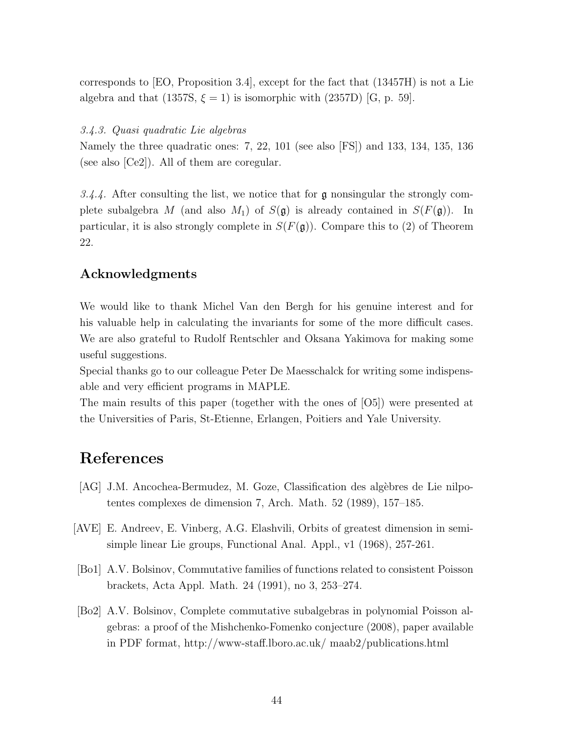corresponds to [EO, Proposition 3.4], except for the fact that (13457H) is not a Lie algebra and that (1357S, $\xi = 1$) is isomorphic with (2357D) [G, p. 59].

*3.4.3. Quasi quadratic Lie algebras*

Namely the three quadratic ones: 7, 22, 101 (see also [FS]) and 133, 134, 135, 136 (see also [Ce2]). All of them are coregular.

*3.4.4.* After consulting the list, we notice that for $\mathfrak{g}$ nonsingular the strongly complete subalgebra $M$ (and also $M_1$) of $S(\mathfrak{g})$ is already contained in $S(F(\mathfrak{g}))$. In particular, it is also strongly complete in $S(F(\mathfrak{g}))$. Compare this to (2) of Theorem 22.

## Acknowledgments

We would like to thank Michel Van den Bergh for his genuine interest and for his valuable help in calculating the invariants for some of the more difficult cases. We are also grateful to Rudolf Rentschler and Oksana Yakimova for making some useful suggestions.
Special thanks go to our colleague Peter De Maesschalck for writing some indispensable and very efficient programs in MAPLE.
The main results of this paper (together with the ones of [O5]) were presented at the Universities of Paris, St-Etienne, Erlangen, Poitiers and Yale University.

# References

[AG] J.M. Ancochea-Bermudez, M. Goze, Classification des algèbres de Lie nilpotentes complexes de dimension 7, Arch. Math. 52 (1989), 157–185.

[AVE] E. Andreev, E. Vinberg, A.G. Elashvili, Orbits of greatest dimension in semisimple linear Lie groups, Functional Anal. Appl., v1 (1968), 257-261.

[Bo1] A.V. Bolsinov, Commutative families of functions related to consistent Poisson brackets, Acta Appl. Math. 24 (1991), no 3, 253–274.

[Bo2] A.V. Bolsinov, Complete commutative subalgebras in polynomial Poisson algebras: a proof of the Mishchenko-Fomenko conjecture (2008), paper available in PDF format, http://www-staff.lboro.ac.uk/ maab2/publications.html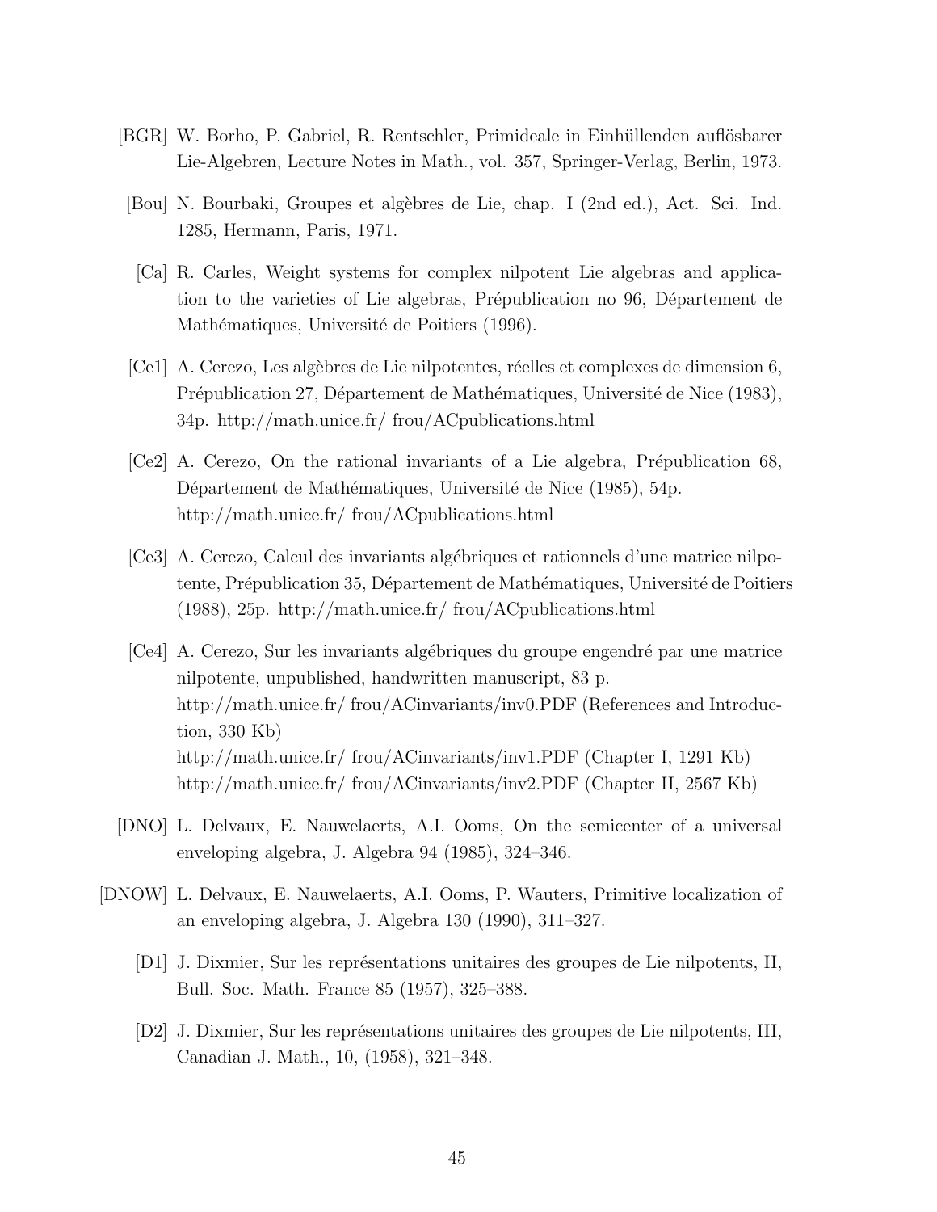[BGR] W. Borho, P. Gabriel, R. Rentschler, Primideale in Einhüllenden auflösbarer Lie-Algebren, Lecture Notes in Math., vol. 357, Springer-Verlag, Berlin, 1973.

[Bou] N. Bourbaki, Groupes et algèbres de Lie, chap. I (2nd ed.), Act. Sci. Ind. 1285, Hermann, Paris, 1971.

[Ca] R. Carles, Weight systems for complex nilpotent Lie algebras and application to the varieties of Lie algebras, Prépublication no 96, Département de Mathématiques, Université de Poitiers (1996).

[Ce1] A. Cerezo, Les algèbres de Lie nilpotentes, réelles et complexes de dimension 6, Prépublication 27, Département de Mathématiques, Université de Nice (1983), 34p. http://math.unice.fr/ frou/ACpublications.html

[Ce2] A. Cerezo, On the rational invariants of a Lie algebra, Prépublication 68, Département de Mathématiques, Université de Nice (1985), 54p.
http://math.unice.fr/ frou/ACpublications.html

[Ce3] A. Cerezo, Calcul des invariants algébriques et rationnels d'une matrice nilpotente, Prépublication 35, Département de Mathématiques, Université de Poitiers (1988), 25p. http://math.unice.fr/ frou/ACpublications.html

[Ce4] A. Cerezo, Sur les invariants algébriques du groupe engendré par une matrice nilpotente, unpublished, handwritten manuscript, 83 p.
http://math.unice.fr/ frou/ACinvariants/inv0.PDF (References and Introduction, 330 Kb)
http://math.unice.fr/ frou/ACinvariants/inv1.PDF (Chapter I, 1291 Kb)
http://math.unice.fr/ frou/ACinvariants/inv2.PDF (Chapter II, 2567 Kb)

[DNO] L. Delvaux, E. Nauwelaerts, A.I. Ooms, On the semicenter of a universal enveloping algebra, J. Algebra 94 (1985), 324–346.

[DNOW] L. Delvaux, E. Nauwelaerts, A.I. Ooms, P. Wauters, Primitive localization of an enveloping algebra, J. Algebra 130 (1990), 311–327.

[D1] J. Dixmier, Sur les représentations unitaires des groupes de Lie nilpotents, II, Bull. Soc. Math. France 85 (1957), 325–388.

[D2] J. Dixmier, Sur les représentations unitaires des groupes de Lie nilpotents, III, Canadian J. Math., 10, (1958), 321–348.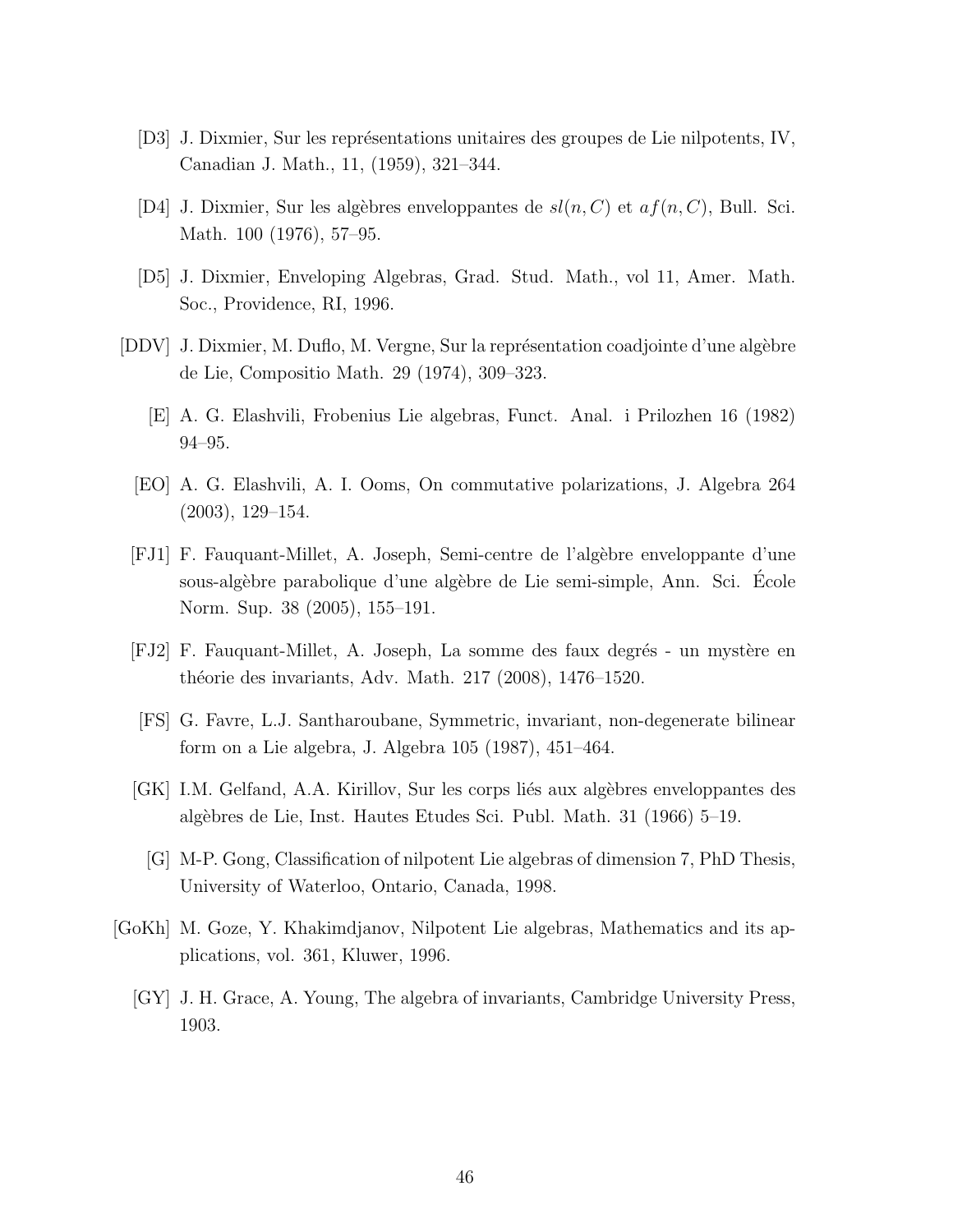[D3] J. Dixmier, Sur les représentations unitaires des groupes de Lie nilpotents, IV, Canadian J. Math., 11, (1959), 321–344.

[D4] J. Dixmier, Sur les algèbres enveloppantes de $sl(n, C)$ et $af(n, C)$, Bull. Sci. Math. 100 (1976), 57–95.

[D5] J. Dixmier, Enveloping Algebras, Grad. Stud. Math., vol 11, Amer. Math. Soc., Providence, RI, 1996.

[DDV] J. Dixmier, M. Duflo, M. Vergne, Sur la représentation coadjointe d'une algèbre de Lie, Compositio Math. 29 (1974), 309–323.

[E] A. G. Elashvili, Frobenius Lie algebras, Funct. Anal. i Prilozhen 16 (1982) 94–95.

[EO] A. G. Elashvili, A. I. Ooms, On commutative polarizations, J. Algebra 264 (2003), 129–154.

[FJ1] F. Fauquant-Millet, A. Joseph, Semi-centre de l'algèbre enveloppante d'une sous-algèbre parabolique d'une algèbre de Lie semi-simple, Ann. Sci. École Norm. Sup. 38 (2005), 155–191.

[FJ2] F. Fauquant-Millet, A. Joseph, La somme des faux degrés - un mystère en théorie des invariants, Adv. Math. 217 (2008), 1476–1520.

[FS] G. Favre, L.J. Santharoubane, Symmetric, invariant, non-degenerate bilinear form on a Lie algebra, J. Algebra 105 (1987), 451–464.

[GK] I.M. Gelfand, A.A. Kirillov, Sur les corps liés aux algèbres enveloppantes des algèbres de Lie, Inst. Hautes Etudes Sci. Publ. Math. 31 (1966) 5–19.

[G] M-P. Gong, Classification of nilpotent Lie algebras of dimension 7, PhD Thesis, University of Waterloo, Ontario, Canada, 1998.

[GoKh] M. Goze, Y. Khakimdjanov, Nilpotent Lie algebras, Mathematics and its applications, vol. 361, Kluwer, 1996.

[GY] J. H. Grace, A. Young, The algebra of invariants, Cambridge University Press, 1903.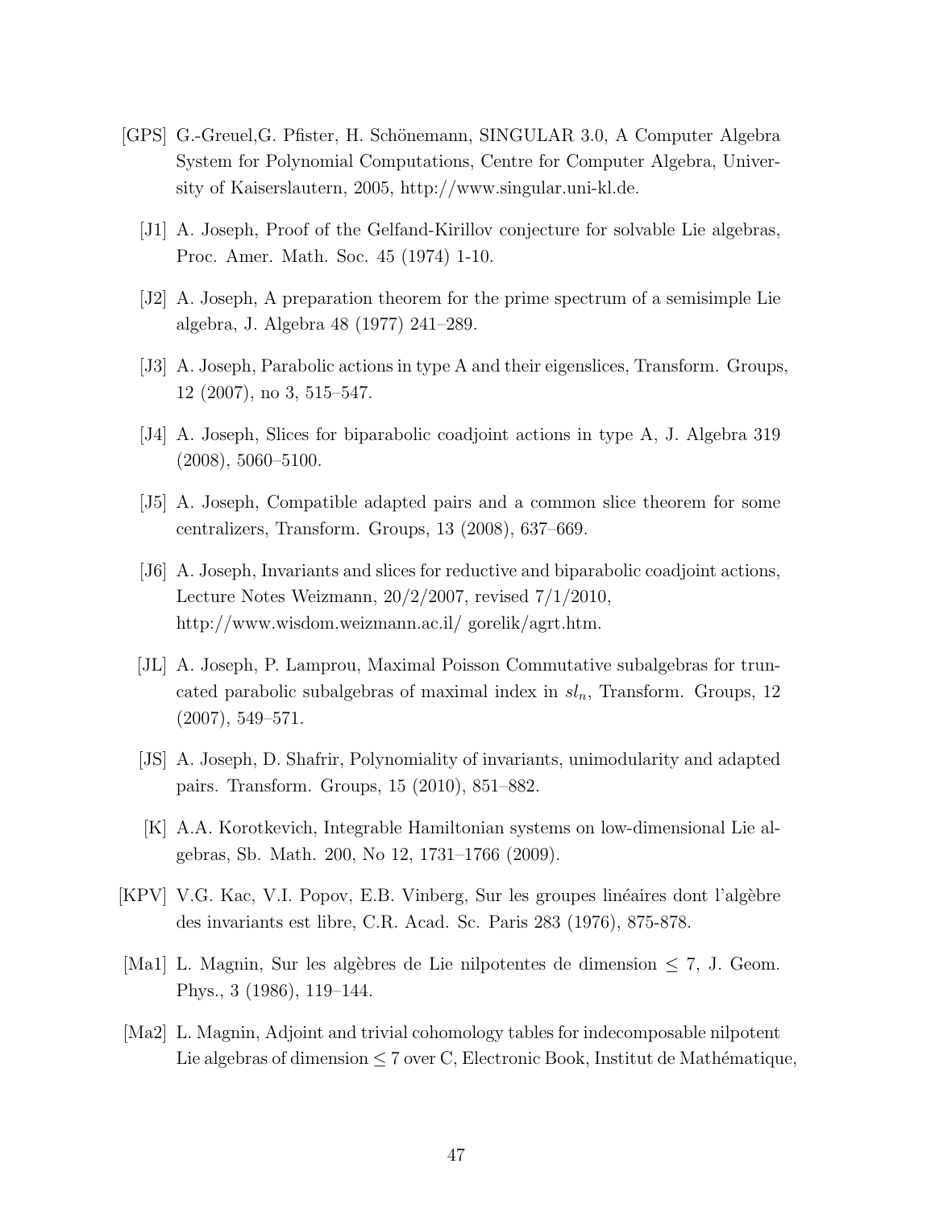[GPS] G.-Greuel,G. Pfister, H. Schönemann, SINGULAR 3.0, A Computer Algebra System for Polynomial Computations, Centre for Computer Algebra, University of Kaiserslautern, 2005, http://www.singular.uni-kl.de.

[J1] A. Joseph, Proof of the Gelfand-Kirillov conjecture for solvable Lie algebras, Proc. Amer. Math. Soc. 45 (1974) 1-10.

[J2] A. Joseph, A preparation theorem for the prime spectrum of a semisimple Lie algebra, J. Algebra 48 (1977) 241–289.

[J3] A. Joseph, Parabolic actions in type A and their eigenslices, Transform. Groups, 12 (2007), no 3, 515–547.

[J4] A. Joseph, Slices for biparabolic coadjoint actions in type A, J. Algebra 319 (2008), 5060–5100.

[J5] A. Joseph, Compatible adapted pairs and a common slice theorem for some centralizers, Transform. Groups, 13 (2008), 637–669.

[J6] A. Joseph, Invariants and slices for reductive and biparabolic coadjoint actions, Lecture Notes Weizmann, 20/2/2007, revised 7/1/2010, http://www.wisdom.weizmann.ac.il/ gorelik/agrt.htm.

[JL] A. Joseph, P. Lamprou, Maximal Poisson Commutative subalgebras for truncated parabolic subalgebras of maximal index in $sl_n$, Transform. Groups, 12 (2007), 549–571.

[JS] A. Joseph, D. Shafrir, Polynomiality of invariants, unimodularity and adapted pairs. Transform. Groups, 15 (2010), 851–882.

[K] A.A. Korotkevich, Integrable Hamiltonian systems on low-dimensional Lie algebras, Sb. Math. 200, No 12, 1731–1766 (2009).

[KPV] V.G. Kac, V.I. Popov, E.B. Vinberg, Sur les groupes linéaires dont l'algèbre des invariants est libre, C.R. Acad. Sc. Paris 283 (1976), 875-878.

[Ma1] L. Magnin, Sur les algèbres de Lie nilpotentes de dimension $\leq 7$, J. Geom. Phys., 3 (1986), 119–144.

[Ma2] L. Magnin, Adjoint and trivial cohomology tables for indecomposable nilpotent Lie algebras of dimension $\leq 7$ over C, Electronic Book, Institut de Mathématique,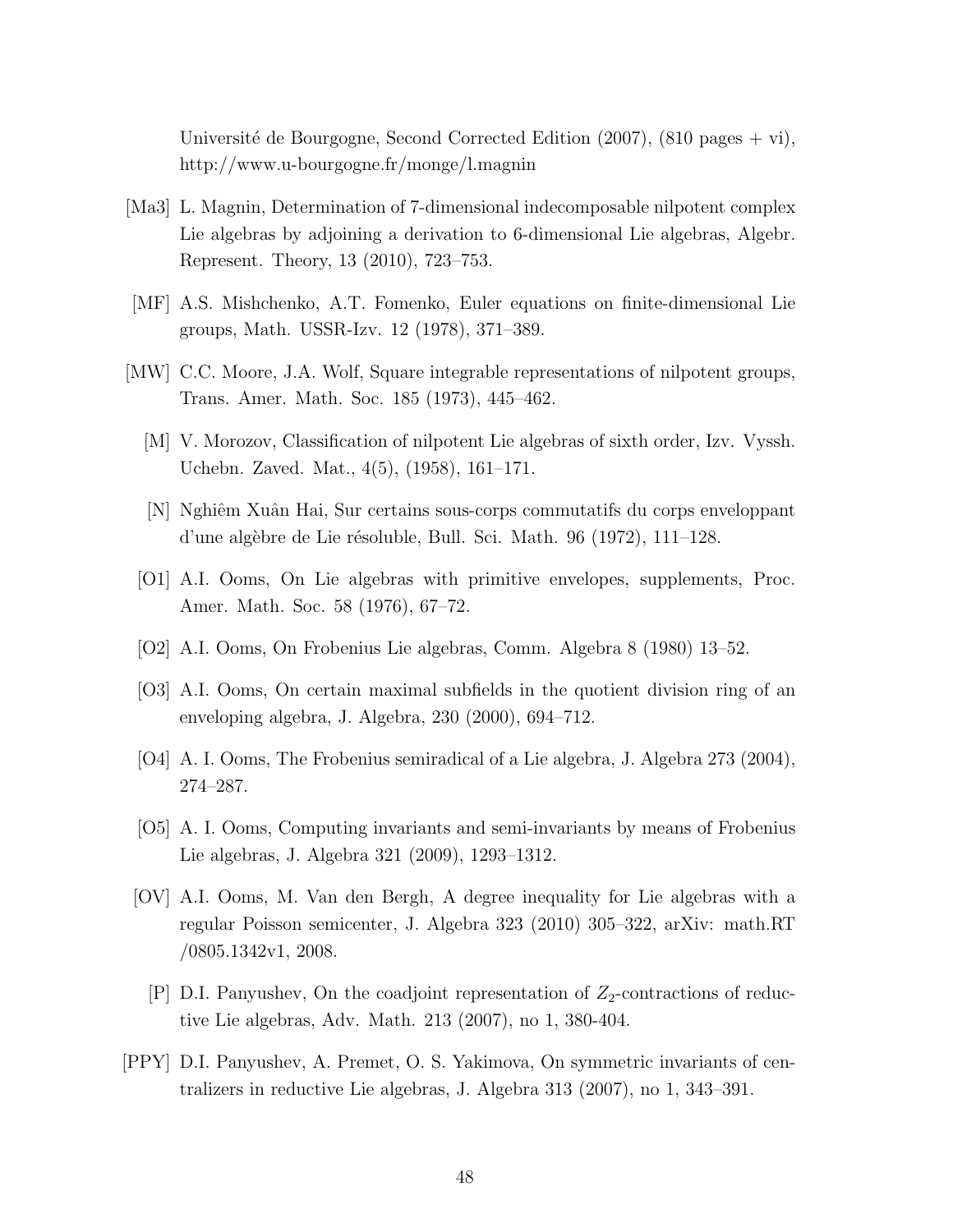Université de Bourgogne, Second Corrected Edition (2007), (810 pages + vi), http://www.u-bourgogne.fr/monge/l.magnin

[Ma3] L. Magnin, Determination of 7-dimensional indecomposable nilpotent complex Lie algebras by adjoining a derivation to 6-dimensional Lie algebras, Algebr. Represent. Theory, 13 (2010), 723–753.

[MF] A.S. Mishchenko, A.T. Fomenko, Euler equations on finite-dimensional Lie groups, Math. USSR-Izv. 12 (1978), 371–389.

[MW] C.C. Moore, J.A. Wolf, Square integrable representations of nilpotent groups, Trans. Amer. Math. Soc. 185 (1973), 445–462.

[M] V. Morozov, Classification of nilpotent Lie algebras of sixth order, Izv. Vyssh. Uchebn. Zaved. Mat., 4(5), (1958), 161–171.

[N] Nghiêm Xuân Hai, Sur certains sous-corps commutatifs du corps enveloppant d'une algèbre de Lie résoluble, Bull. Sci. Math. 96 (1972), 111–128.

[O1] A.I. Ooms, On Lie algebras with primitive envelopes, supplements, Proc. Amer. Math. Soc. 58 (1976), 67–72.

[O2] A.I. Ooms, On Frobenius Lie algebras, Comm. Algebra 8 (1980) 13–52.

[O3] A.I. Ooms, On certain maximal subfields in the quotient division ring of an enveloping algebra, J. Algebra, 230 (2000), 694–712.

[O4] A. I. Ooms, The Frobenius semiradical of a Lie algebra, J. Algebra 273 (2004), 274–287.

[O5] A. I. Ooms, Computing invariants and semi-invariants by means of Frobenius Lie algebras, J. Algebra 321 (2009), 1293–1312.

[OV] A.I. Ooms, M. Van den Bergh, A degree inequality for Lie algebras with a regular Poisson semicenter, J. Algebra 323 (2010) 305–322, arXiv: math.RT /0805.1342v1, 2008.

[P] D.I. Panyushev, On the coadjoint representation of $Z_2$-contractions of reductive Lie algebras, Adv. Math. 213 (2007), no 1, 380-404.

[PPY] D.I. Panyushev, A. Premet, O. S. Yakimova, On symmetric invariants of centralizers in reductive Lie algebras, J. Algebra 313 (2007), no 1, 343–391.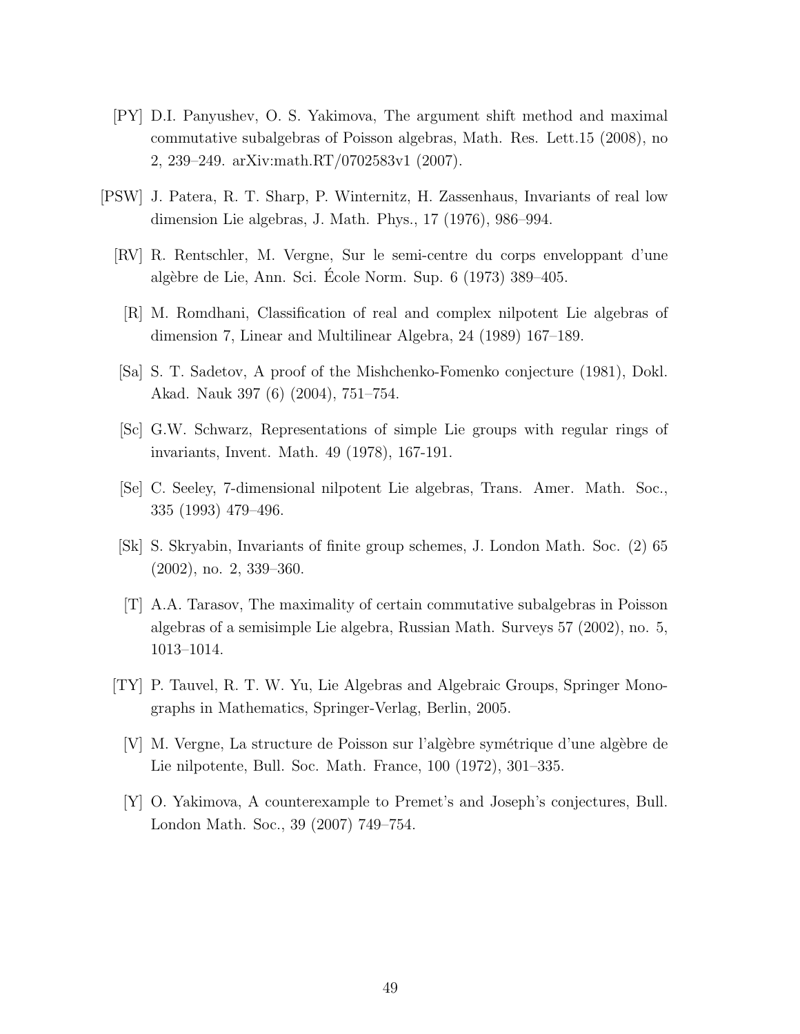[PY] D.I. Panyushev, O. S. Yakimova, The argument shift method and maximal commutative subalgebras of Poisson algebras, Math. Res. Lett.15 (2008), no 2, 239–249. arXiv:math.RT/0702583v1 (2007).

[PSW] J. Patera, R. T. Sharp, P. Winternitz, H. Zassenhaus, Invariants of real low dimension Lie algebras, J. Math. Phys., 17 (1976), 986–994.

[RV] R. Rentschler, M. Vergne, Sur le semi-centre du corps enveloppant d'une algèbre de Lie, Ann. Sci. École Norm. Sup. 6 (1973) 389–405.

[R] M. Romdhani, Classification of real and complex nilpotent Lie algebras of dimension 7, Linear and Multilinear Algebra, 24 (1989) 167–189.

[Sa] S. T. Sadetov, A proof of the Mishchenko-Fomenko conjecture (1981), Dokl. Akad. Nauk 397 (6) (2004), 751–754.

[Sc] G.W. Schwarz, Representations of simple Lie groups with regular rings of invariants, Invent. Math. 49 (1978), 167-191.

[Se] C. Seeley, 7-dimensional nilpotent Lie algebras, Trans. Amer. Math. Soc., 335 (1993) 479–496.

[Sk] S. Skryabin, Invariants of finite group schemes, J. London Math. Soc. (2) 65 (2002), no. 2, 339–360.

[T] A.A. Tarasov, The maximality of certain commutative subalgebras in Poisson algebras of a semisimple Lie algebra, Russian Math. Surveys 57 (2002), no. 5, 1013–1014.

[TY] P. Tauvel, R. T. W. Yu, Lie Algebras and Algebraic Groups, Springer Monographs in Mathematics, Springer-Verlag, Berlin, 2005.

[V] M. Vergne, La structure de Poisson sur l'algèbre symétrique d'une algèbre de Lie nilpotente, Bull. Soc. Math. France, 100 (1972), 301–335.

[Y] O. Yakimova, A counterexample to Premet's and Joseph's conjectures, Bull. London Math. Soc., 39 (2007) 749–754.